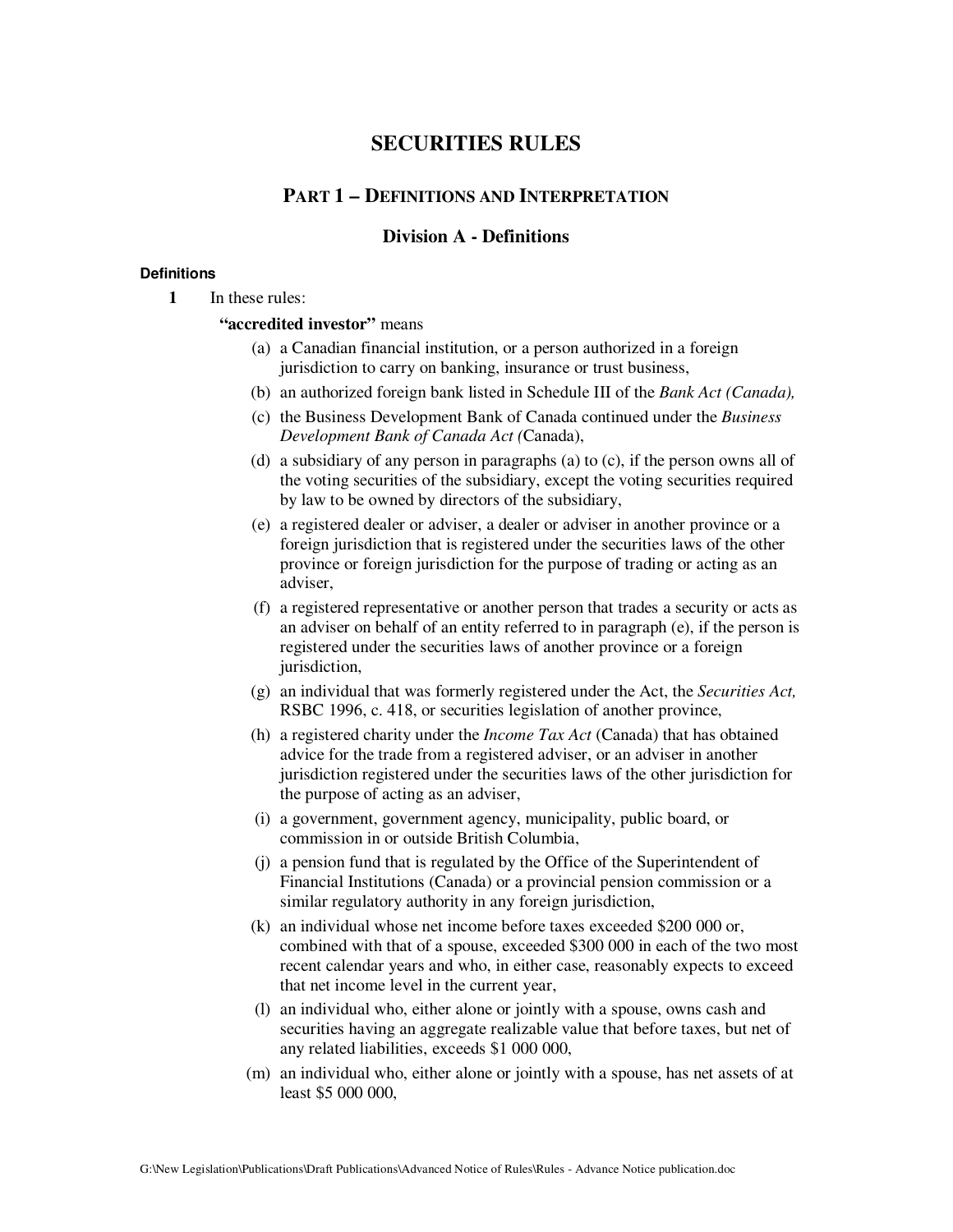# SECURITIES RULES

## PART 1 – DEFINITIONS AND INTERPRETATION

### Division A - Definitions

**Definitions**

**1** In these rules:

**"accredited investor"** means

(a) a Canadian financial institution, or a person authorized in a foreign jurisdiction to carry on banking, insurance or trust business,

(b) an authorized foreign bank listed in Schedule III of the *Bank Act (Canada),*

(c) the Business Development Bank of Canada continued under the *Business Development Bank of Canada Act (*Canada),

(d) a subsidiary of any person in paragraphs (a) to (c), if the person owns all of the voting securities of the subsidiary, except the voting securities required by law to be owned by directors of the subsidiary,

(e) a registered dealer or adviser, a dealer or adviser in another province or a foreign jurisdiction that is registered under the securities laws of the other province or foreign jurisdiction for the purpose of trading or acting as an adviser,

(f) a registered representative or another person that trades a security or acts as an adviser on behalf of an entity referred to in paragraph (e), if the person is registered under the securities laws of another province or a foreign jurisdiction,

(g) an individual that was formerly registered under the Act, the *Securities Act,* RSBC 1996, c. 418, or securities legislation of another province,

(h) a registered charity under the *Income Tax Act* (Canada) that has obtained advice for the trade from a registered adviser, or an adviser in another jurisdiction registered under the securities laws of the other jurisdiction for the purpose of acting as an adviser,

(i) a government, government agency, municipality, public board, or commission in or outside British Columbia,

(j) a pension fund that is regulated by the Office of the Superintendent of Financial Institutions (Canada) or a provincial pension commission or a similar regulatory authority in any foreign jurisdiction,

(k) an individual whose net income before taxes exceeded $200 000 or, combined with that of a spouse, exceeded $300 000 in each of the two most recent calendar years and who, in either case, reasonably expects to exceed that net income level in the current year,

(l) an individual who, either alone or jointly with a spouse, owns cash and securities having an aggregate realizable value that before taxes, but net of any related liabilities, exceeds $1 000 000,

(m) an individual who, either alone or jointly with a spouse, has net assets of at least $5 000 000,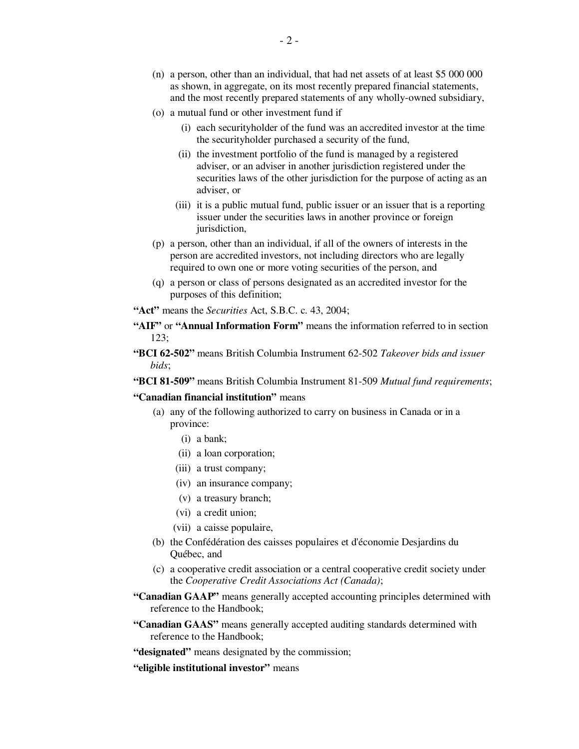(n) a person, other than an individual, that had net assets of at least $5 000 000 as shown, in aggregate, on its most recently prepared financial statements, and the most recently prepared statements of any wholly-owned subsidiary,

(o) a mutual fund or other investment fund if

   (i) each securityholder of the fund was an accredited investor at the time the securityholder purchased a security of the fund,

   (ii) the investment portfolio of the fund is managed by a registered adviser, or an adviser in another jurisdiction registered under the securities laws of the other jurisdiction for the purpose of acting as an adviser, or

   (iii) it is a public mutual fund, public issuer or an issuer that is a reporting issuer under the securities laws in another province or foreign jurisdiction,

(p) a person, other than an individual, if all of the owners of interests in the person are accredited investors, not including directors who are legally required to own one or more voting securities of the person, and

(q) a person or class of persons designated as an accredited investor for the purposes of this definition;

**"Act"** means the *Securities* Act, S.B.C. c. 43, 2004;

**"AIF"** or **"Annual Information Form"** means the information referred to in section 123;

**"BCI 62-502"** means British Columbia Instrument 62-502 *Takeover bids and issuer bids*;

**"BCI 81-509"** means British Columbia Instrument 81-509 *Mutual fund requirements*;

**"Canadian financial institution"** means

(a) any of the following authorized to carry on business in Canada or in a province:

   (i) a bank;

   (ii) a loan corporation;

   (iii) a trust company;

   (iv) an insurance company;

   (v) a treasury branch;

   (vi) a credit union;

   (vii) a caisse populaire,

(b) the Confédération des caisses populaires et d'économie Desjardins du Québec, and

(c) a cooperative credit association or a central cooperative credit society under the *Cooperative Credit Associations Act (Canada)*;

**"Canadian GAAP"** means generally accepted accounting principles determined with reference to the Handbook;

**"Canadian GAAS"** means generally accepted auditing standards determined with reference to the Handbook;

**"designated"** means designated by the commission;

**"eligible institutional investor"** means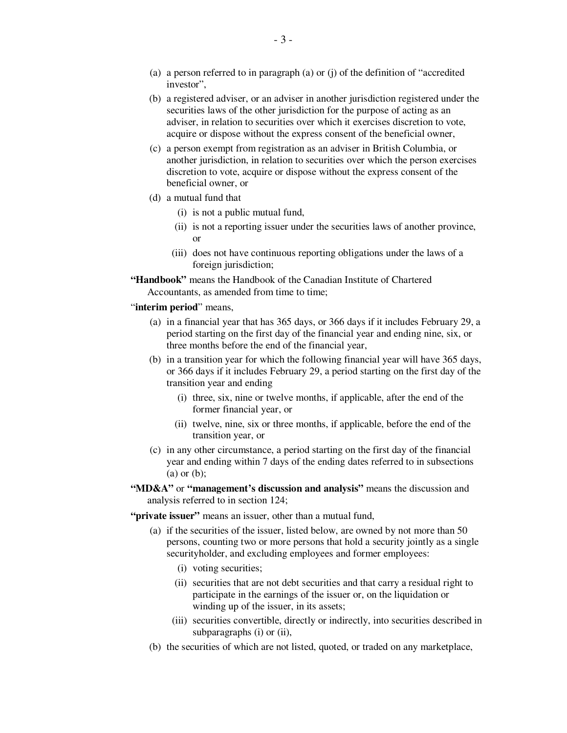- (a) a person referred to in paragraph (a) or (j) of the definition of "accredited investor",
- (b) a registered adviser, or an adviser in another jurisdiction registered under the securities laws of the other jurisdiction for the purpose of acting as an adviser, in relation to securities over which it exercises discretion to vote, acquire or dispose without the express consent of the beneficial owner,
- (c) a person exempt from registration as an adviser in British Columbia, or another jurisdiction, in relation to securities over which the person exercises discretion to vote, acquire or dispose without the express consent of the beneficial owner, or
- (d) a mutual fund that
  - (i) is not a public mutual fund,
  - (ii) is not a reporting issuer under the securities laws of another province, or
  - (iii) does not have continuous reporting obligations under the laws of a foreign jurisdiction;

**"Handbook"** means the Handbook of the Canadian Institute of Chartered Accountants, as amended from time to time;

"**interim period**" means,

- (a) in a financial year that has 365 days, or 366 days if it includes February 29, a period starting on the first day of the financial year and ending nine, six, or three months before the end of the financial year,
- (b) in a transition year for which the following financial year will have 365 days, or 366 days if it includes February 29, a period starting on the first day of the transition year and ending
  - (i) three, six, nine or twelve months, if applicable, after the end of the former financial year, or
  - (ii) twelve, nine, six or three months, if applicable, before the end of the transition year, or
- (c) in any other circumstance, a period starting on the first day of the financial year and ending within 7 days of the ending dates referred to in subsections (a) or (b);

**"MD&A"** or **"management's discussion and analysis"** means the discussion and analysis referred to in section 124;

**"private issuer"** means an issuer, other than a mutual fund,

- (a) if the securities of the issuer, listed below, are owned by not more than 50 persons, counting two or more persons that hold a security jointly as a single securityholder, and excluding employees and former employees:
  - (i) voting securities;
  - (ii) securities that are not debt securities and that carry a residual right to participate in the earnings of the issuer or, on the liquidation or winding up of the issuer, in its assets;
  - (iii) securities convertible, directly or indirectly, into securities described in subparagraphs (i) or (ii),
- (b) the securities of which are not listed, quoted, or traded on any marketplace,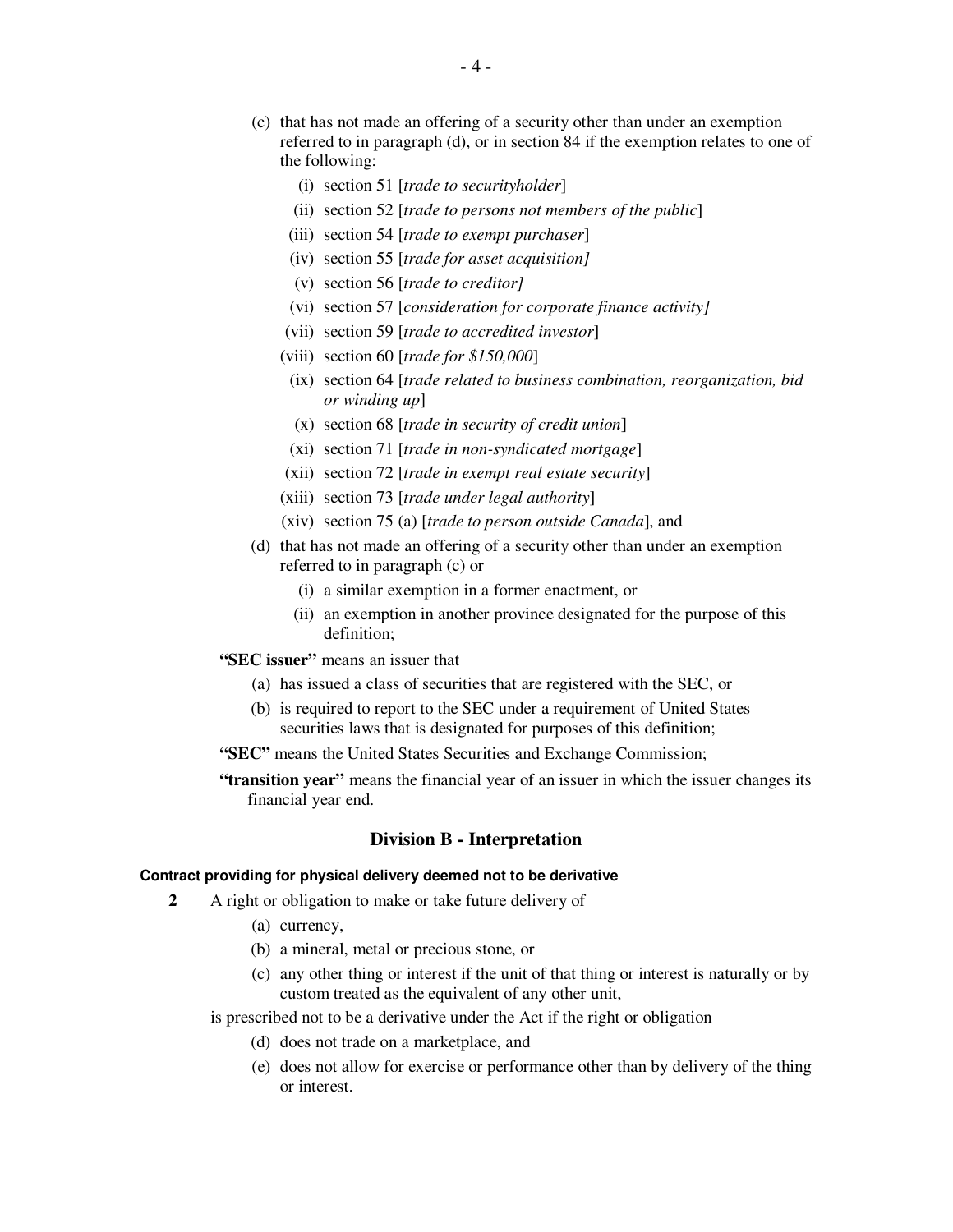(c) that has not made an offering of a security other than under an exemption referred to in paragraph (d), or in section 84 if the exemption relates to one of the following:

  (i) section 51 [*trade to securityholder*]

  (ii) section 52 [*trade to persons not members of the public*]

  (iii) section 54 [*trade to exempt purchaser*]

  (iv) section 55 [*trade for asset acquisition]*

  (v) section 56 [*trade to creditor]*

  (vi) section 57 [*consideration for corporate finance activity]*

  (vii) section 59 [*trade to accredited investor*]

  (viii) section 60 [*trade for $150,000*]

  (ix) section 64 [*trade related to business combination, reorganization, bid or winding up*]

  (x) section 68 [*trade in security of credit union*]

  (xi) section 71 [*trade in non-syndicated mortgage*]

  (xii) section 72 [*trade in exempt real estate security*]

  (xiii) section 73 [*trade under legal authority*]

  (xiv) section 75 (a) [*trade to person outside Canada*], and

(d) that has not made an offering of a security other than under an exemption referred to in paragraph (c) or

  (i) a similar exemption in a former enactment, or

  (ii) an exemption in another province designated for the purpose of this definition;

**"SEC issuer"** means an issuer that

  (a) has issued a class of securities that are registered with the SEC, or

  (b) is required to report to the SEC under a requirement of United States securities laws that is designated for purposes of this definition;

**"SEC"** means the United States Securities and Exchange Commission;

**"transition year"** means the financial year of an issuer in which the issuer changes its financial year end.

## Division B - Interpretation

#### Contract providing for physical delivery deemed not to be derivative

**2** A right or obligation to make or take future delivery of

  (a) currency,

  (b) a mineral, metal or precious stone, or

  (c) any other thing or interest if the unit of that thing or interest is naturally or by custom treated as the equivalent of any other unit,

is prescribed not to be a derivative under the Act if the right or obligation

  (d) does not trade on a marketplace, and

  (e) does not allow for exercise or performance other than by delivery of the thing or interest.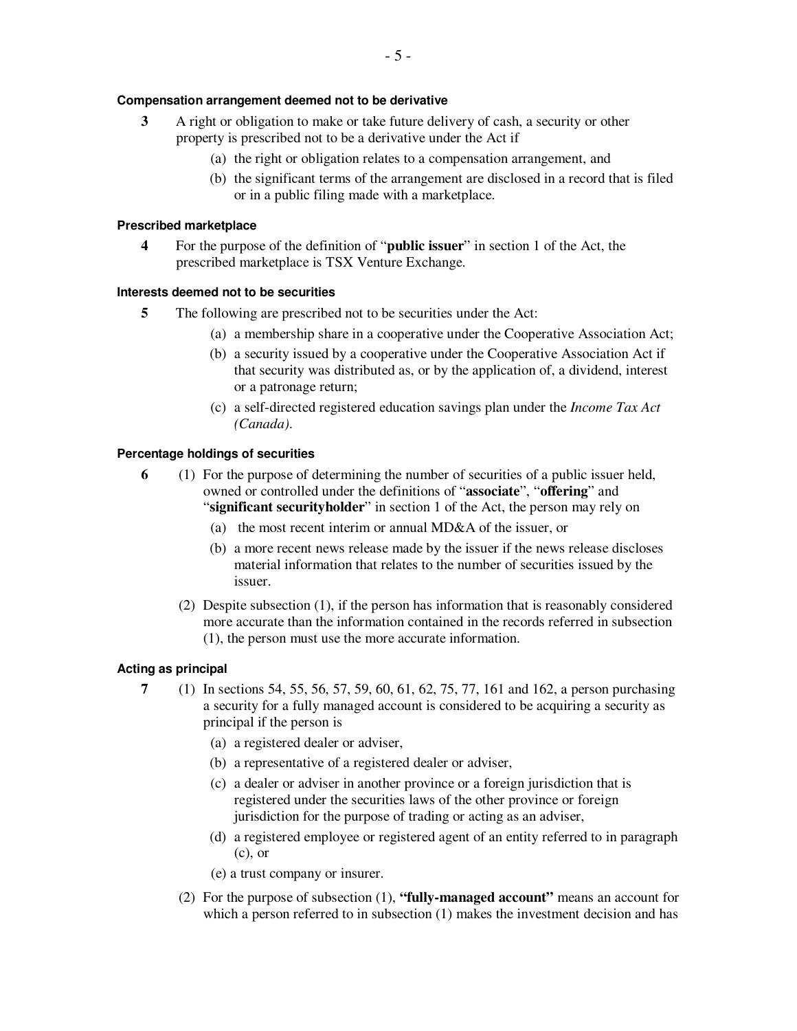#### Compensation arrangement deemed not to be derivative

**3** A right or obligation to make or take future delivery of cash, a security or other property is prescribed not to be a derivative under the Act if

- (a) the right or obligation relates to a compensation arrangement, and
- (b) the significant terms of the arrangement are disclosed in a record that is filed or in a public filing made with a marketplace.

#### Prescribed marketplace

**4** For the purpose of the definition of "**public issuer**" in section 1 of the Act, the prescribed marketplace is TSX Venture Exchange.

#### Interests deemed not to be securities

**5** The following are prescribed not to be securities under the Act:

- (a) a membership share in a cooperative under the Cooperative Association Act;
- (b) a security issued by a cooperative under the Cooperative Association Act if that security was distributed as, or by the application of, a dividend, interest or a patronage return;
- (c) a self-directed registered education savings plan under the *Income Tax Act (Canada)*.

#### Percentage holdings of securities

**6** (1) For the purpose of determining the number of securities of a public issuer held, owned or controlled under the definitions of "**associate**", "**offering**" and "**significant securityholder**" in section 1 of the Act, the person may rely on

- (a) the most recent interim or annual MD&A of the issuer, or
- (b) a more recent news release made by the issuer if the news release discloses material information that relates to the number of securities issued by the issuer.

(2) Despite subsection (1), if the person has information that is reasonably considered more accurate than the information contained in the records referred in subsection (1), the person must use the more accurate information.

#### Acting as principal

**7** (1) In sections 54, 55, 56, 57, 59, 60, 61, 62, 75, 77, 161 and 162, a person purchasing a security for a fully managed account is considered to be acquiring a security as principal if the person is

- (a) a registered dealer or adviser,
- (b) a representative of a registered dealer or adviser,
- (c) a dealer or adviser in another province or a foreign jurisdiction that is registered under the securities laws of the other province or foreign jurisdiction for the purpose of trading or acting as an adviser,
- (d) a registered employee or registered agent of an entity referred to in paragraph (c), or
- (e) a trust company or insurer.

(2) For the purpose of subsection (1), **"fully-managed account"** means an account for which a person referred to in subsection (1) makes the investment decision and has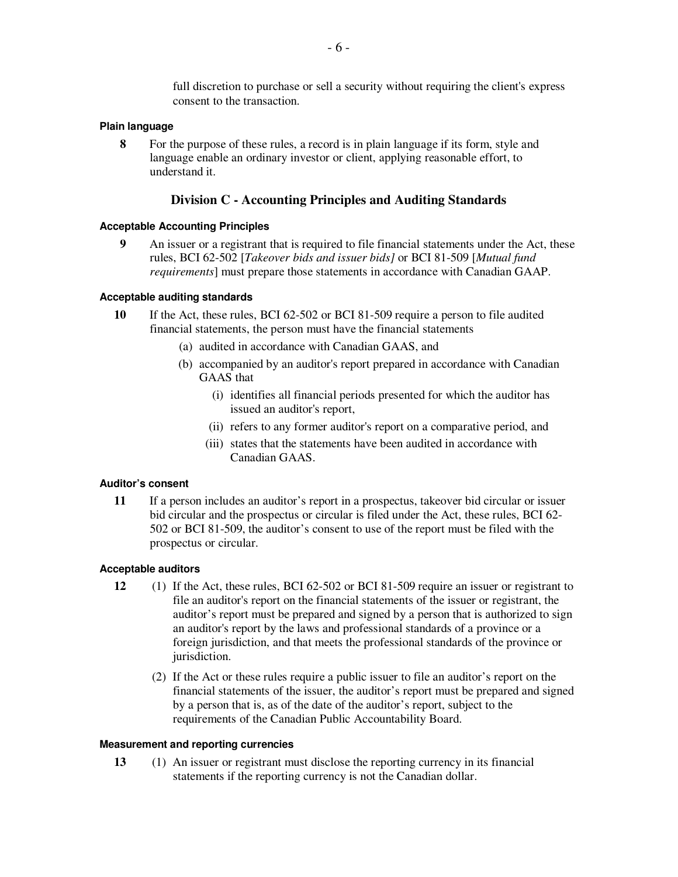full discretion to purchase or sell a security without requiring the client's express consent to the transaction.

#### Plain language

**8** For the purpose of these rules, a record is in plain language if its form, style and language enable an ordinary investor or client, applying reasonable effort, to understand it.

## Division C - Accounting Principles and Auditing Standards

#### Acceptable Accounting Principles

**9** An issuer or a registrant that is required to file financial statements under the Act, these rules, BCI 62-502 [*Takeover bids and issuer bids]* or BCI 81-509 [*Mutual fund requirements*] must prepare those statements in accordance with Canadian GAAP.

#### Acceptable auditing standards

**10** If the Act, these rules, BCI 62-502 or BCI 81-509 require a person to file audited financial statements, the person must have the financial statements

(a) audited in accordance with Canadian GAAS, and

(b) accompanied by an auditor's report prepared in accordance with Canadian GAAS that

(i) identifies all financial periods presented for which the auditor has issued an auditor's report,

(ii) refers to any former auditor's report on a comparative period, and

(iii) states that the statements have been audited in accordance with Canadian GAAS.

#### Auditor's consent

**11** If a person includes an auditor's report in a prospectus, takeover bid circular or issuer bid circular and the prospectus or circular is filed under the Act, these rules, BCI 62-502 or BCI 81-509, the auditor's consent to use of the report must be filed with the prospectus or circular.

#### Acceptable auditors

**12** (1) If the Act, these rules, BCI 62-502 or BCI 81-509 require an issuer or registrant to file an auditor's report on the financial statements of the issuer or registrant, the auditor's report must be prepared and signed by a person that is authorized to sign an auditor's report by the laws and professional standards of a province or a foreign jurisdiction, and that meets the professional standards of the province or jurisdiction.

(2) If the Act or these rules require a public issuer to file an auditor's report on the financial statements of the issuer, the auditor's report must be prepared and signed by a person that is, as of the date of the auditor's report, subject to the requirements of the Canadian Public Accountability Board.

#### Measurement and reporting currencies

**13** (1) An issuer or registrant must disclose the reporting currency in its financial statements if the reporting currency is not the Canadian dollar.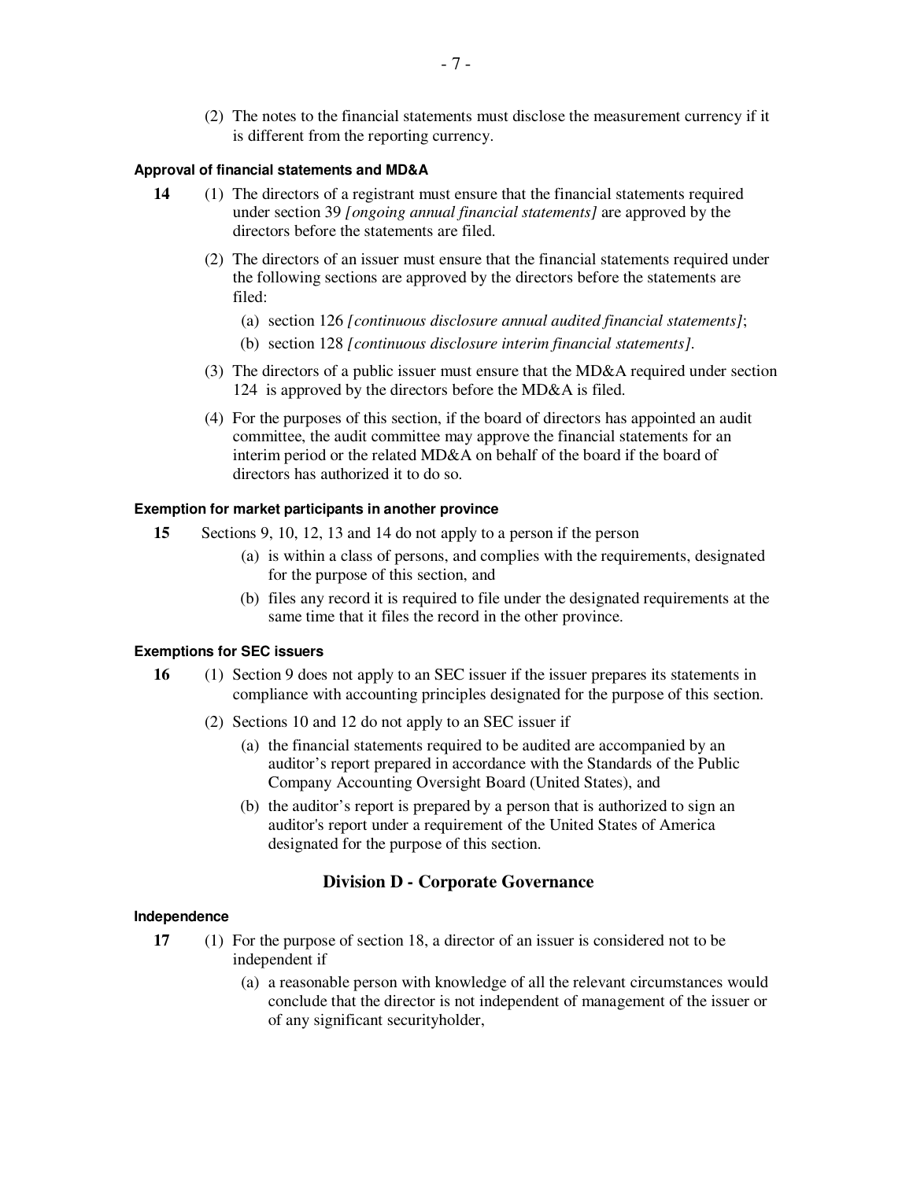(2) The notes to the financial statements must disclose the measurement currency if it is different from the reporting currency.

#### Approval of financial statements and MD&A

**14** (1) The directors of a registrant must ensure that the financial statements required under section 39 *[ongoing annual financial statements]* are approved by the directors before the statements are filed.

(2) The directors of an issuer must ensure that the financial statements required under the following sections are approved by the directors before the statements are filed:

(a) section 126 *[continuous disclosure annual audited financial statements]*;

(b) section 128 *[continuous disclosure interim financial statements]*.

(3) The directors of a public issuer must ensure that the MD&A required under section 124 is approved by the directors before the MD&A is filed.

(4) For the purposes of this section, if the board of directors has appointed an audit committee, the audit committee may approve the financial statements for an interim period or the related MD&A on behalf of the board if the board of directors has authorized it to do so.

#### Exemption for market participants in another province

**15** Sections 9, 10, 12, 13 and 14 do not apply to a person if the person

(a) is within a class of persons, and complies with the requirements, designated for the purpose of this section, and

(b) files any record it is required to file under the designated requirements at the same time that it files the record in the other province.

#### Exemptions for SEC issuers

**16** (1) Section 9 does not apply to an SEC issuer if the issuer prepares its statements in compliance with accounting principles designated for the purpose of this section.

(2) Sections 10 and 12 do not apply to an SEC issuer if

(a) the financial statements required to be audited are accompanied by an auditor's report prepared in accordance with the Standards of the Public Company Accounting Oversight Board (United States), and

(b) the auditor's report is prepared by a person that is authorized to sign an auditor's report under a requirement of the United States of America designated for the purpose of this section.

## Division D - Corporate Governance

#### Independence

**17** (1) For the purpose of section 18, a director of an issuer is considered not to be independent if

(a) a reasonable person with knowledge of all the relevant circumstances would conclude that the director is not independent of management of the issuer or of any significant securityholder,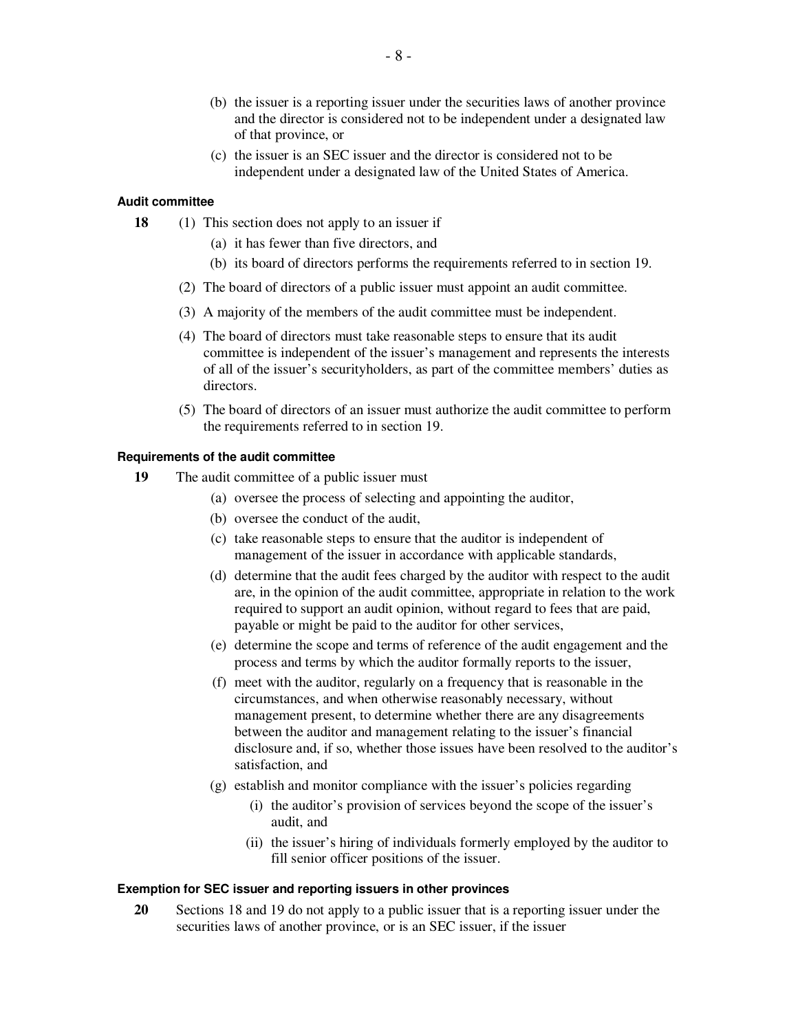(b) the issuer is a reporting issuer under the securities laws of another province and the director is considered not to be independent under a designated law of that province, or

(c) the issuer is an SEC issuer and the director is considered not to be independent under a designated law of the United States of America.

#### Audit committee

**18** (1) This section does not apply to an issuer if

(a) it has fewer than five directors, and

(b) its board of directors performs the requirements referred to in section 19.

(2) The board of directors of a public issuer must appoint an audit committee.

(3) A majority of the members of the audit committee must be independent.

(4) The board of directors must take reasonable steps to ensure that its audit committee is independent of the issuer's management and represents the interests of all of the issuer's securityholders, as part of the committee members' duties as directors.

(5) The board of directors of an issuer must authorize the audit committee to perform the requirements referred to in section 19.

#### Requirements of the audit committee

**19** The audit committee of a public issuer must

(a) oversee the process of selecting and appointing the auditor,

(b) oversee the conduct of the audit,

(c) take reasonable steps to ensure that the auditor is independent of management of the issuer in accordance with applicable standards,

(d) determine that the audit fees charged by the auditor with respect to the audit are, in the opinion of the audit committee, appropriate in relation to the work required to support an audit opinion, without regard to fees that are paid, payable or might be paid to the auditor for other services,

(e) determine the scope and terms of reference of the audit engagement and the process and terms by which the auditor formally reports to the issuer,

(f) meet with the auditor, regularly on a frequency that is reasonable in the circumstances, and when otherwise reasonably necessary, without management present, to determine whether there are any disagreements between the auditor and management relating to the issuer's financial disclosure and, if so, whether those issues have been resolved to the auditor's satisfaction, and

(g) establish and monitor compliance with the issuer's policies regarding

(i) the auditor's provision of services beyond the scope of the issuer's audit, and

(ii) the issuer's hiring of individuals formerly employed by the auditor to fill senior officer positions of the issuer.

#### Exemption for SEC issuer and reporting issuers in other provinces

**20** Sections 18 and 19 do not apply to a public issuer that is a reporting issuer under the securities laws of another province, or is an SEC issuer, if the issuer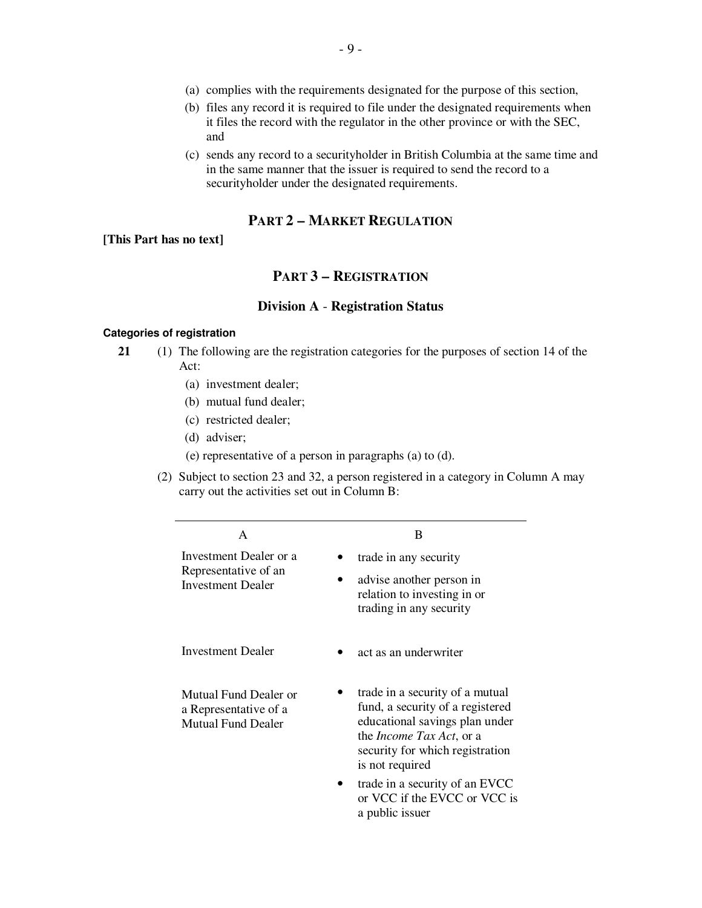(a) complies with the requirements designated for the purpose of this section,

(b) files any record it is required to file under the designated requirements when it files the record with the regulator in the other province or with the SEC, and

(c) sends any record to a securityholder in British Columbia at the same time and in the same manner that the issuer is required to send the record to a securityholder under the designated requirements.

## PART 2 – MARKET REGULATION

**[This Part has no text]**

## PART 3 – REGISTRATION

### Division A - Registration Status

#### Categories of registration

**21** (1) The following are the registration categories for the purposes of section 14 of the Act:

(a) investment dealer;

(b) mutual fund dealer;

(c) restricted dealer;

(d) adviser;

(e) representative of a person in paragraphs (a) to (d).

(2) Subject to section 23 and 32, a person registered in a category in Column A may carry out the activities set out in Column B:

| A | B |
|---|---|
| Investment Dealer or a Representative of an Investment Dealer | • trade in any security<br>• advise another person in relation to investing in or trading in any security |
| Investment Dealer | • act as an underwriter |
| Mutual Fund Dealer or a Representative of a Mutual Fund Dealer | • trade in a security of a mutual fund, a security of a registered educational savings plan under the *Income Tax Act*, or a security for which registration is not required<br>• trade in a security of an EVCC or VCC if the EVCC or VCC is a public issuer |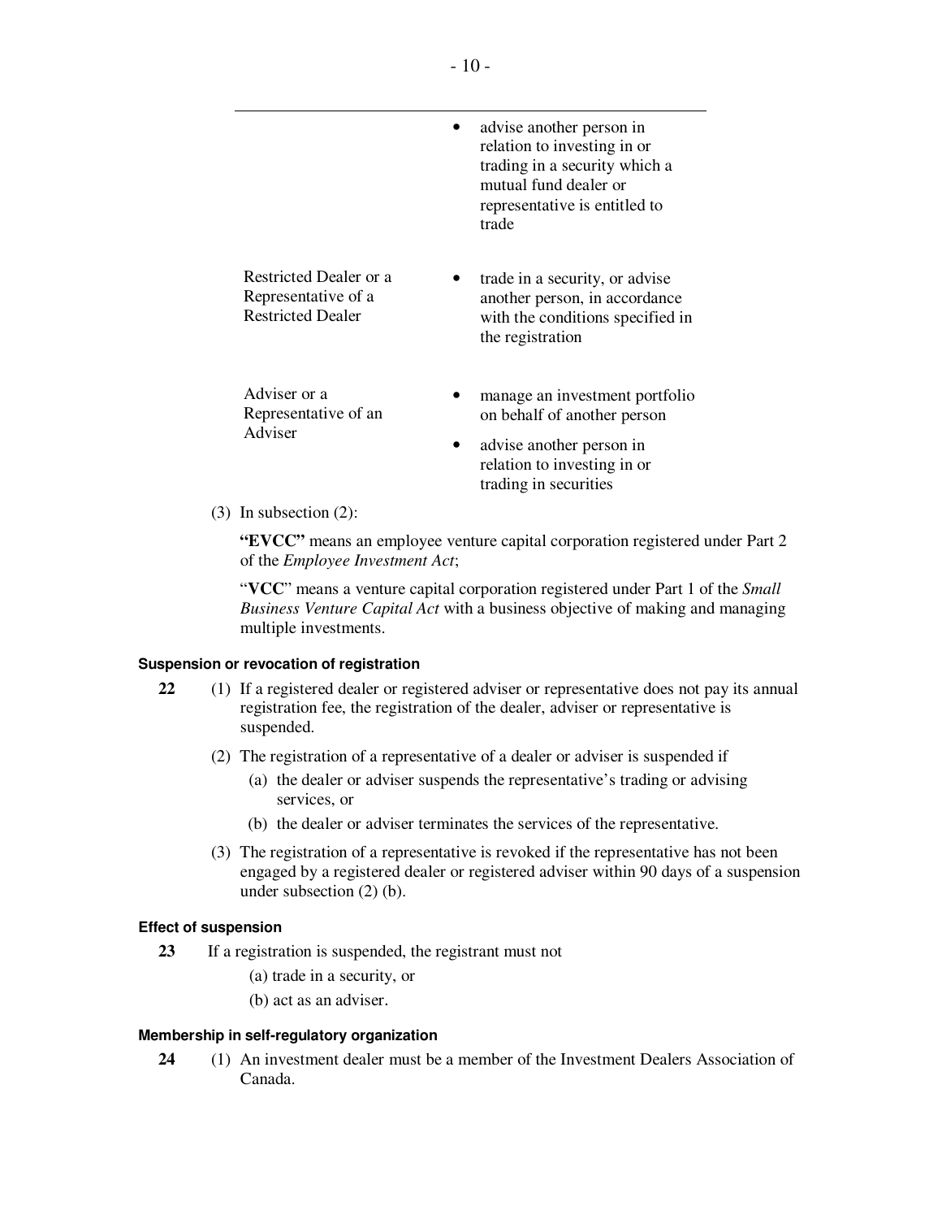| | |
|---|---|
| | • advise another person in relation to investing in or trading in a security which a mutual fund dealer or representative is entitled to trade |
| Restricted Dealer or a Representative of a Restricted Dealer | • trade in a security, or advise another person, in accordance with the conditions specified in the registration |
| Adviser or a Representative of an Adviser | • manage an investment portfolio on behalf of another person<br>• advise another person in relation to investing in or trading in securities |

(3) In subsection (2):

**"EVCC"** means an employee venture capital corporation registered under Part 2 of the *Employee Investment Act*;

"**VCC**" means a venture capital corporation registered under Part 1 of the *Small Business Venture Capital Act* with a business objective of making and managing multiple investments.

#### Suspension or revocation of registration

**22** (1) If a registered dealer or registered adviser or representative does not pay its annual registration fee, the registration of the dealer, adviser or representative is suspended.

(2) The registration of a representative of a dealer or adviser is suspended if

(a) the dealer or adviser suspends the representative's trading or advising services, or

(b) the dealer or adviser terminates the services of the representative.

(3) The registration of a representative is revoked if the representative has not been engaged by a registered dealer or registered adviser within 90 days of a suspension under subsection (2) (b).

#### Effect of suspension

**23** If a registration is suspended, the registrant must not

(a) trade in a security, or

(b) act as an adviser.

#### Membership in self-regulatory organization

**24** (1) An investment dealer must be a member of the Investment Dealers Association of Canada.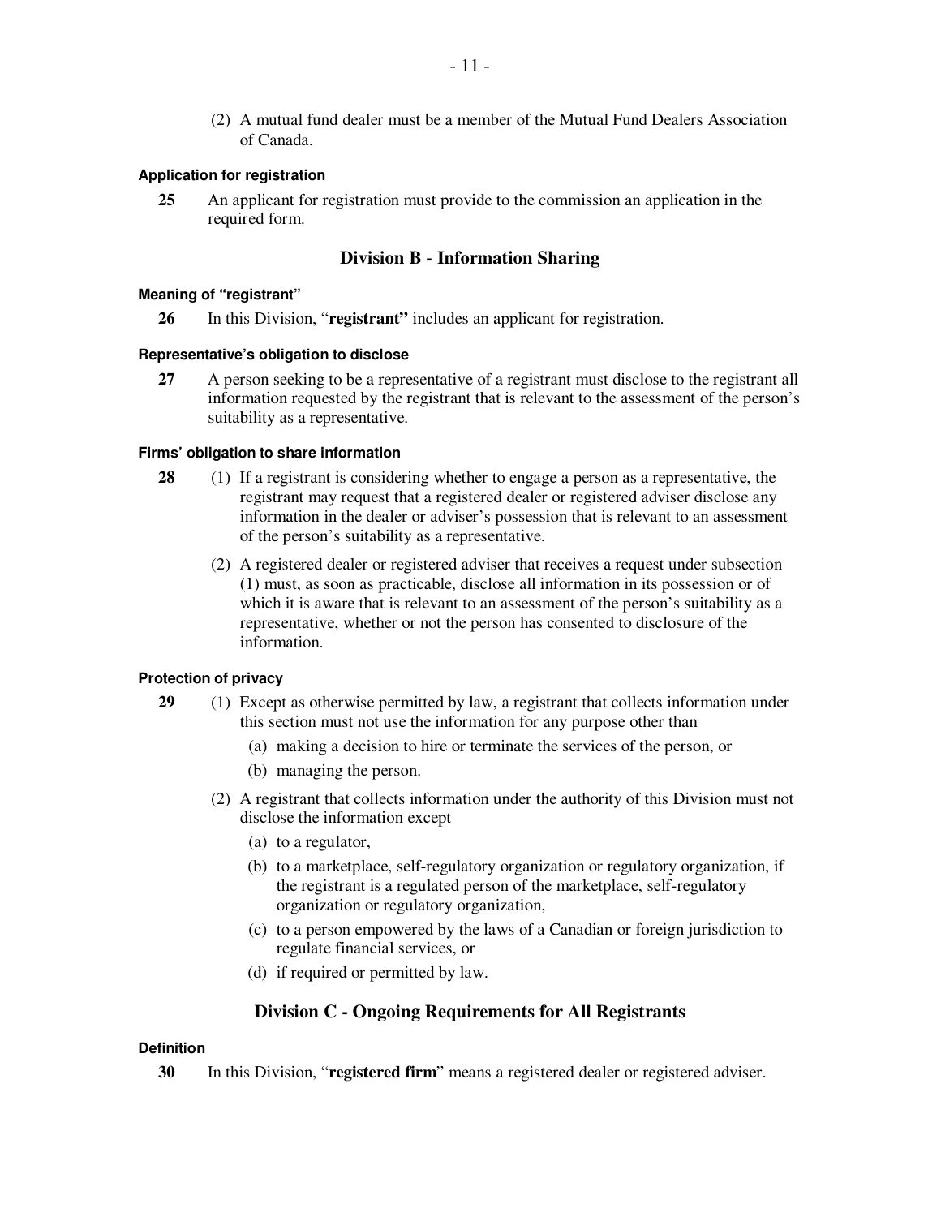(2) A mutual fund dealer must be a member of the Mutual Fund Dealers Association of Canada.

#### Application for registration

**25** An applicant for registration must provide to the commission an application in the required form.

### Division B - Information Sharing

#### Meaning of "registrant"

**26** In this Division, "**registrant"** includes an applicant for registration.

#### Representative's obligation to disclose

**27** A person seeking to be a representative of a registrant must disclose to the registrant all information requested by the registrant that is relevant to the assessment of the person's suitability as a representative.

#### Firms' obligation to share information

**28** (1) If a registrant is considering whether to engage a person as a representative, the registrant may request that a registered dealer or registered adviser disclose any information in the dealer or adviser's possession that is relevant to an assessment of the person's suitability as a representative.

(2) A registered dealer or registered adviser that receives a request under subsection (1) must, as soon as practicable, disclose all information in its possession or of which it is aware that is relevant to an assessment of the person's suitability as a representative, whether or not the person has consented to disclosure of the information.

#### Protection of privacy

**29** (1) Except as otherwise permitted by law, a registrant that collects information under this section must not use the information for any purpose other than

(a) making a decision to hire or terminate the services of the person, or

(b) managing the person.

(2) A registrant that collects information under the authority of this Division must not disclose the information except

(a) to a regulator,

(b) to a marketplace, self-regulatory organization or regulatory organization, if the registrant is a regulated person of the marketplace, self-regulatory organization or regulatory organization,

(c) to a person empowered by the laws of a Canadian or foreign jurisdiction to regulate financial services, or

(d) if required or permitted by law.

### Division C - Ongoing Requirements for All Registrants

#### Definition

**30** In this Division, "**registered firm**" means a registered dealer or registered adviser.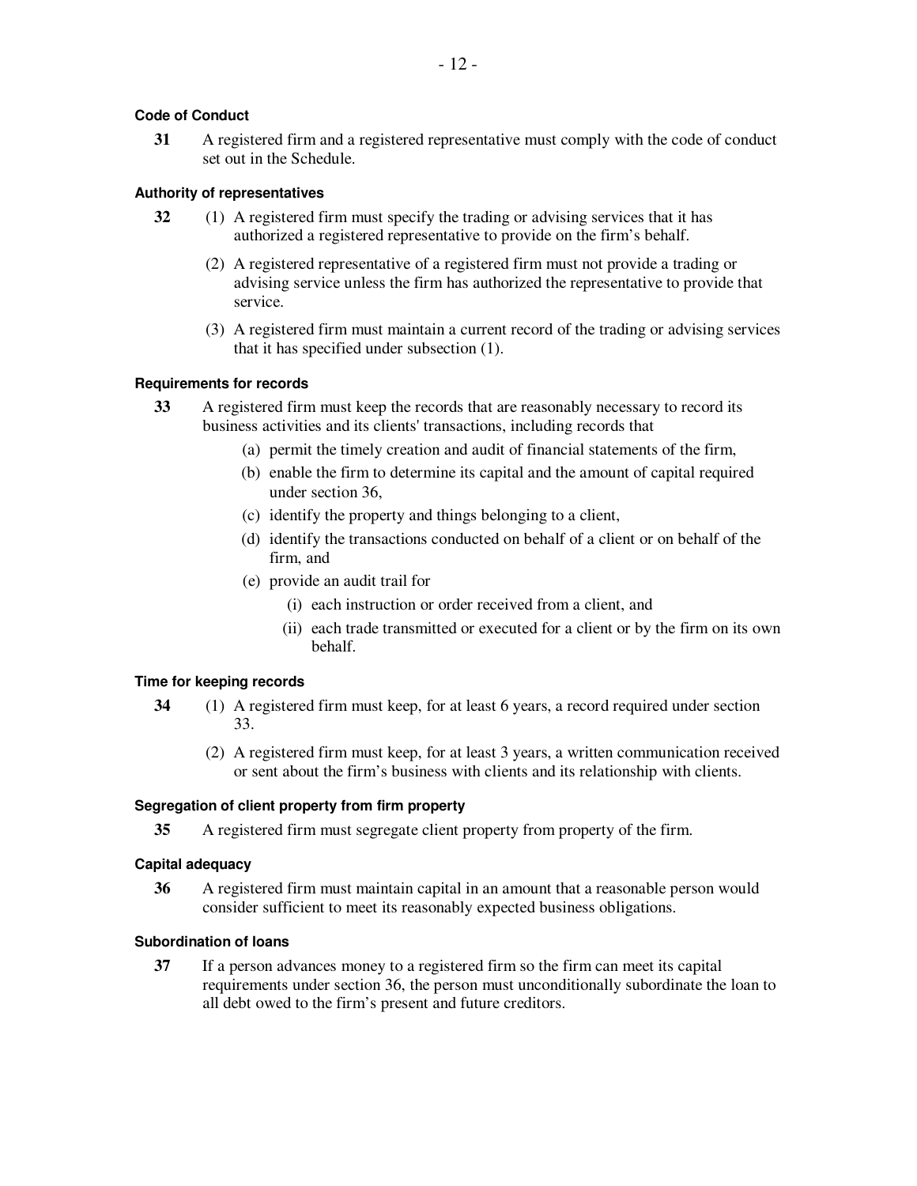#### Code of Conduct

**31** A registered firm and a registered representative must comply with the code of conduct set out in the Schedule.

#### Authority of representatives

**32** (1) A registered firm must specify the trading or advising services that it has authorized a registered representative to provide on the firm's behalf.

(2) A registered representative of a registered firm must not provide a trading or advising service unless the firm has authorized the representative to provide that service.

(3) A registered firm must maintain a current record of the trading or advising services that it has specified under subsection (1).

#### Requirements for records

**33** A registered firm must keep the records that are reasonably necessary to record its business activities and its clients' transactions, including records that

(a) permit the timely creation and audit of financial statements of the firm,

(b) enable the firm to determine its capital and the amount of capital required under section 36,

(c) identify the property and things belonging to a client,

(d) identify the transactions conducted on behalf of a client or on behalf of the firm, and

(e) provide an audit trail for

(i) each instruction or order received from a client, and

(ii) each trade transmitted or executed for a client or by the firm on its own behalf.

#### Time for keeping records

**34** (1) A registered firm must keep, for at least 6 years, a record required under section 33.

(2) A registered firm must keep, for at least 3 years, a written communication received or sent about the firm's business with clients and its relationship with clients.

#### Segregation of client property from firm property

**35** A registered firm must segregate client property from property of the firm.

#### Capital adequacy

**36** A registered firm must maintain capital in an amount that a reasonable person would consider sufficient to meet its reasonably expected business obligations.

#### Subordination of loans

**37** If a person advances money to a registered firm so the firm can meet its capital requirements under section 36, the person must unconditionally subordinate the loan to all debt owed to the firm's present and future creditors.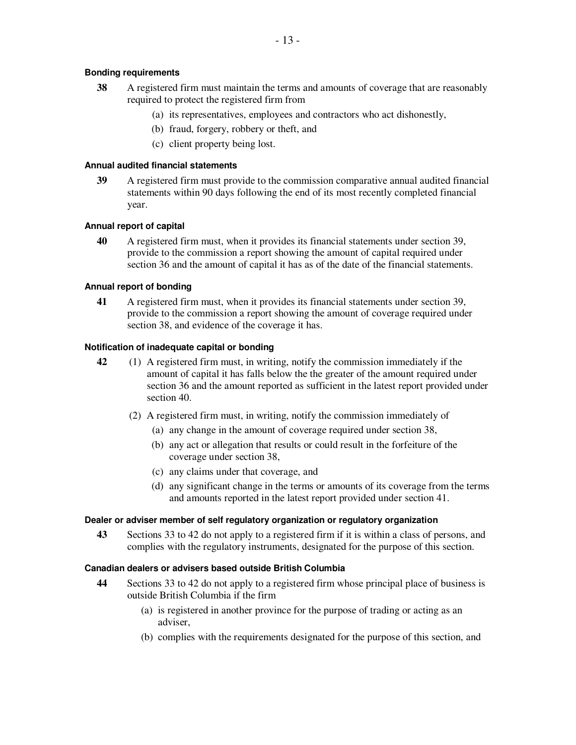#### Bonding requirements

**38** A registered firm must maintain the terms and amounts of coverage that are reasonably required to protect the registered firm from

(a) its representatives, employees and contractors who act dishonestly,

(b) fraud, forgery, robbery or theft, and

(c) client property being lost.

#### Annual audited financial statements

**39** A registered firm must provide to the commission comparative annual audited financial statements within 90 days following the end of its most recently completed financial year.

#### Annual report of capital

**40** A registered firm must, when it provides its financial statements under section 39, provide to the commission a report showing the amount of capital required under section 36 and the amount of capital it has as of the date of the financial statements.

#### Annual report of bonding

**41** A registered firm must, when it provides its financial statements under section 39, provide to the commission a report showing the amount of coverage required under section 38, and evidence of the coverage it has.

#### Notification of inadequate capital or bonding

**42** (1) A registered firm must, in writing, notify the commission immediately if the amount of capital it has falls below the the greater of the amount required under section 36 and the amount reported as sufficient in the latest report provided under section 40.

(2) A registered firm must, in writing, notify the commission immediately of

(a) any change in the amount of coverage required under section 38,

(b) any act or allegation that results or could result in the forfeiture of the coverage under section 38,

(c) any claims under that coverage, and

(d) any significant change in the terms or amounts of its coverage from the terms and amounts reported in the latest report provided under section 41.

#### Dealer or adviser member of self regulatory organization or regulatory organization

**43** Sections 33 to 42 do not apply to a registered firm if it is within a class of persons, and complies with the regulatory instruments, designated for the purpose of this section.

#### Canadian dealers or advisers based outside British Columbia

**44** Sections 33 to 42 do not apply to a registered firm whose principal place of business is outside British Columbia if the firm

(a) is registered in another province for the purpose of trading or acting as an adviser,

(b) complies with the requirements designated for the purpose of this section, and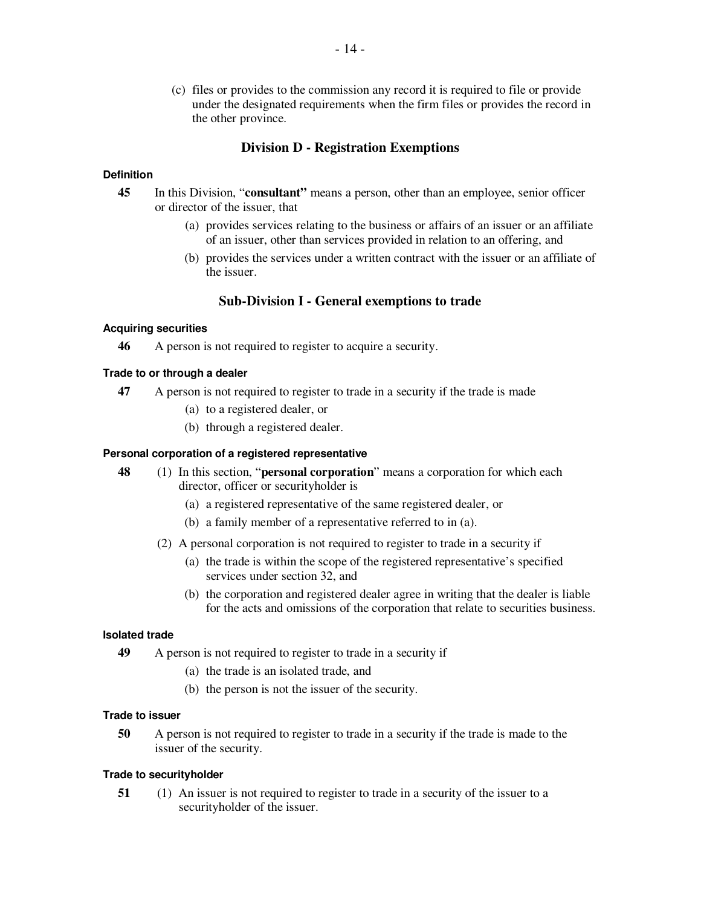(c) files or provides to the commission any record it is required to file or provide under the designated requirements when the firm files or provides the record in the other province.

## Division D - Registration Exemptions

**Definition**

**45** In this Division, "**consultant**" means a person, other than an employee, senior officer or director of the issuer, that

(a) provides services relating to the business or affairs of an issuer or an affiliate of an issuer, other than services provided in relation to an offering, and

(b) provides the services under a written contract with the issuer or an affiliate of the issuer.

### Sub-Division I - General exemptions to trade

**Acquiring securities**

**46** A person is not required to register to acquire a security.

**Trade to or through a dealer**

**47** A person is not required to register to trade in a security if the trade is made

(a) to a registered dealer, or

(b) through a registered dealer.

**Personal corporation of a registered representative**

**48** (1) In this section, "**personal corporation**" means a corporation for which each director, officer or securityholder is

(a) a registered representative of the same registered dealer, or

(b) a family member of a representative referred to in (a).

(2) A personal corporation is not required to register to trade in a security if

(a) the trade is within the scope of the registered representative's specified services under section 32, and

(b) the corporation and registered dealer agree in writing that the dealer is liable for the acts and omissions of the corporation that relate to securities business.

**Isolated trade**

**49** A person is not required to register to trade in a security if

(a) the trade is an isolated trade, and

(b) the person is not the issuer of the security.

**Trade to issuer**

**50** A person is not required to register to trade in a security if the trade is made to the issuer of the security.

**Trade to securityholder**

**51** (1) An issuer is not required to register to trade in a security of the issuer to a securityholder of the issuer.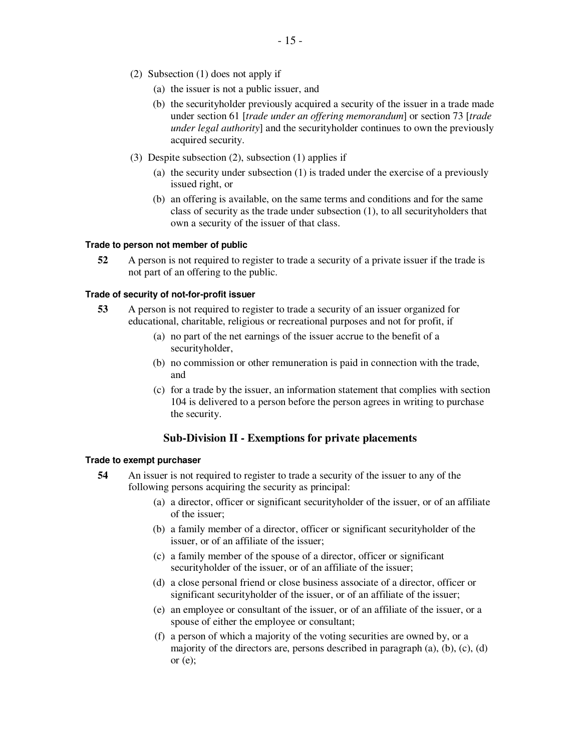(2) Subsection (1) does not apply if

(a) the issuer is not a public issuer, and

(b) the securityholder previously acquired a security of the issuer in a trade made under section 61 [*trade under an offering memorandum*] or section 73 [*trade under legal authority*] and the securityholder continues to own the previously acquired security.

(3) Despite subsection (2), subsection (1) applies if

(a) the security under subsection (1) is traded under the exercise of a previously issued right, or

(b) an offering is available, on the same terms and conditions and for the same class of security as the trade under subsection (1), to all securityholders that own a security of the issuer of that class.

#### Trade to person not member of public

**52** A person is not required to register to trade a security of a private issuer if the trade is not part of an offering to the public.

#### Trade of security of not-for-profit issuer

**53** A person is not required to register to trade a security of an issuer organized for educational, charitable, religious or recreational purposes and not for profit, if

(a) no part of the net earnings of the issuer accrue to the benefit of a securityholder,

(b) no commission or other remuneration is paid in connection with the trade, and

(c) for a trade by the issuer, an information statement that complies with section 104 is delivered to a person before the person agrees in writing to purchase the security.

### Sub-Division II - Exemptions for private placements

#### Trade to exempt purchaser

**54** An issuer is not required to register to trade a security of the issuer to any of the following persons acquiring the security as principal:

(a) a director, officer or significant securityholder of the issuer, or of an affiliate of the issuer;

(b) a family member of a director, officer or significant securityholder of the issuer, or of an affiliate of the issuer;

(c) a family member of the spouse of a director, officer or significant securityholder of the issuer, or of an affiliate of the issuer;

(d) a close personal friend or close business associate of a director, officer or significant securityholder of the issuer, or of an affiliate of the issuer;

(e) an employee or consultant of the issuer, or of an affiliate of the issuer, or a spouse of either the employee or consultant;

(f) a person of which a majority of the voting securities are owned by, or a majority of the directors are, persons described in paragraph (a), (b), (c), (d) or (e);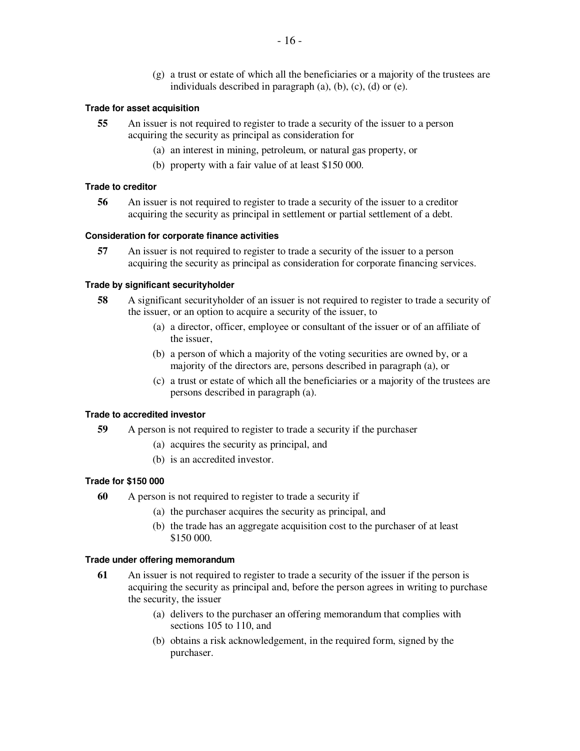(g) a trust or estate of which all the beneficiaries or a majority of the trustees are individuals described in paragraph (a), (b), (c), (d) or (e).

#### Trade for asset acquisition

**55** An issuer is not required to register to trade a security of the issuer to a person acquiring the security as principal as consideration for

(a) an interest in mining, petroleum, or natural gas property, or

(b) property with a fair value of at least $150 000.

#### Trade to creditor

**56** An issuer is not required to register to trade a security of the issuer to a creditor acquiring the security as principal in settlement or partial settlement of a debt.

#### Consideration for corporate finance activities

**57** An issuer is not required to register to trade a security of the issuer to a person acquiring the security as principal as consideration for corporate financing services.

#### Trade by significant securityholder

**58** A significant securityholder of an issuer is not required to register to trade a security of the issuer, or an option to acquire a security of the issuer, to

(a) a director, officer, employee or consultant of the issuer or of an affiliate of the issuer,

(b) a person of which a majority of the voting securities are owned by, or a majority of the directors are, persons described in paragraph (a), or

(c) a trust or estate of which all the beneficiaries or a majority of the trustees are persons described in paragraph (a).

#### Trade to accredited investor

**59** A person is not required to register to trade a security if the purchaser

(a) acquires the security as principal, and

(b) is an accredited investor.

#### Trade for $150 000

**60** A person is not required to register to trade a security if

(a) the purchaser acquires the security as principal, and

(b) the trade has an aggregate acquisition cost to the purchaser of at least $150 000.

#### Trade under offering memorandum

**61** An issuer is not required to register to trade a security of the issuer if the person is acquiring the security as principal and, before the person agrees in writing to purchase the security, the issuer

(a) delivers to the purchaser an offering memorandum that complies with sections 105 to 110, and

(b) obtains a risk acknowledgement, in the required form, signed by the purchaser.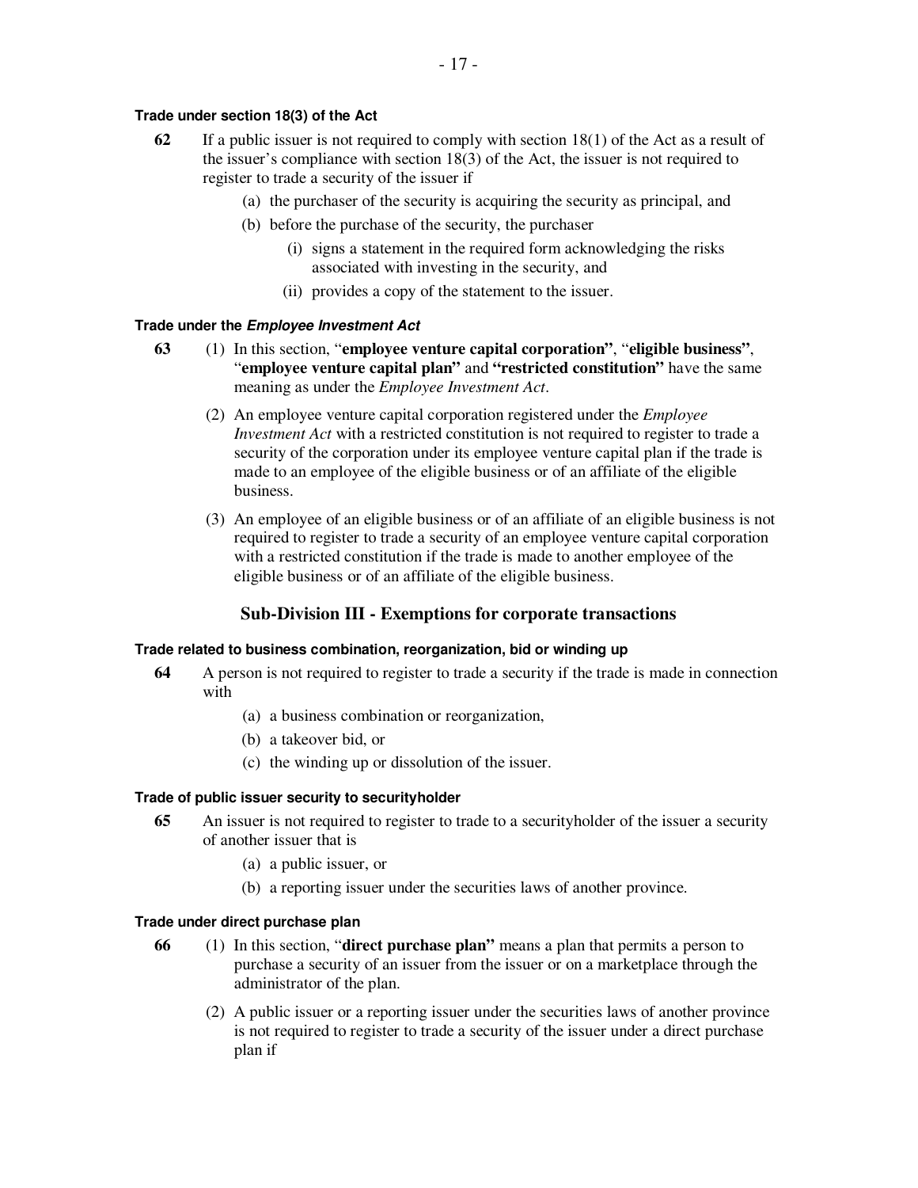#### Trade under section 18(3) of the Act

**62** If a public issuer is not required to comply with section 18(1) of the Act as a result of the issuer's compliance with section 18(3) of the Act, the issuer is not required to register to trade a security of the issuer if

(a) the purchaser of the security is acquiring the security as principal, and

(b) before the purchase of the security, the purchaser

(i) signs a statement in the required form acknowledging the risks associated with investing in the security, and

(ii) provides a copy of the statement to the issuer.

#### Trade under the *Employee Investment Act*

**63** (1) In this section, "**employee venture capital corporation**", "**eligible business**", "**employee venture capital plan**" and **"restricted constitution"** have the same meaning as under the *Employee Investment Act*.

(2) An employee venture capital corporation registered under the *Employee Investment Act* with a restricted constitution is not required to register to trade a security of the corporation under its employee venture capital plan if the trade is made to an employee of the eligible business or of an affiliate of the eligible business.

(3) An employee of an eligible business or of an affiliate of an eligible business is not required to register to trade a security of an employee venture capital corporation with a restricted constitution if the trade is made to another employee of the eligible business or of an affiliate of the eligible business.

### Sub-Division III - Exemptions for corporate transactions

#### Trade related to business combination, reorganization, bid or winding up

**64** A person is not required to register to trade a security if the trade is made in connection with

(a) a business combination or reorganization,

(b) a takeover bid, or

(c) the winding up or dissolution of the issuer.

#### Trade of public issuer security to securityholder

**65** An issuer is not required to register to trade to a securityholder of the issuer a security of another issuer that is

(a) a public issuer, or

(b) a reporting issuer under the securities laws of another province.

#### Trade under direct purchase plan

**66** (1) In this section, "**direct purchase plan"** means a plan that permits a person to purchase a security of an issuer from the issuer or on a marketplace through the administrator of the plan.

(2) A public issuer or a reporting issuer under the securities laws of another province is not required to register to trade a security of the issuer under a direct purchase plan if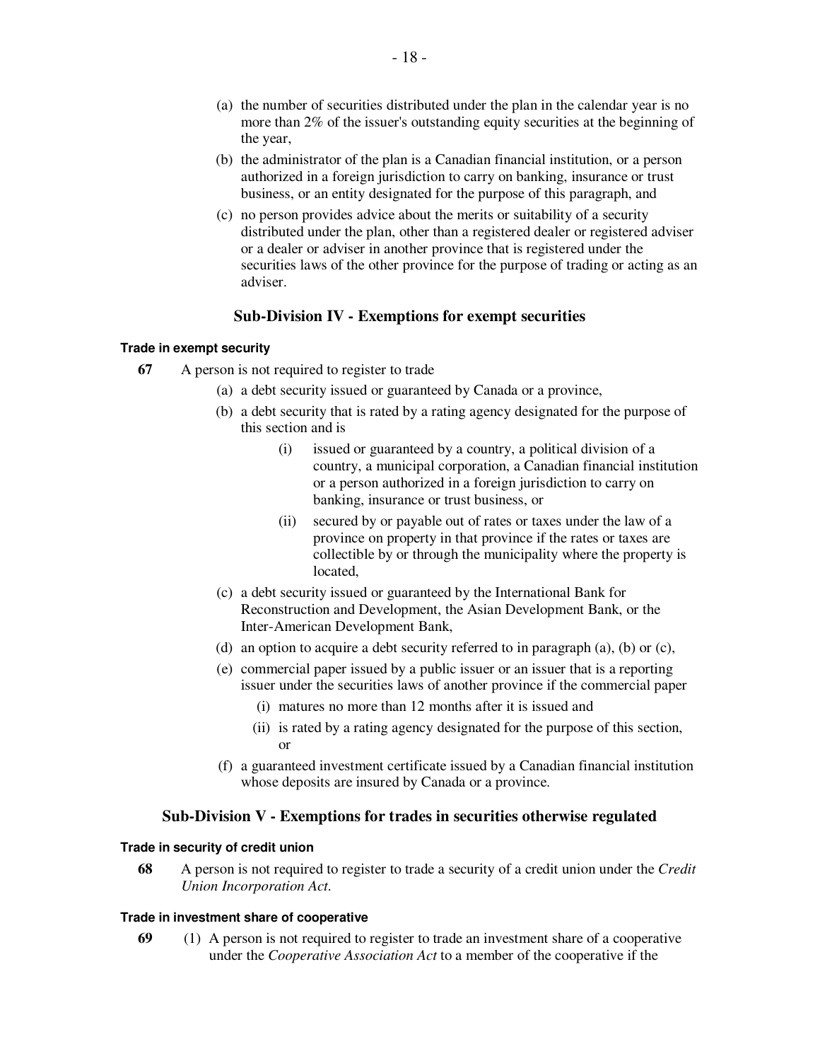(a) the number of securities distributed under the plan in the calendar year is no more than 2% of the issuer's outstanding equity securities at the beginning of the year,

(b) the administrator of the plan is a Canadian financial institution, or a person authorized in a foreign jurisdiction to carry on banking, insurance or trust business, or an entity designated for the purpose of this paragraph, and

(c) no person provides advice about the merits or suitability of a security distributed under the plan, other than a registered dealer or registered adviser or a dealer or adviser in another province that is registered under the securities laws of the other province for the purpose of trading or acting as an adviser.

## Sub-Division IV - Exemptions for exempt securities

#### Trade in exempt security

**67** A person is not required to register to trade

(a) a debt security issued or guaranteed by Canada or a province,

(b) a debt security that is rated by a rating agency designated for the purpose of this section and is

(i) issued or guaranteed by a country, a political division of a country, a municipal corporation, a Canadian financial institution or a person authorized in a foreign jurisdiction to carry on banking, insurance or trust business, or

(ii) secured by or payable out of rates or taxes under the law of a province on property in that province if the rates or taxes are collectible by or through the municipality where the property is located,

(c) a debt security issued or guaranteed by the International Bank for Reconstruction and Development, the Asian Development Bank, or the Inter-American Development Bank,

(d) an option to acquire a debt security referred to in paragraph (a), (b) or (c),

(e) commercial paper issued by a public issuer or an issuer that is a reporting issuer under the securities laws of another province if the commercial paper

(i) matures no more than 12 months after it is issued and

(ii) is rated by a rating agency designated for the purpose of this section, or

(f) a guaranteed investment certificate issued by a Canadian financial institution whose deposits are insured by Canada or a province.

## Sub-Division V - Exemptions for trades in securities otherwise regulated

#### Trade in security of credit union

**68** A person is not required to register to trade a security of a credit union under the *Credit Union Incorporation Act*.

#### Trade in investment share of cooperative

**69** (1) A person is not required to register to trade an investment share of a cooperative under the *Cooperative Association Act* to a member of the cooperative if the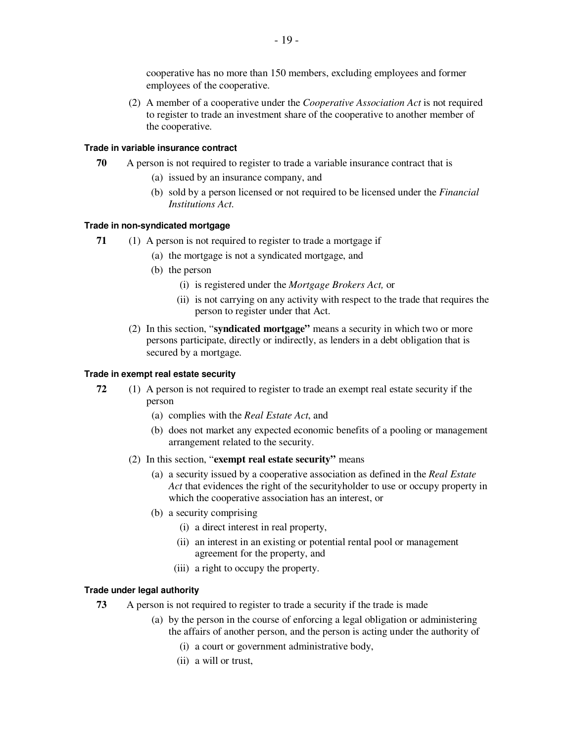cooperative has no more than 150 members, excluding employees and former employees of the cooperative.

(2) A member of a cooperative under the *Cooperative Association Act* is not required to register to trade an investment share of the cooperative to another member of the cooperative.

#### Trade in variable insurance contract

**70** A person is not required to register to trade a variable insurance contract that is

(a) issued by an insurance company, and

(b) sold by a person licensed or not required to be licensed under the *Financial Institutions Act*.

#### Trade in non-syndicated mortgage

**71** (1) A person is not required to register to trade a mortgage if

(a) the mortgage is not a syndicated mortgage, and

(b) the person

(i) is registered under the *Mortgage Brokers Act,* or

(ii) is not carrying on any activity with respect to the trade that requires the person to register under that Act.

(2) In this section, "**syndicated mortgage"** means a security in which two or more persons participate, directly or indirectly, as lenders in a debt obligation that is secured by a mortgage.

#### Trade in exempt real estate security

**72** (1) A person is not required to register to trade an exempt real estate security if the person

(a) complies with the *Real Estate Act*, and

(b) does not market any expected economic benefits of a pooling or management arrangement related to the security.

(2) In this section, "**exempt real estate security"** means

(a) a security issued by a cooperative association as defined in the *Real Estate Act* that evidences the right of the securityholder to use or occupy property in which the cooperative association has an interest, or

(b) a security comprising

(i) a direct interest in real property,

(ii) an interest in an existing or potential rental pool or management agreement for the property, and

(iii) a right to occupy the property.

#### Trade under legal authority

**73** A person is not required to register to trade a security if the trade is made

(a) by the person in the course of enforcing a legal obligation or administering the affairs of another person, and the person is acting under the authority of

(i) a court or government administrative body,

(ii) a will or trust,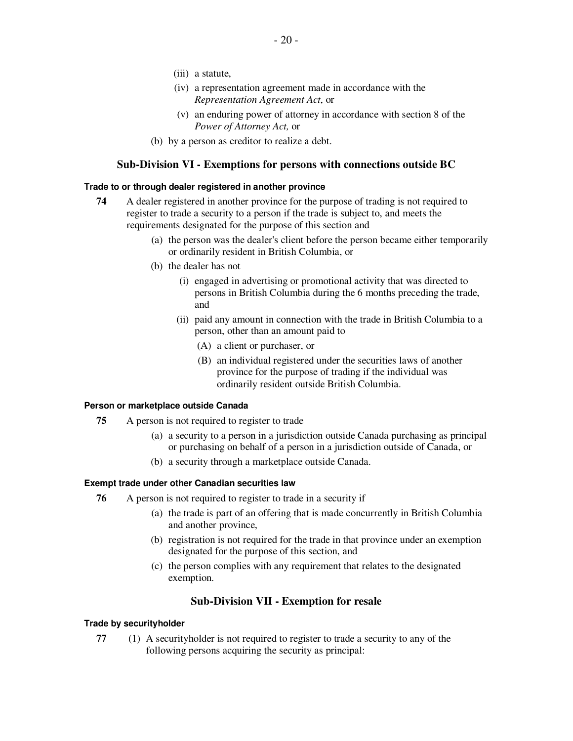(iii) a statute,

(iv) a representation agreement made in accordance with the *Representation Agreement Act*, or

(v) an enduring power of attorney in accordance with section 8 of the *Power of Attorney Act,* or

(b) by a person as creditor to realize a debt.

## Sub-Division VI - Exemptions for persons with connections outside BC

#### Trade to or through dealer registered in another province

**74** A dealer registered in another province for the purpose of trading is not required to register to trade a security to a person if the trade is subject to, and meets the requirements designated for the purpose of this section and

(a) the person was the dealer's client before the person became either temporarily or ordinarily resident in British Columbia, or

(b) the dealer has not

(i) engaged in advertising or promotional activity that was directed to persons in British Columbia during the 6 months preceding the trade, and

(ii) paid any amount in connection with the trade in British Columbia to a person, other than an amount paid to

(A) a client or purchaser, or

(B) an individual registered under the securities laws of another province for the purpose of trading if the individual was ordinarily resident outside British Columbia.

#### Person or marketplace outside Canada

**75** A person is not required to register to trade

(a) a security to a person in a jurisdiction outside Canada purchasing as principal or purchasing on behalf of a person in a jurisdiction outside of Canada, or

(b) a security through a marketplace outside Canada.

#### Exempt trade under other Canadian securities law

**76** A person is not required to register to trade in a security if

(a) the trade is part of an offering that is made concurrently in British Columbia and another province,

(b) registration is not required for the trade in that province under an exemption designated for the purpose of this section, and

(c) the person complies with any requirement that relates to the designated exemption.

## Sub-Division VII - Exemption for resale

#### Trade by securityholder

**77** (1) A securityholder is not required to register to trade a security to any of the following persons acquiring the security as principal: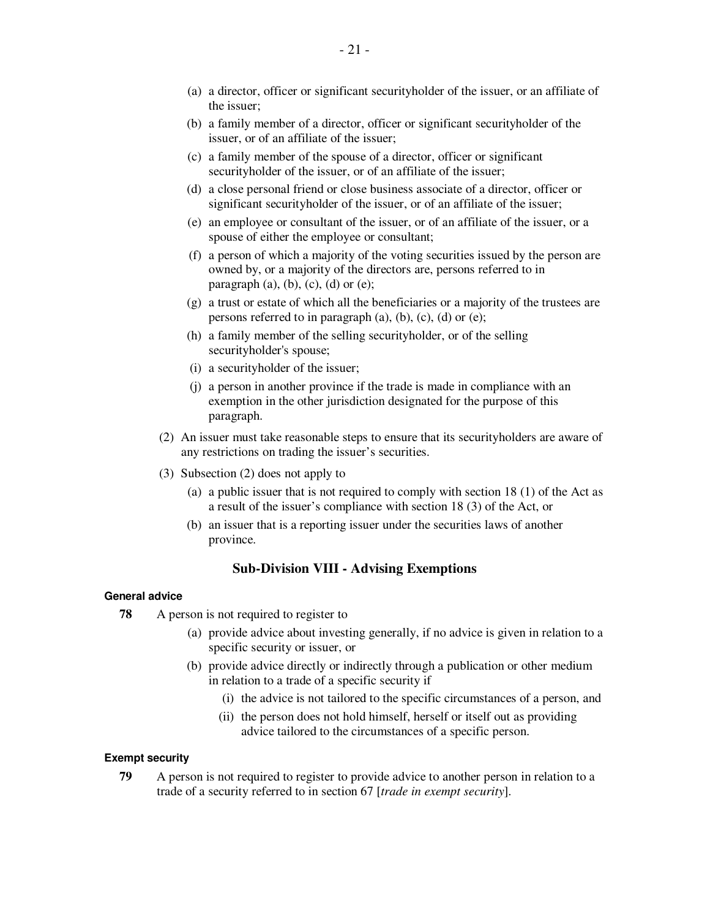(a) a director, officer or significant securityholder of the issuer, or an affiliate of the issuer;

(b) a family member of a director, officer or significant securityholder of the issuer, or of an affiliate of the issuer;

(c) a family member of the spouse of a director, officer or significant securityholder of the issuer, or of an affiliate of the issuer;

(d) a close personal friend or close business associate of a director, officer or significant securityholder of the issuer, or of an affiliate of the issuer;

(e) an employee or consultant of the issuer, or of an affiliate of the issuer, or a spouse of either the employee or consultant;

(f) a person of which a majority of the voting securities issued by the person are owned by, or a majority of the directors are, persons referred to in paragraph (a), (b), (c), (d) or (e);

(g) a trust or estate of which all the beneficiaries or a majority of the trustees are persons referred to in paragraph (a), (b), (c), (d) or (e);

(h) a family member of the selling securityholder, or of the selling securityholder's spouse;

(i) a securityholder of the issuer;

(j) a person in another province if the trade is made in compliance with an exemption in the other jurisdiction designated for the purpose of this paragraph.

(2) An issuer must take reasonable steps to ensure that its securityholders are aware of any restrictions on trading the issuer's securities.

(3) Subsection (2) does not apply to

(a) a public issuer that is not required to comply with section 18 (1) of the Act as a result of the issuer's compliance with section 18 (3) of the Act, or

(b) an issuer that is a reporting issuer under the securities laws of another province.

## Sub-Division VIII - Advising Exemptions

#### General advice

**78** A person is not required to register to

(a) provide advice about investing generally, if no advice is given in relation to a specific security or issuer, or

(b) provide advice directly or indirectly through a publication or other medium in relation to a trade of a specific security if

(i) the advice is not tailored to the specific circumstances of a person, and

(ii) the person does not hold himself, herself or itself out as providing advice tailored to the circumstances of a specific person.

#### Exempt security

**79** A person is not required to register to provide advice to another person in relation to a trade of a security referred to in section 67 [*trade in exempt security*].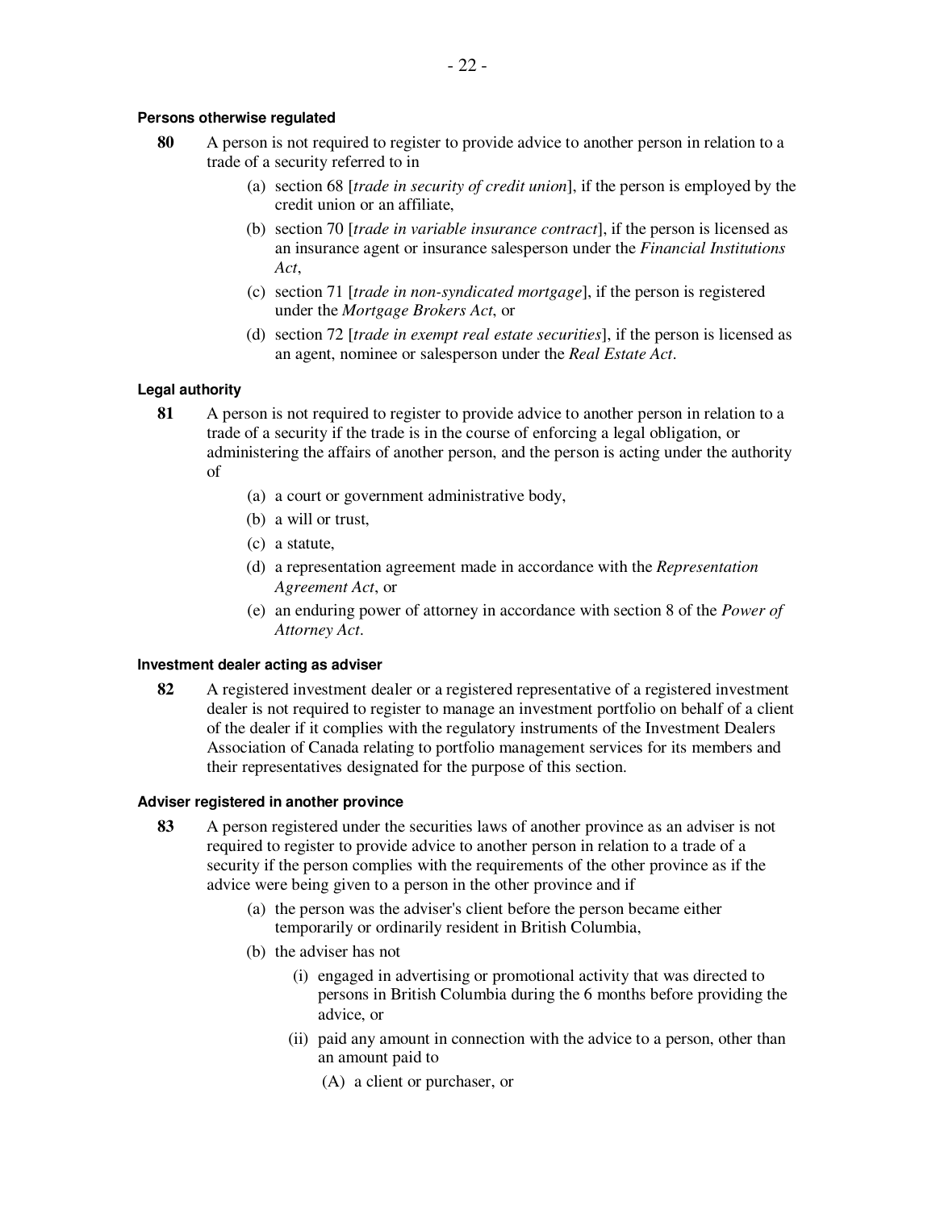#### Persons otherwise regulated

**80** A person is not required to register to provide advice to another person in relation to a trade of a security referred to in

(a) section 68 [*trade in security of credit union*], if the person is employed by the credit union or an affiliate,

(b) section 70 [*trade in variable insurance contract*], if the person is licensed as an insurance agent or insurance salesperson under the *Financial Institutions Act*,

(c) section 71 [*trade in non-syndicated mortgage*], if the person is registered under the *Mortgage Brokers Act*, or

(d) section 72 [*trade in exempt real estate securities*], if the person is licensed as an agent, nominee or salesperson under the *Real Estate Act*.

#### Legal authority

**81** A person is not required to register to provide advice to another person in relation to a trade of a security if the trade is in the course of enforcing a legal obligation, or administering the affairs of another person, and the person is acting under the authority of

(a) a court or government administrative body,

(b) a will or trust,

(c) a statute,

(d) a representation agreement made in accordance with the *Representation Agreement Act*, or

(e) an enduring power of attorney in accordance with section 8 of the *Power of Attorney Act*.

#### Investment dealer acting as adviser

**82** A registered investment dealer or a registered representative of a registered investment dealer is not required to register to manage an investment portfolio on behalf of a client of the dealer if it complies with the regulatory instruments of the Investment Dealers Association of Canada relating to portfolio management services for its members and their representatives designated for the purpose of this section.

#### Adviser registered in another province

**83** A person registered under the securities laws of another province as an adviser is not required to register to provide advice to another person in relation to a trade of a security if the person complies with the requirements of the other province as if the advice were being given to a person in the other province and if

(a) the person was the adviser's client before the person became either temporarily or ordinarily resident in British Columbia,

(b) the adviser has not

(i) engaged in advertising or promotional activity that was directed to persons in British Columbia during the 6 months before providing the advice, or

(ii) paid any amount in connection with the advice to a person, other than an amount paid to

(A) a client or purchaser, or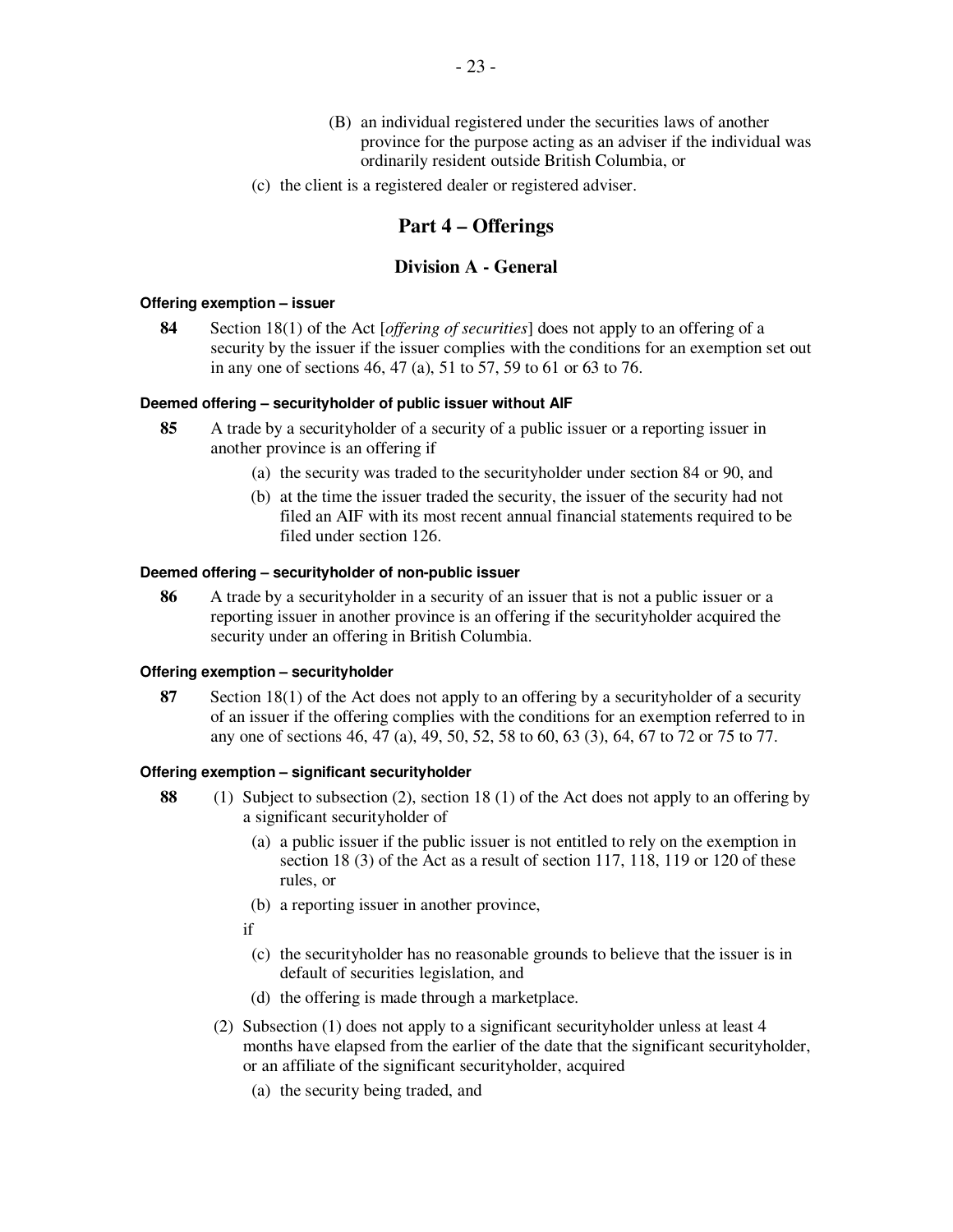(B) an individual registered under the securities laws of another province for the purpose acting as an adviser if the individual was ordinarily resident outside British Columbia, or

(c) the client is a registered dealer or registered adviser.

# Part 4 – Offerings

## Division A - General

**Offering exemption – issuer**

**84** Section 18(1) of the Act [*offering of securities*] does not apply to an offering of a security by the issuer if the issuer complies with the conditions for an exemption set out in any one of sections 46, 47 (a), 51 to 57, 59 to 61 or 63 to 76.

**Deemed offering – securityholder of public issuer without AIF**

**85** A trade by a securityholder of a security of a public issuer or a reporting issuer in another province is an offering if

(a) the security was traded to the securityholder under section 84 or 90, and

(b) at the time the issuer traded the security, the issuer of the security had not filed an AIF with its most recent annual financial statements required to be filed under section 126.

**Deemed offering – securityholder of non-public issuer**

**86** A trade by a securityholder in a security of an issuer that is not a public issuer or a reporting issuer in another province is an offering if the securityholder acquired the security under an offering in British Columbia.

**Offering exemption – securityholder**

**87** Section 18(1) of the Act does not apply to an offering by a securityholder of a security of an issuer if the offering complies with the conditions for an exemption referred to in any one of sections 46, 47 (a), 49, 50, 52, 58 to 60, 63 (3), 64, 67 to 72 or 75 to 77.

**Offering exemption – significant securityholder**

**88** (1) Subject to subsection (2), section 18 (1) of the Act does not apply to an offering by a significant securityholder of

(a) a public issuer if the public issuer is not entitled to rely on the exemption in section 18 (3) of the Act as a result of section 117, 118, 119 or 120 of these rules, or

(b) a reporting issuer in another province,

if

(c) the securityholder has no reasonable grounds to believe that the issuer is in default of securities legislation, and

(d) the offering is made through a marketplace.

(2) Subsection (1) does not apply to a significant securityholder unless at least 4 months have elapsed from the earlier of the date that the significant securityholder, or an affiliate of the significant securityholder, acquired

(a) the security being traded, and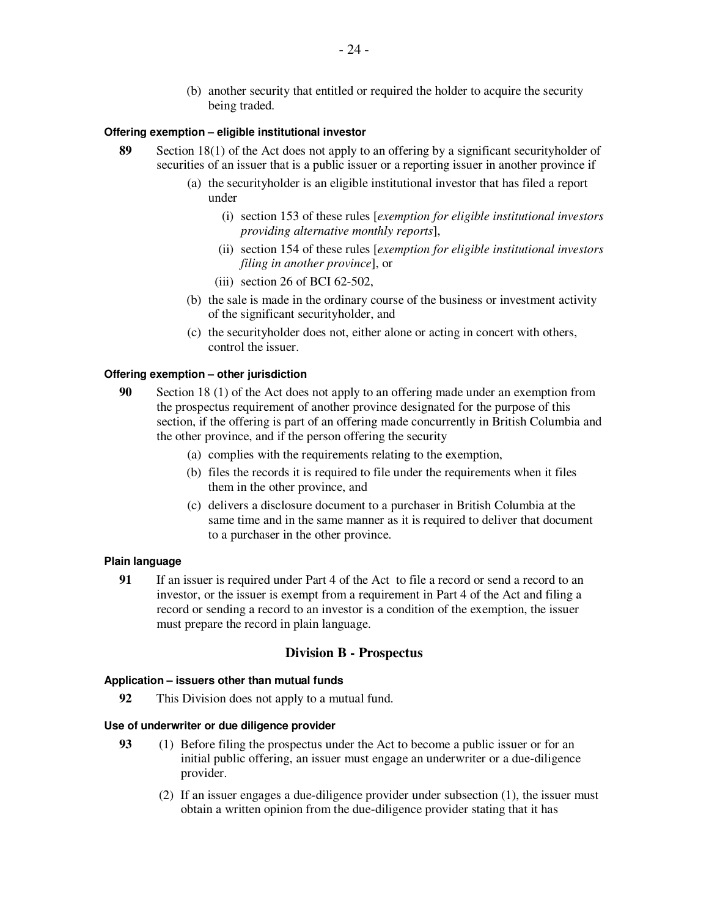(b) another security that entitled or required the holder to acquire the security being traded.

#### Offering exemption – eligible institutional investor

**89** Section 18(1) of the Act does not apply to an offering by a significant securityholder of securities of an issuer that is a public issuer or a reporting issuer in another province if

- (a) the securityholder is an eligible institutional investor that has filed a report under
  - (i) section 153 of these rules [*exemption for eligible institutional investors providing alternative monthly reports*],
  - (ii) section 154 of these rules [*exemption for eligible institutional investors filing in another province*], or
  - (iii) section 26 of BCI 62-502,
- (b) the sale is made in the ordinary course of the business or investment activity of the significant securityholder, and
- (c) the securityholder does not, either alone or acting in concert with others, control the issuer.

#### Offering exemption – other jurisdiction

**90** Section 18 (1) of the Act does not apply to an offering made under an exemption from the prospectus requirement of another province designated for the purpose of this section, if the offering is part of an offering made concurrently in British Columbia and the other province, and if the person offering the security

- (a) complies with the requirements relating to the exemption,
- (b) files the records it is required to file under the requirements when it files them in the other province, and
- (c) delivers a disclosure document to a purchaser in British Columbia at the same time and in the same manner as it is required to deliver that document to a purchaser in the other province.

#### Plain language

**91** If an issuer is required under Part 4 of the Act to file a record or send a record to an investor, or the issuer is exempt from a requirement in Part 4 of the Act and filing a record or sending a record to an investor is a condition of the exemption, the issuer must prepare the record in plain language.

## Division B - Prospectus

#### Application – issuers other than mutual funds

**92** This Division does not apply to a mutual fund.

#### Use of underwriter or due diligence provider

**93** (1) Before filing the prospectus under the Act to become a public issuer or for an initial public offering, an issuer must engage an underwriter or a due-diligence provider.

(2) If an issuer engages a due-diligence provider under subsection (1), the issuer must obtain a written opinion from the due-diligence provider stating that it has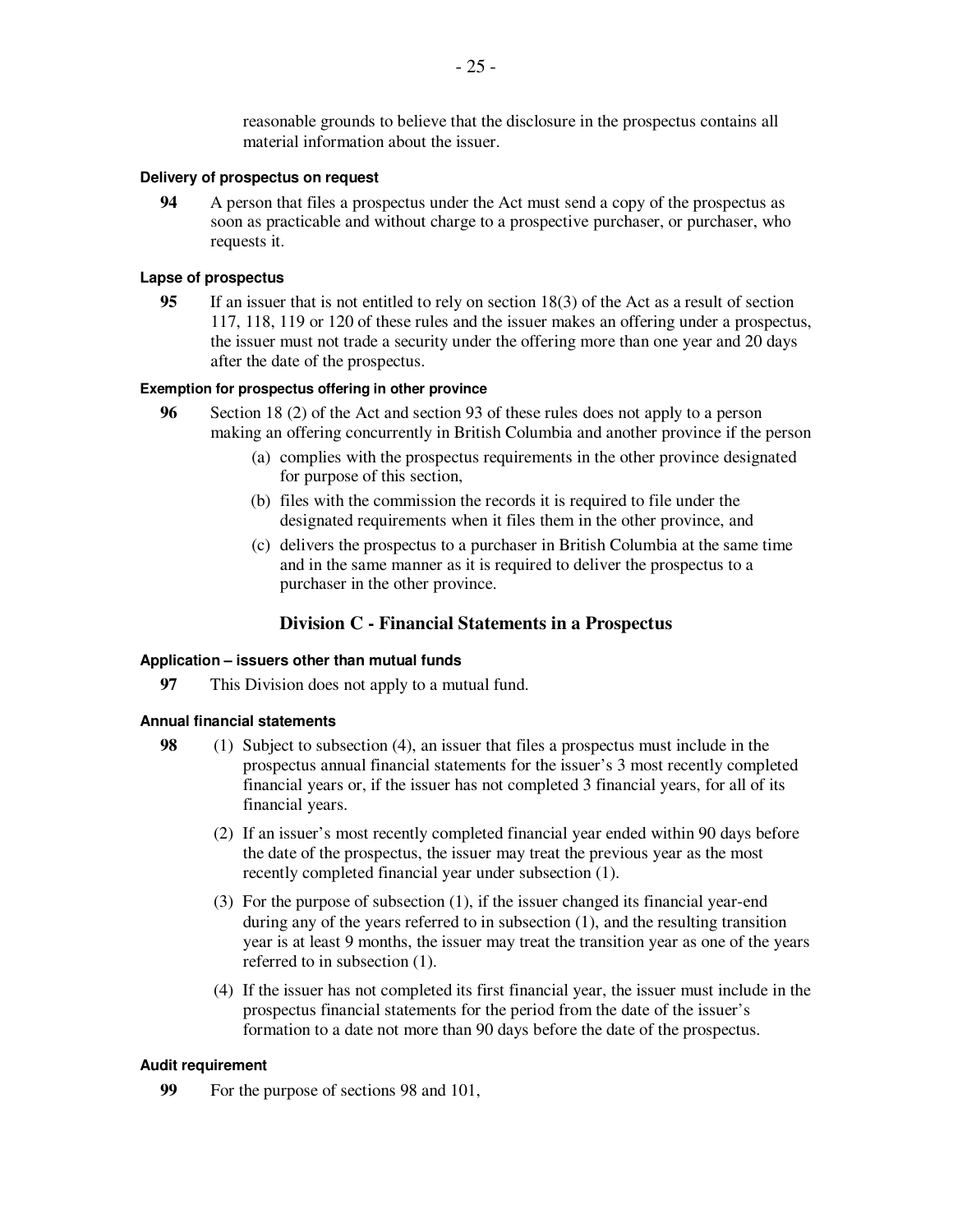reasonable grounds to believe that the disclosure in the prospectus contains all material information about the issuer.

#### Delivery of prospectus on request

**94** A person that files a prospectus under the Act must send a copy of the prospectus as soon as practicable and without charge to a prospective purchaser, or purchaser, who requests it.

#### Lapse of prospectus

**95** If an issuer that is not entitled to rely on section 18(3) of the Act as a result of section 117, 118, 119 or 120 of these rules and the issuer makes an offering under a prospectus, the issuer must not trade a security under the offering more than one year and 20 days after the date of the prospectus.

#### Exemption for prospectus offering in other province

**96** Section 18 (2) of the Act and section 93 of these rules does not apply to a person making an offering concurrently in British Columbia and another province if the person

(a) complies with the prospectus requirements in the other province designated for purpose of this section,

(b) files with the commission the records it is required to file under the designated requirements when it files them in the other province, and

(c) delivers the prospectus to a purchaser in British Columbia at the same time and in the same manner as it is required to deliver the prospectus to a purchaser in the other province.

### Division C - Financial Statements in a Prospectus

#### Application – issuers other than mutual funds

**97** This Division does not apply to a mutual fund.

#### Annual financial statements

**98** (1) Subject to subsection (4), an issuer that files a prospectus must include in the prospectus annual financial statements for the issuer's 3 most recently completed financial years or, if the issuer has not completed 3 financial years, for all of its financial years.

(2) If an issuer's most recently completed financial year ended within 90 days before the date of the prospectus, the issuer may treat the previous year as the most recently completed financial year under subsection (1).

(3) For the purpose of subsection (1), if the issuer changed its financial year-end during any of the years referred to in subsection (1), and the resulting transition year is at least 9 months, the issuer may treat the transition year as one of the years referred to in subsection (1).

(4) If the issuer has not completed its first financial year, the issuer must include in the prospectus financial statements for the period from the date of the issuer's formation to a date not more than 90 days before the date of the prospectus.

#### Audit requirement

**99** For the purpose of sections 98 and 101,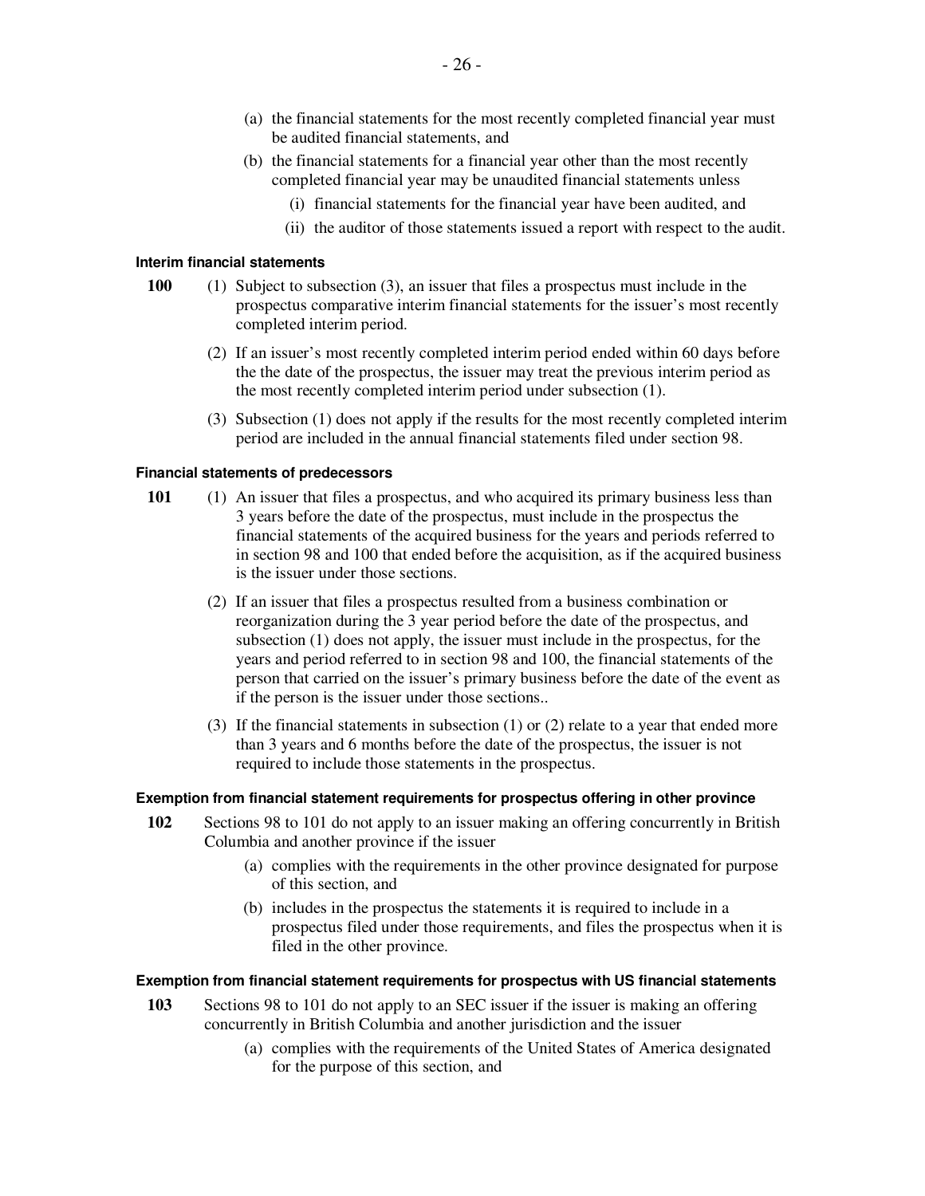(a) the financial statements for the most recently completed financial year must be audited financial statements, and

(b) the financial statements for a financial year other than the most recently completed financial year may be unaudited financial statements unless

(i) financial statements for the financial year have been audited, and

(ii) the auditor of those statements issued a report with respect to the audit.

#### Interim financial statements

**100** (1) Subject to subsection (3), an issuer that files a prospectus must include in the prospectus comparative interim financial statements for the issuer's most recently completed interim period.

(2) If an issuer's most recently completed interim period ended within 60 days before the the date of the prospectus, the issuer may treat the previous interim period as the most recently completed interim period under subsection (1).

(3) Subsection (1) does not apply if the results for the most recently completed interim period are included in the annual financial statements filed under section 98.

#### Financial statements of predecessors

**101** (1) An issuer that files a prospectus, and who acquired its primary business less than 3 years before the date of the prospectus, must include in the prospectus the financial statements of the acquired business for the years and periods referred to in section 98 and 100 that ended before the acquisition, as if the acquired business is the issuer under those sections.

(2) If an issuer that files a prospectus resulted from a business combination or reorganization during the 3 year period before the date of the prospectus, and subsection (1) does not apply, the issuer must include in the prospectus, for the years and period referred to in section 98 and 100, the financial statements of the person that carried on the issuer's primary business before the date of the event as if the person is the issuer under those sections..

(3) If the financial statements in subsection (1) or (2) relate to a year that ended more than 3 years and 6 months before the date of the prospectus, the issuer is not required to include those statements in the prospectus.

#### Exemption from financial statement requirements for prospectus offering in other province

**102** Sections 98 to 101 do not apply to an issuer making an offering concurrently in British Columbia and another province if the issuer

(a) complies with the requirements in the other province designated for purpose of this section, and

(b) includes in the prospectus the statements it is required to include in a prospectus filed under those requirements, and files the prospectus when it is filed in the other province.

#### Exemption from financial statement requirements for prospectus with US financial statements

**103** Sections 98 to 101 do not apply to an SEC issuer if the issuer is making an offering concurrently in British Columbia and another jurisdiction and the issuer

(a) complies with the requirements of the United States of America designated for the purpose of this section, and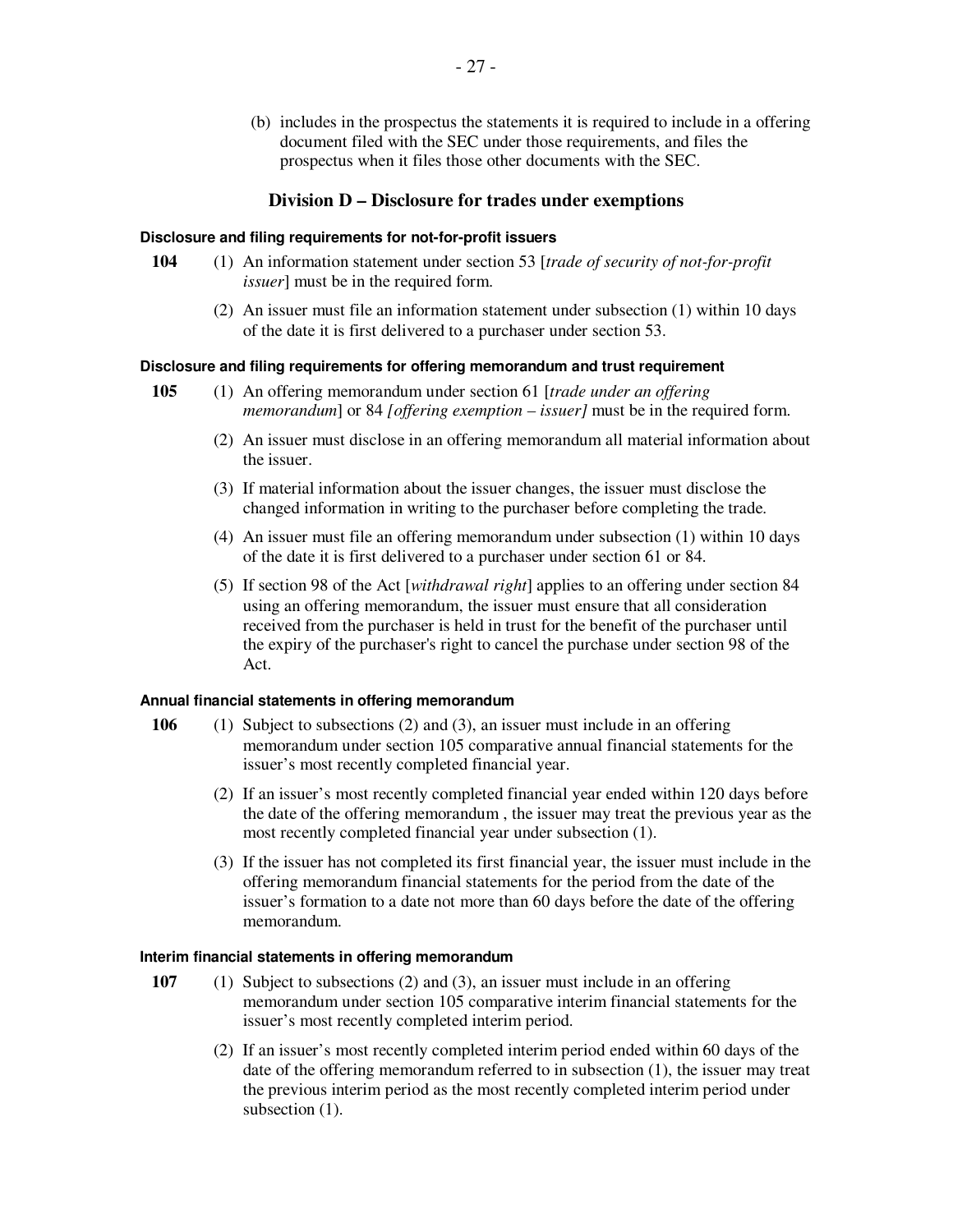(b) includes in the prospectus the statements it is required to include in a offering document filed with the SEC under those requirements, and files the prospectus when it files those other documents with the SEC.

## Division D – Disclosure for trades under exemptions

#### Disclosure and filing requirements for not-for-profit issuers

**104** (1) An information statement under section 53 [*trade of security of not-for-profit issuer*] must be in the required form.

(2) An issuer must file an information statement under subsection (1) within 10 days of the date it is first delivered to a purchaser under section 53.

#### Disclosure and filing requirements for offering memorandum and trust requirement

**105** (1) An offering memorandum under section 61 [*trade under an offering memorandum*] or 84 *[offering exemption – issuer]* must be in the required form.

(2) An issuer must disclose in an offering memorandum all material information about the issuer.

(3) If material information about the issuer changes, the issuer must disclose the changed information in writing to the purchaser before completing the trade.

(4) An issuer must file an offering memorandum under subsection (1) within 10 days of the date it is first delivered to a purchaser under section 61 or 84.

(5) If section 98 of the Act [*withdrawal right*] applies to an offering under section 84 using an offering memorandum, the issuer must ensure that all consideration received from the purchaser is held in trust for the benefit of the purchaser until the expiry of the purchaser's right to cancel the purchase under section 98 of the Act.

#### Annual financial statements in offering memorandum

**106** (1) Subject to subsections (2) and (3), an issuer must include in an offering memorandum under section 105 comparative annual financial statements for the issuer's most recently completed financial year.

(2) If an issuer's most recently completed financial year ended within 120 days before the date of the offering memorandum , the issuer may treat the previous year as the most recently completed financial year under subsection (1).

(3) If the issuer has not completed its first financial year, the issuer must include in the offering memorandum financial statements for the period from the date of the issuer's formation to a date not more than 60 days before the date of the offering memorandum.

#### Interim financial statements in offering memorandum

**107** (1) Subject to subsections (2) and (3), an issuer must include in an offering memorandum under section 105 comparative interim financial statements for the issuer's most recently completed interim period.

(2) If an issuer's most recently completed interim period ended within 60 days of the date of the offering memorandum referred to in subsection (1), the issuer may treat the previous interim period as the most recently completed interim period under subsection (1).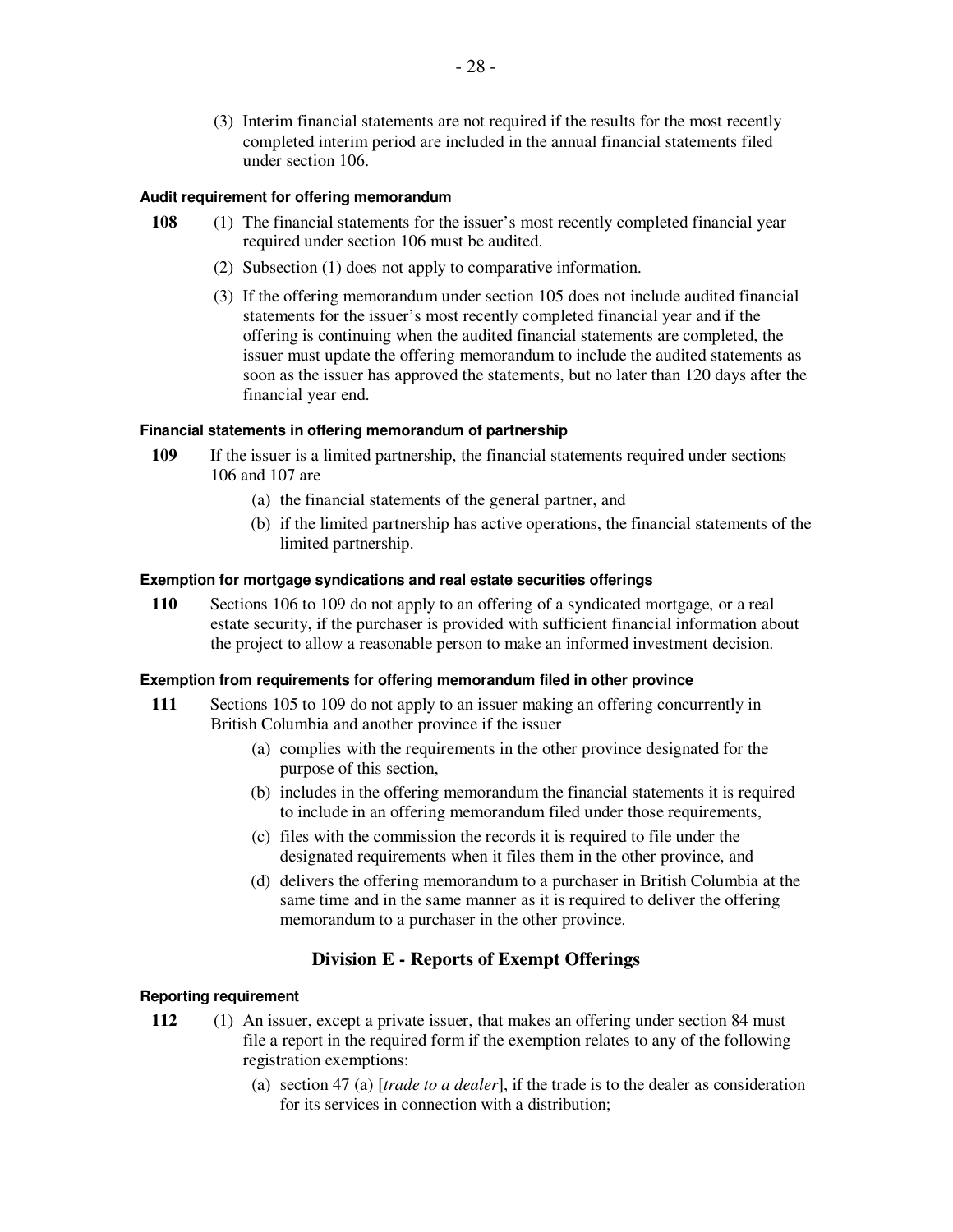(3) Interim financial statements are not required if the results for the most recently completed interim period are included in the annual financial statements filed under section 106.

#### Audit requirement for offering memorandum

**108** (1) The financial statements for the issuer's most recently completed financial year required under section 106 must be audited.

(2) Subsection (1) does not apply to comparative information.

(3) If the offering memorandum under section 105 does not include audited financial statements for the issuer's most recently completed financial year and if the offering is continuing when the audited financial statements are completed, the issuer must update the offering memorandum to include the audited statements as soon as the issuer has approved the statements, but no later than 120 days after the financial year end.

#### Financial statements in offering memorandum of partnership

**109** If the issuer is a limited partnership, the financial statements required under sections 106 and 107 are

(a) the financial statements of the general partner, and

(b) if the limited partnership has active operations, the financial statements of the limited partnership.

#### Exemption for mortgage syndications and real estate securities offerings

**110** Sections 106 to 109 do not apply to an offering of a syndicated mortgage, or a real estate security, if the purchaser is provided with sufficient financial information about the project to allow a reasonable person to make an informed investment decision.

#### Exemption from requirements for offering memorandum filed in other province

**111** Sections 105 to 109 do not apply to an issuer making an offering concurrently in British Columbia and another province if the issuer

(a) complies with the requirements in the other province designated for the purpose of this section,

(b) includes in the offering memorandum the financial statements it is required to include in an offering memorandum filed under those requirements,

(c) files with the commission the records it is required to file under the designated requirements when it files them in the other province, and

(d) delivers the offering memorandum to a purchaser in British Columbia at the same time and in the same manner as it is required to deliver the offering memorandum to a purchaser in the other province.

## Division E - Reports of Exempt Offerings

#### Reporting requirement

**112** (1) An issuer, except a private issuer, that makes an offering under section 84 must file a report in the required form if the exemption relates to any of the following registration exemptions:

(a) section 47 (a) [*trade to a dealer*], if the trade is to the dealer as consideration for its services in connection with a distribution;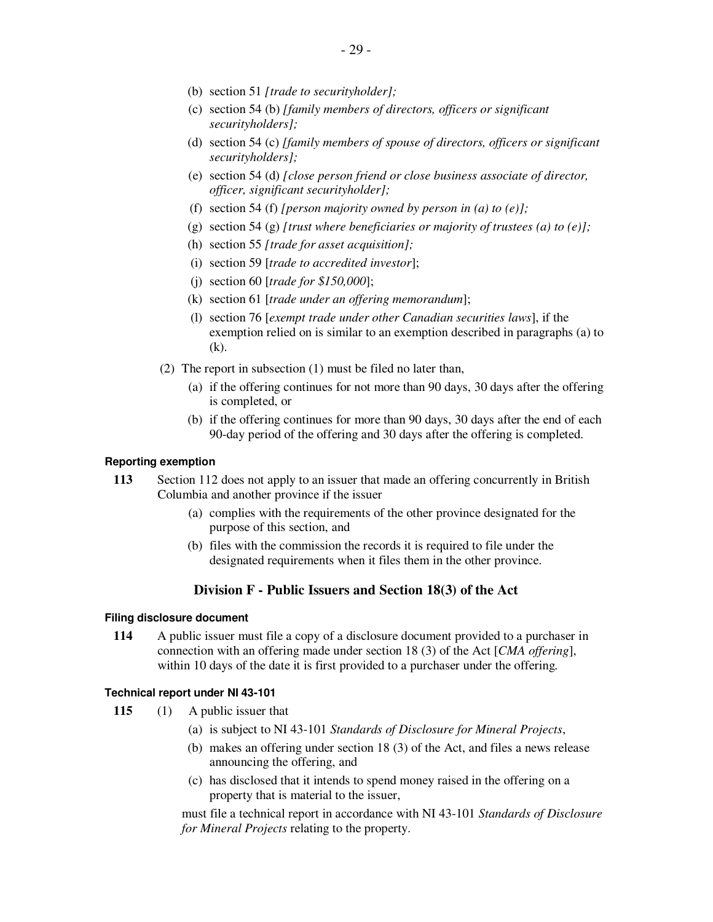(b) section 51 *[trade to securityholder];*

(c) section 54 (b) *[family members of directors, officers or significant securityholders];*

(d) section 54 (c) *[family members of spouse of directors, officers or significant securityholders];*

(e) section 54 (d) *[close person friend or close business associate of director, officer, significant securityholder];*

(f) section 54 (f) *[person majority owned by person in (a) to (e)];*

(g) section 54 (g) *[trust where beneficiaries or majority of trustees (a) to (e)];*

(h) section 55 *[trade for asset acquisition];*

(i) section 59 [*trade to accredited investor*];

(j) section 60 [*trade for $150,000*];

(k) section 61 [*trade under an offering memorandum*];

(l) section 76 [*exempt trade under other Canadian securities laws*], if the exemption relied on is similar to an exemption described in paragraphs (a) to (k).

(2) The report in subsection (1) must be filed no later than,

(a) if the offering continues for not more than 90 days, 30 days after the offering is completed, or

(b) if the offering continues for more than 90 days, 30 days after the end of each 90-day period of the offering and 30 days after the offering is completed.

#### Reporting exemption

**113** Section 112 does not apply to an issuer that made an offering concurrently in British Columbia and another province if the issuer

(a) complies with the requirements of the other province designated for the purpose of this section, and

(b) files with the commission the records it is required to file under the designated requirements when it files them in the other province.

## Division F - Public Issuers and Section 18(3) of the Act

#### Filing disclosure document

**114** A public issuer must file a copy of a disclosure document provided to a purchaser in connection with an offering made under section 18 (3) of the Act [*CMA offering*], within 10 days of the date it is first provided to a purchaser under the offering.

#### Technical report under NI 43-101

**115** (1) A public issuer that

(a) is subject to NI 43-101 *Standards of Disclosure for Mineral Projects*,

(b) makes an offering under section 18 (3) of the Act, and files a news release announcing the offering, and

(c) has disclosed that it intends to spend money raised in the offering on a property that is material to the issuer,

must file a technical report in accordance with NI 43-101 *Standards of Disclosure for Mineral Projects* relating to the property.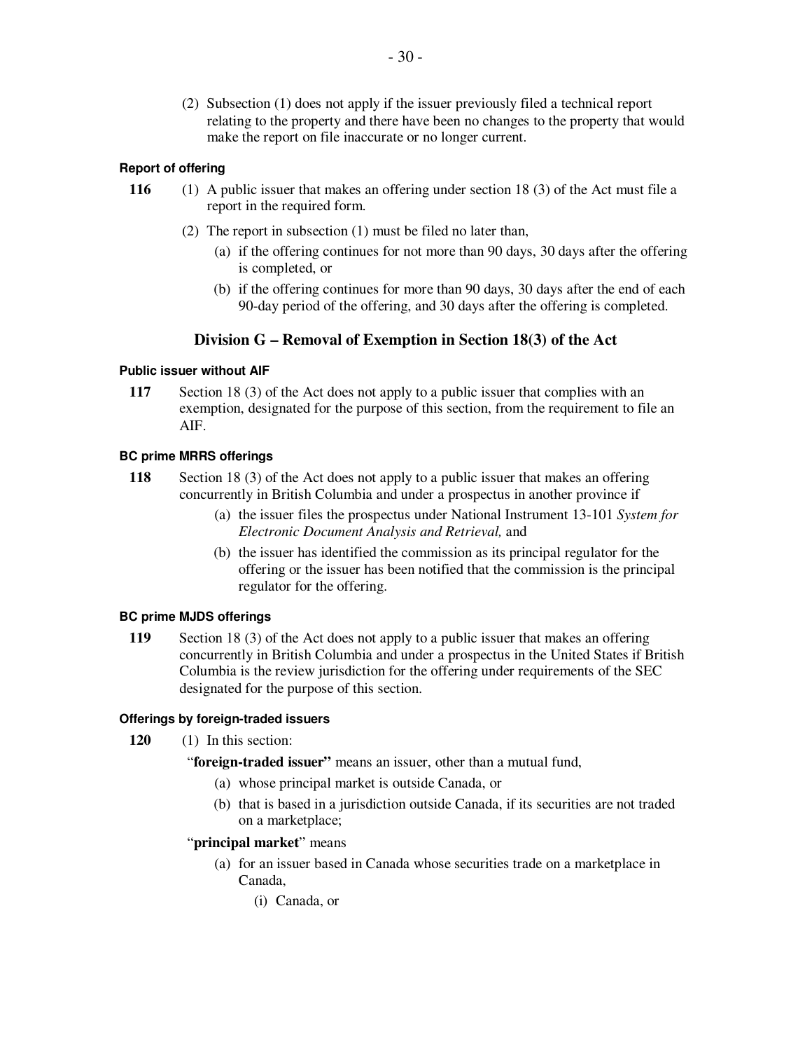(2) Subsection (1) does not apply if the issuer previously filed a technical report relating to the property and there have been no changes to the property that would make the report on file inaccurate or no longer current.

#### Report of offering

**116** (1) A public issuer that makes an offering under section 18 (3) of the Act must file a report in the required form.

(2) The report in subsection (1) must be filed no later than,

(a) if the offering continues for not more than 90 days, 30 days after the offering is completed, or

(b) if the offering continues for more than 90 days, 30 days after the end of each 90-day period of the offering, and 30 days after the offering is completed.

### Division G – Removal of Exemption in Section 18(3) of the Act

#### Public issuer without AIF

**117** Section 18 (3) of the Act does not apply to a public issuer that complies with an exemption, designated for the purpose of this section, from the requirement to file an AIF.

#### BC prime MRRS offerings

**118** Section 18 (3) of the Act does not apply to a public issuer that makes an offering concurrently in British Columbia and under a prospectus in another province if

(a) the issuer files the prospectus under National Instrument 13-101 *System for Electronic Document Analysis and Retrieval,* and

(b) the issuer has identified the commission as its principal regulator for the offering or the issuer has been notified that the commission is the principal regulator for the offering.

#### BC prime MJDS offerings

**119** Section 18 (3) of the Act does not apply to a public issuer that makes an offering concurrently in British Columbia and under a prospectus in the United States if British Columbia is the review jurisdiction for the offering under requirements of the SEC designated for the purpose of this section.

#### Offerings by foreign-traded issuers

**120** (1) In this section:

"**foreign-traded issuer"** means an issuer, other than a mutual fund,

(a) whose principal market is outside Canada, or

(b) that is based in a jurisdiction outside Canada, if its securities are not traded on a marketplace;

"**principal market**" means

(a) for an issuer based in Canada whose securities trade on a marketplace in Canada,

(i) Canada, or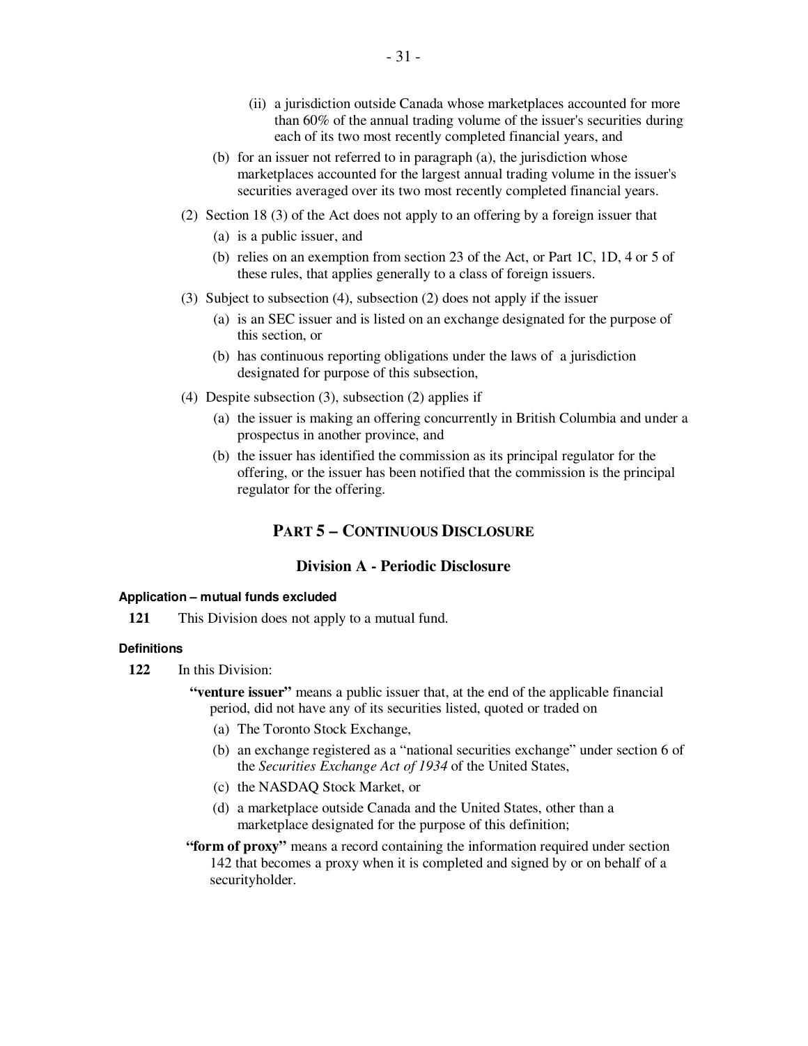(ii) a jurisdiction outside Canada whose marketplaces accounted for more than 60% of the annual trading volume of the issuer's securities during each of its two most recently completed financial years, and

(b) for an issuer not referred to in paragraph (a), the jurisdiction whose marketplaces accounted for the largest annual trading volume in the issuer's securities averaged over its two most recently completed financial years.

(2) Section 18 (3) of the Act does not apply to an offering by a foreign issuer that

(a) is a public issuer, and

(b) relies on an exemption from section 23 of the Act, or Part 1C, 1D, 4 or 5 of these rules, that applies generally to a class of foreign issuers.

(3) Subject to subsection (4), subsection (2) does not apply if the issuer

(a) is an SEC issuer and is listed on an exchange designated for the purpose of this section, or

(b) has continuous reporting obligations under the laws of a jurisdiction designated for purpose of this subsection,

(4) Despite subsection (3), subsection (2) applies if

(a) the issuer is making an offering concurrently in British Columbia and under a prospectus in another province, and

(b) the issuer has identified the commission as its principal regulator for the offering, or the issuer has been notified that the commission is the principal regulator for the offering.

## PART 5 – CONTINUOUS DISCLOSURE

### Division A - Periodic Disclosure

#### Application – mutual funds excluded

**121** This Division does not apply to a mutual fund.

#### Definitions

**122** In this Division:

**"venture issuer"** means a public issuer that, at the end of the applicable financial period, did not have any of its securities listed, quoted or traded on

(a) The Toronto Stock Exchange,

(b) an exchange registered as a "national securities exchange" under section 6 of the *Securities Exchange Act of 1934* of the United States,

(c) the NASDAQ Stock Market, or

(d) a marketplace outside Canada and the United States, other than a marketplace designated for the purpose of this definition;

**"form of proxy"** means a record containing the information required under section 142 that becomes a proxy when it is completed and signed by or on behalf of a securityholder.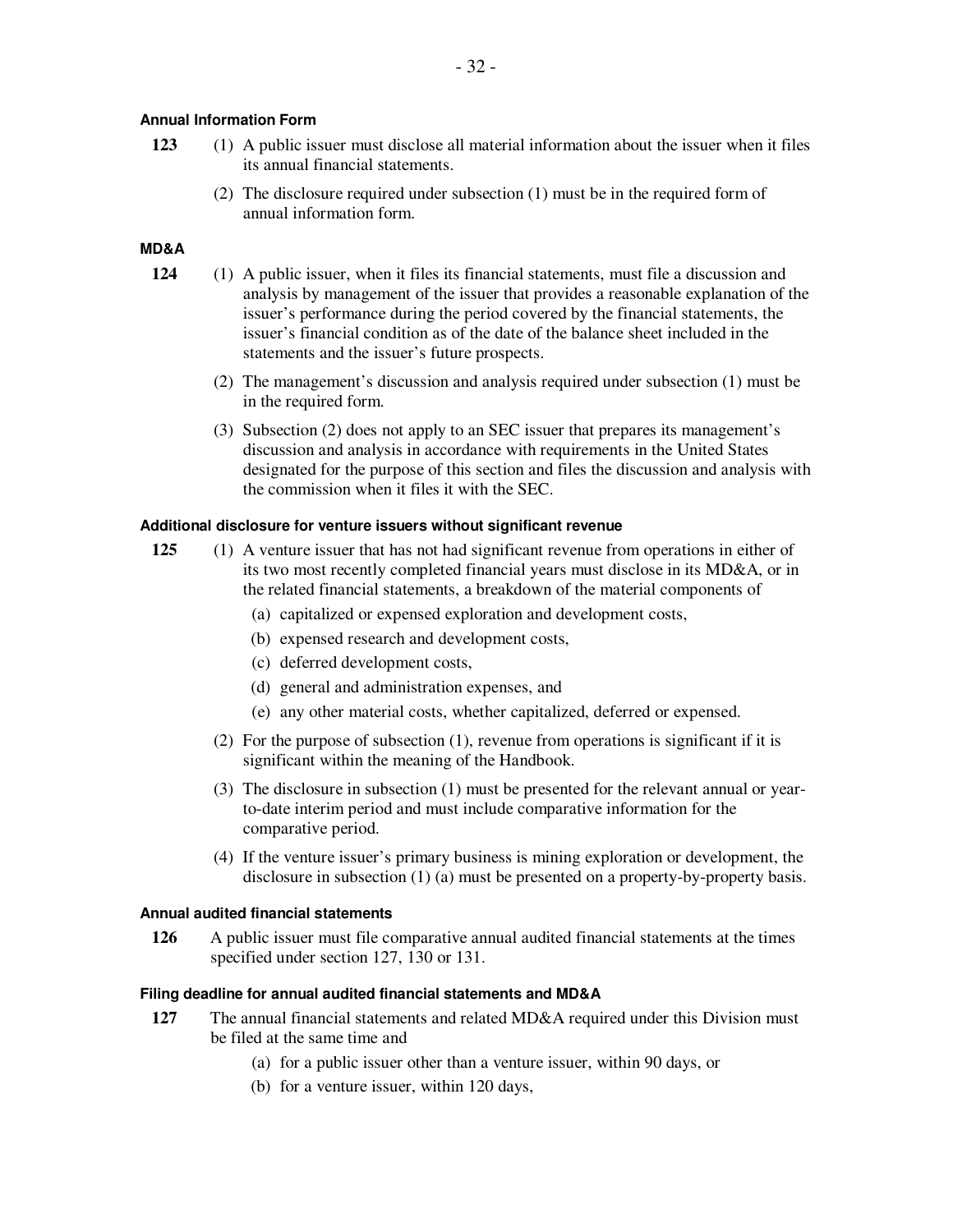#### Annual Information Form

**123** (1) A public issuer must disclose all material information about the issuer when it files its annual financial statements.

(2) The disclosure required under subsection (1) must be in the required form of annual information form.

#### MD&A

**124** (1) A public issuer, when it files its financial statements, must file a discussion and analysis by management of the issuer that provides a reasonable explanation of the issuer's performance during the period covered by the financial statements, the issuer's financial condition as of the date of the balance sheet included in the statements and the issuer's future prospects.

(2) The management's discussion and analysis required under subsection (1) must be in the required form.

(3) Subsection (2) does not apply to an SEC issuer that prepares its management's discussion and analysis in accordance with requirements in the United States designated for the purpose of this section and files the discussion and analysis with the commission when it files it with the SEC.

#### Additional disclosure for venture issuers without significant revenue

**125** (1) A venture issuer that has not had significant revenue from operations in either of its two most recently completed financial years must disclose in its MD&A, or in the related financial statements, a breakdown of the material components of

(a) capitalized or expensed exploration and development costs,

(b) expensed research and development costs,

(c) deferred development costs,

(d) general and administration expenses, and

(e) any other material costs, whether capitalized, deferred or expensed.

(2) For the purpose of subsection (1), revenue from operations is significant if it is significant within the meaning of the Handbook.

(3) The disclosure in subsection (1) must be presented for the relevant annual or year-to-date interim period and must include comparative information for the comparative period.

(4) If the venture issuer's primary business is mining exploration or development, the disclosure in subsection (1) (a) must be presented on a property-by-property basis.

#### Annual audited financial statements

**126** A public issuer must file comparative annual audited financial statements at the times specified under section 127, 130 or 131.

#### Filing deadline for annual audited financial statements and MD&A

**127** The annual financial statements and related MD&A required under this Division must be filed at the same time and

(a) for a public issuer other than a venture issuer, within 90 days, or

(b) for a venture issuer, within 120 days,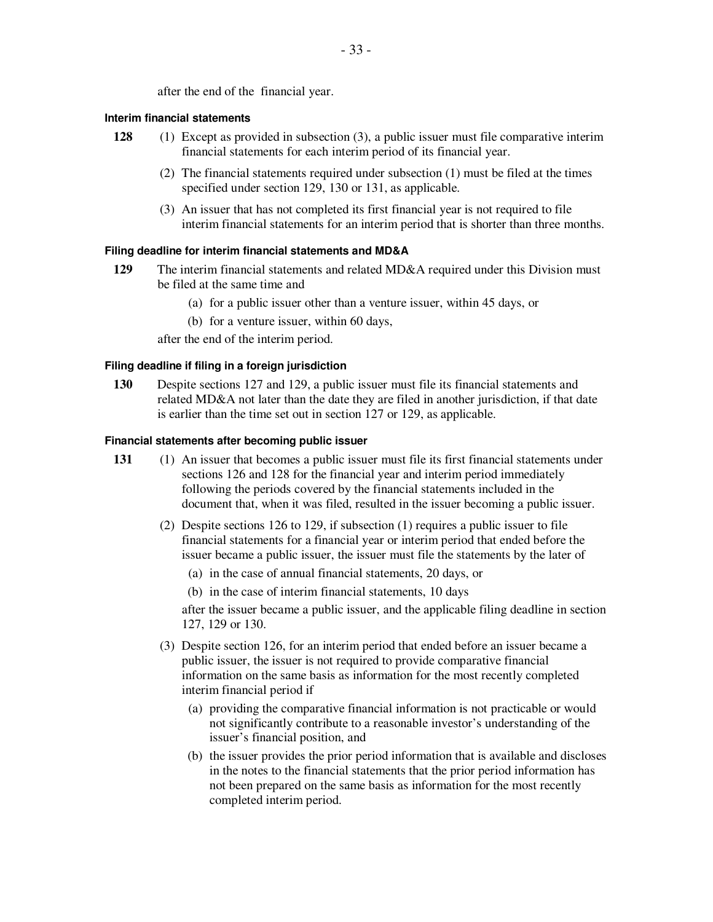after the end of the financial year.

#### Interim financial statements

**128** (1) Except as provided in subsection (3), a public issuer must file comparative interim financial statements for each interim period of its financial year.

(2) The financial statements required under subsection (1) must be filed at the times specified under section 129, 130 or 131, as applicable.

(3) An issuer that has not completed its first financial year is not required to file interim financial statements for an interim period that is shorter than three months.

#### Filing deadline for interim financial statements and MD&A

**129** The interim financial statements and related MD&A required under this Division must be filed at the same time and

(a) for a public issuer other than a venture issuer, within 45 days, or

(b) for a venture issuer, within 60 days,

after the end of the interim period.

#### Filing deadline if filing in a foreign jurisdiction

**130** Despite sections 127 and 129, a public issuer must file its financial statements and related MD&A not later than the date they are filed in another jurisdiction, if that date is earlier than the time set out in section 127 or 129, as applicable.

#### Financial statements after becoming public issuer

**131** (1) An issuer that becomes a public issuer must file its first financial statements under sections 126 and 128 for the financial year and interim period immediately following the periods covered by the financial statements included in the document that, when it was filed, resulted in the issuer becoming a public issuer.

(2) Despite sections 126 to 129, if subsection (1) requires a public issuer to file financial statements for a financial year or interim period that ended before the issuer became a public issuer, the issuer must file the statements by the later of

(a) in the case of annual financial statements, 20 days, or

(b) in the case of interim financial statements, 10 days

after the issuer became a public issuer, and the applicable filing deadline in section 127, 129 or 130.

(3) Despite section 126, for an interim period that ended before an issuer became a public issuer, the issuer is not required to provide comparative financial information on the same basis as information for the most recently completed interim financial period if

(a) providing the comparative financial information is not practicable or would not significantly contribute to a reasonable investor's understanding of the issuer's financial position, and

(b) the issuer provides the prior period information that is available and discloses in the notes to the financial statements that the prior period information has not been prepared on the same basis as information for the most recently completed interim period.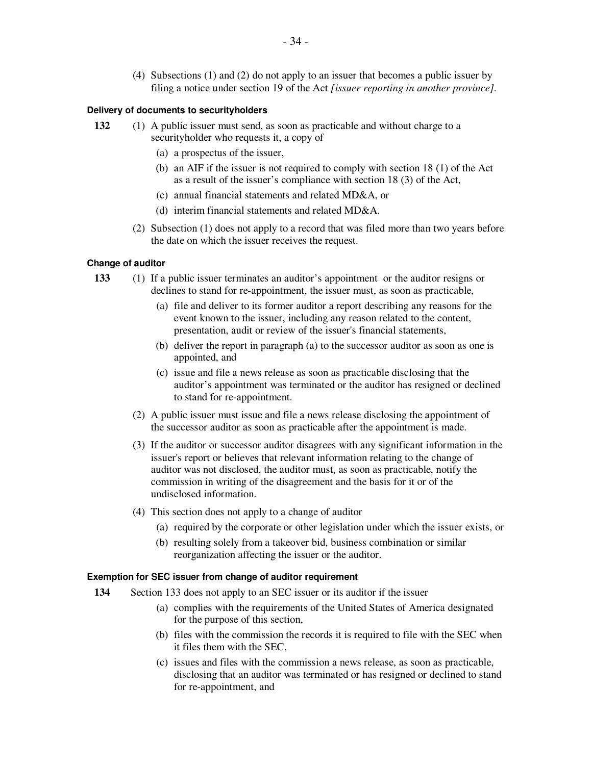(4) Subsections (1) and (2) do not apply to an issuer that becomes a public issuer by filing a notice under section 19 of the Act *[issuer reporting in another province]*.

#### Delivery of documents to securityholders

**132** (1) A public issuer must send, as soon as practicable and without charge to a securityholder who requests it, a copy of

(a) a prospectus of the issuer,

(b) an AIF if the issuer is not required to comply with section 18 (1) of the Act as a result of the issuer's compliance with section 18 (3) of the Act,

(c) annual financial statements and related MD&A, or

(d) interim financial statements and related MD&A.

(2) Subsection (1) does not apply to a record that was filed more than two years before the date on which the issuer receives the request.

#### Change of auditor

**133** (1) If a public issuer terminates an auditor's appointment or the auditor resigns or declines to stand for re-appointment, the issuer must, as soon as practicable,

(a) file and deliver to its former auditor a report describing any reasons for the event known to the issuer, including any reason related to the content, presentation, audit or review of the issuer's financial statements,

(b) deliver the report in paragraph (a) to the successor auditor as soon as one is appointed, and

(c) issue and file a news release as soon as practicable disclosing that the auditor's appointment was terminated or the auditor has resigned or declined to stand for re-appointment.

(2) A public issuer must issue and file a news release disclosing the appointment of the successor auditor as soon as practicable after the appointment is made.

(3) If the auditor or successor auditor disagrees with any significant information in the issuer's report or believes that relevant information relating to the change of auditor was not disclosed, the auditor must, as soon as practicable, notify the commission in writing of the disagreement and the basis for it or of the undisclosed information.

(4) This section does not apply to a change of auditor

(a) required by the corporate or other legislation under which the issuer exists, or

(b) resulting solely from a takeover bid, business combination or similar reorganization affecting the issuer or the auditor.

#### Exemption for SEC issuer from change of auditor requirement

**134** Section 133 does not apply to an SEC issuer or its auditor if the issuer

(a) complies with the requirements of the United States of America designated for the purpose of this section,

(b) files with the commission the records it is required to file with the SEC when it files them with the SEC,

(c) issues and files with the commission a news release, as soon as practicable, disclosing that an auditor was terminated or has resigned or declined to stand for re-appointment, and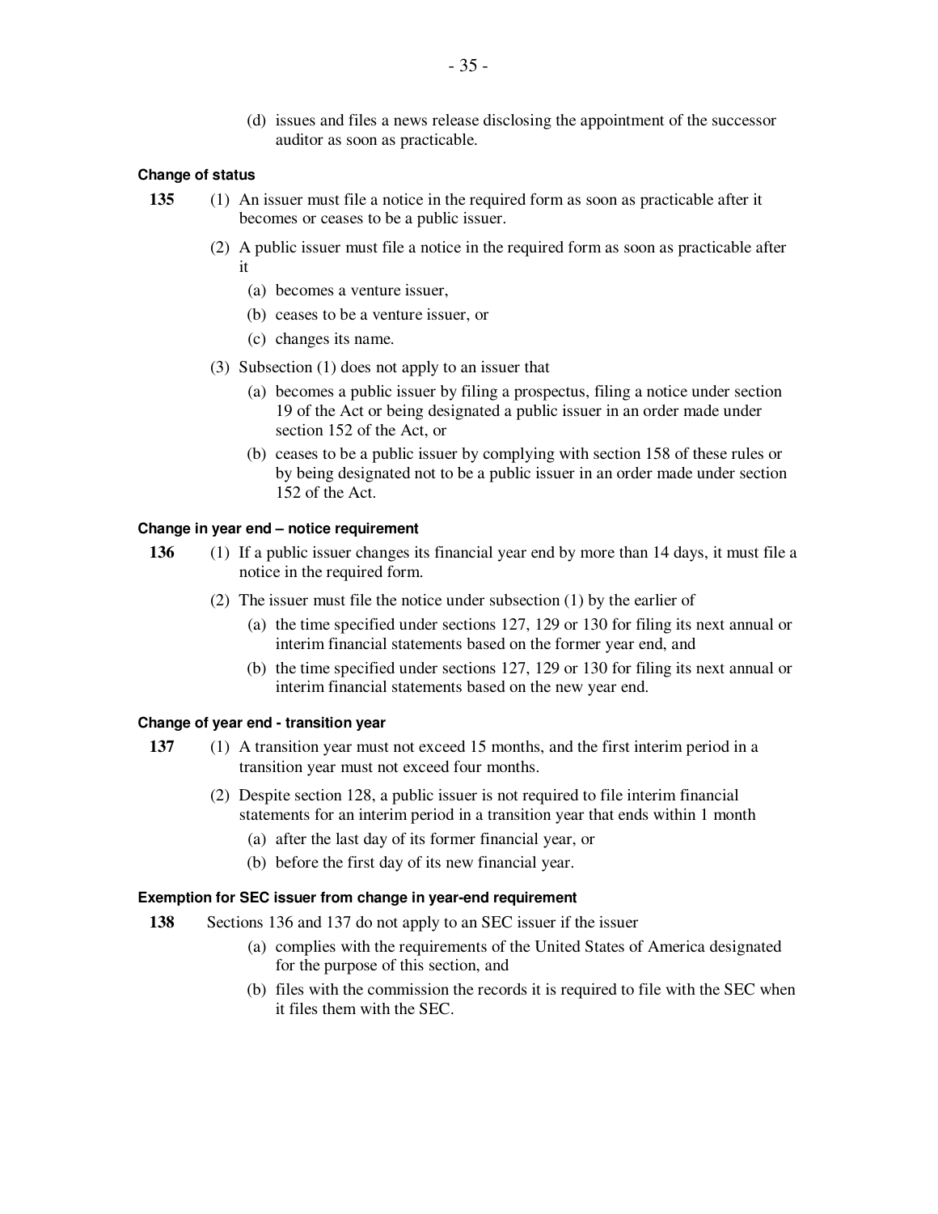(d) issues and files a news release disclosing the appointment of the successor auditor as soon as practicable.

#### Change of status

**135** (1) An issuer must file a notice in the required form as soon as practicable after it becomes or ceases to be a public issuer.

(2) A public issuer must file a notice in the required form as soon as practicable after it

(a) becomes a venture issuer,

(b) ceases to be a venture issuer, or

(c) changes its name.

(3) Subsection (1) does not apply to an issuer that

(a) becomes a public issuer by filing a prospectus, filing a notice under section 19 of the Act or being designated a public issuer in an order made under section 152 of the Act, or

(b) ceases to be a public issuer by complying with section 158 of these rules or by being designated not to be a public issuer in an order made under section 152 of the Act.

#### Change in year end – notice requirement

**136** (1) If a public issuer changes its financial year end by more than 14 days, it must file a notice in the required form.

(2) The issuer must file the notice under subsection (1) by the earlier of

(a) the time specified under sections 127, 129 or 130 for filing its next annual or interim financial statements based on the former year end, and

(b) the time specified under sections 127, 129 or 130 for filing its next annual or interim financial statements based on the new year end.

#### Change of year end - transition year

**137** (1) A transition year must not exceed 15 months, and the first interim period in a transition year must not exceed four months.

(2) Despite section 128, a public issuer is not required to file interim financial statements for an interim period in a transition year that ends within 1 month

(a) after the last day of its former financial year, or

(b) before the first day of its new financial year.

#### Exemption for SEC issuer from change in year-end requirement

**138** Sections 136 and 137 do not apply to an SEC issuer if the issuer

(a) complies with the requirements of the United States of America designated for the purpose of this section, and

(b) files with the commission the records it is required to file with the SEC when it files them with the SEC.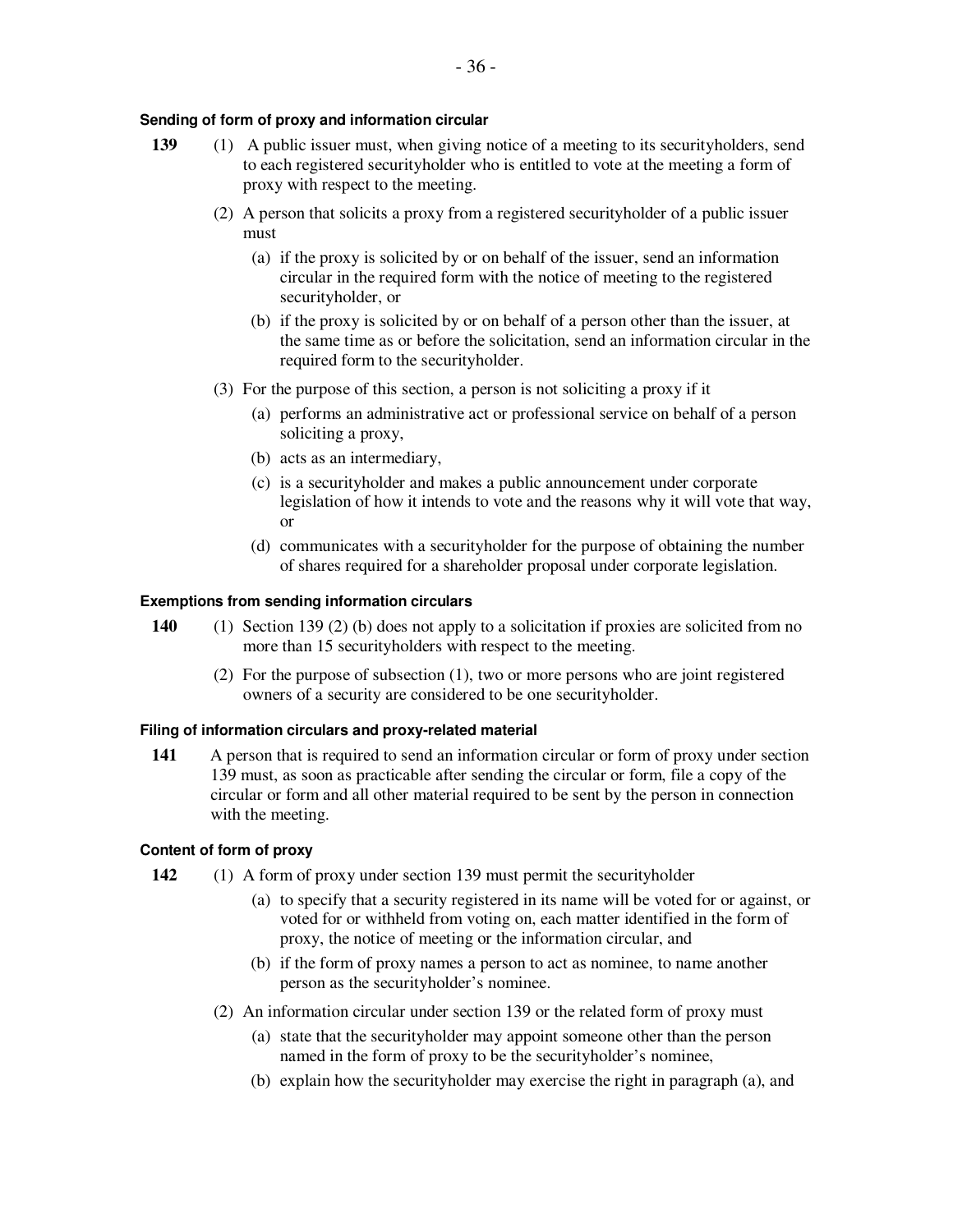#### Sending of form of proxy and information circular

**139** (1) A public issuer must, when giving notice of a meeting to its securityholders, send to each registered securityholder who is entitled to vote at the meeting a form of proxy with respect to the meeting.

(2) A person that solicits a proxy from a registered securityholder of a public issuer must

(a) if the proxy is solicited by or on behalf of the issuer, send an information circular in the required form with the notice of meeting to the registered securityholder, or

(b) if the proxy is solicited by or on behalf of a person other than the issuer, at the same time as or before the solicitation, send an information circular in the required form to the securityholder.

(3) For the purpose of this section, a person is not soliciting a proxy if it

(a) performs an administrative act or professional service on behalf of a person soliciting a proxy,

(b) acts as an intermediary,

(c) is a securityholder and makes a public announcement under corporate legislation of how it intends to vote and the reasons why it will vote that way, or

(d) communicates with a securityholder for the purpose of obtaining the number of shares required for a shareholder proposal under corporate legislation.

#### Exemptions from sending information circulars

**140** (1) Section 139 (2) (b) does not apply to a solicitation if proxies are solicited from no more than 15 securityholders with respect to the meeting.

(2) For the purpose of subsection (1), two or more persons who are joint registered owners of a security are considered to be one securityholder.

#### Filing of information circulars and proxy-related material

**141** A person that is required to send an information circular or form of proxy under section 139 must, as soon as practicable after sending the circular or form, file a copy of the circular or form and all other material required to be sent by the person in connection with the meeting.

#### Content of form of proxy

**142** (1) A form of proxy under section 139 must permit the securityholder

(a) to specify that a security registered in its name will be voted for or against, or voted for or withheld from voting on, each matter identified in the form of proxy, the notice of meeting or the information circular, and

(b) if the form of proxy names a person to act as nominee, to name another person as the securityholder's nominee.

(2) An information circular under section 139 or the related form of proxy must

(a) state that the securityholder may appoint someone other than the person named in the form of proxy to be the securityholder's nominee,

(b) explain how the securityholder may exercise the right in paragraph (a), and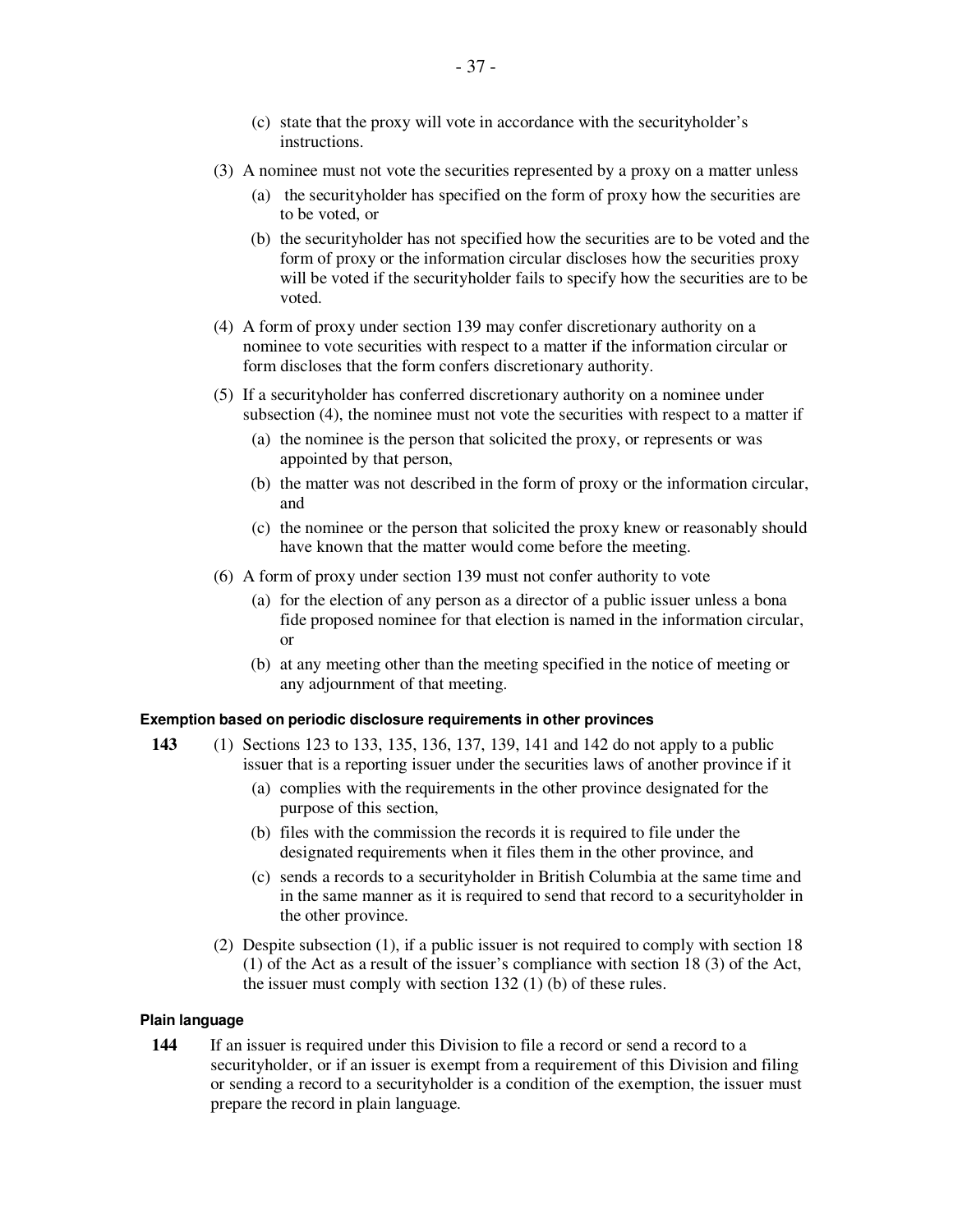(c) state that the proxy will vote in accordance with the securityholder's instructions.

(3) A nominee must not vote the securities represented by a proxy on a matter unless

(a) the securityholder has specified on the form of proxy how the securities are to be voted, or

(b) the securityholder has not specified how the securities are to be voted and the form of proxy or the information circular discloses how the securities proxy will be voted if the securityholder fails to specify how the securities are to be voted.

(4) A form of proxy under section 139 may confer discretionary authority on a nominee to vote securities with respect to a matter if the information circular or form discloses that the form confers discretionary authority.

(5) If a securityholder has conferred discretionary authority on a nominee under subsection (4), the nominee must not vote the securities with respect to a matter if

(a) the nominee is the person that solicited the proxy, or represents or was appointed by that person,

(b) the matter was not described in the form of proxy or the information circular, and

(c) the nominee or the person that solicited the proxy knew or reasonably should have known that the matter would come before the meeting.

(6) A form of proxy under section 139 must not confer authority to vote

(a) for the election of any person as a director of a public issuer unless a bona fide proposed nominee for that election is named in the information circular, or

(b) at any meeting other than the meeting specified in the notice of meeting or any adjournment of that meeting.

#### Exemption based on periodic disclosure requirements in other provinces

**143** (1) Sections 123 to 133, 135, 136, 137, 139, 141 and 142 do not apply to a public issuer that is a reporting issuer under the securities laws of another province if it

(a) complies with the requirements in the other province designated for the purpose of this section,

(b) files with the commission the records it is required to file under the designated requirements when it files them in the other province, and

(c) sends a records to a securityholder in British Columbia at the same time and in the same manner as it is required to send that record to a securityholder in the other province.

(2) Despite subsection (1), if a public issuer is not required to comply with section 18 (1) of the Act as a result of the issuer's compliance with section 18 (3) of the Act, the issuer must comply with section 132 (1) (b) of these rules.

#### Plain language

**144** If an issuer is required under this Division to file a record or send a record to a securityholder, or if an issuer is exempt from a requirement of this Division and filing or sending a record to a securityholder is a condition of the exemption, the issuer must prepare the record in plain language.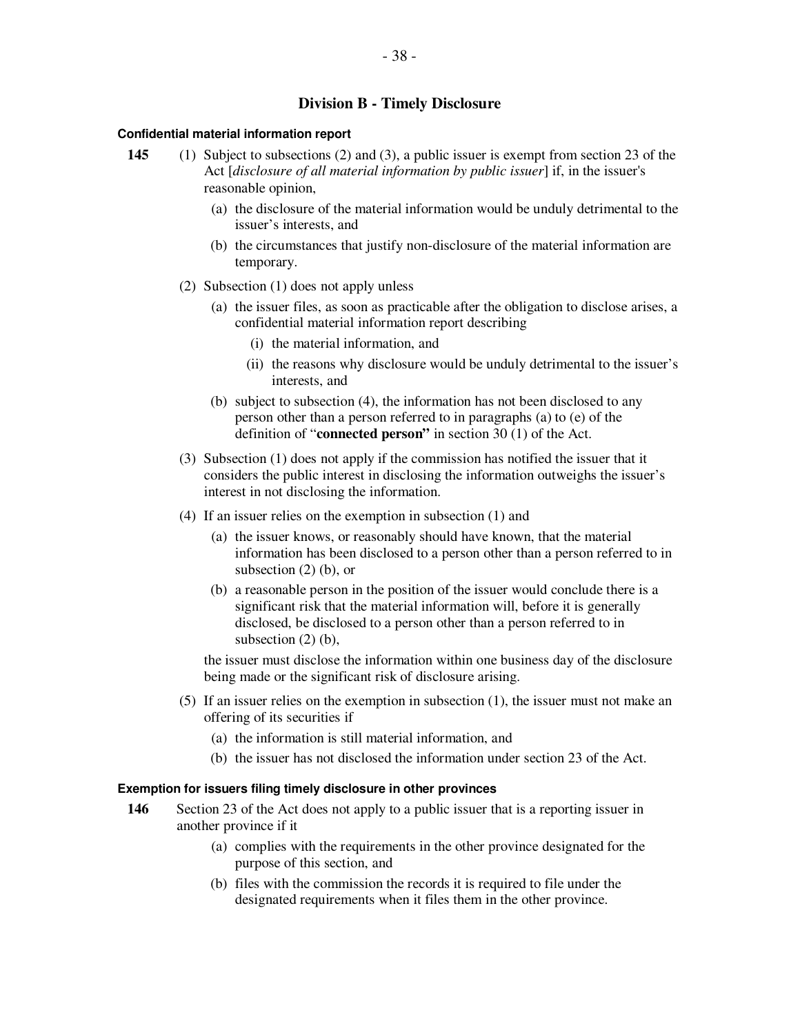## Division B - Timely Disclosure

### Confidential material information report

**145** (1) Subject to subsections (2) and (3), a public issuer is exempt from section 23 of the Act [*disclosure of all material information by public issuer*] if, in the issuer's reasonable opinion,

(a) the disclosure of the material information would be unduly detrimental to the issuer's interests, and

(b) the circumstances that justify non-disclosure of the material information are temporary.

(2) Subsection (1) does not apply unless

(a) the issuer files, as soon as practicable after the obligation to disclose arises, a confidential material information report describing

(i) the material information, and

(ii) the reasons why disclosure would be unduly detrimental to the issuer's interests, and

(b) subject to subsection (4), the information has not been disclosed to any person other than a person referred to in paragraphs (a) to (e) of the definition of "**connected person"** in section 30 (1) of the Act.

(3) Subsection (1) does not apply if the commission has notified the issuer that it considers the public interest in disclosing the information outweighs the issuer's interest in not disclosing the information.

(4) If an issuer relies on the exemption in subsection (1) and

(a) the issuer knows, or reasonably should have known, that the material information has been disclosed to a person other than a person referred to in subsection (2) (b), or

(b) a reasonable person in the position of the issuer would conclude there is a significant risk that the material information will, before it is generally disclosed, be disclosed to a person other than a person referred to in subsection (2) (b),

the issuer must disclose the information within one business day of the disclosure being made or the significant risk of disclosure arising.

(5) If an issuer relies on the exemption in subsection (1), the issuer must not make an offering of its securities if

(a) the information is still material information, and

(b) the issuer has not disclosed the information under section 23 of the Act.

### Exemption for issuers filing timely disclosure in other provinces

**146** Section 23 of the Act does not apply to a public issuer that is a reporting issuer in another province if it

(a) complies with the requirements in the other province designated for the purpose of this section, and

(b) files with the commission the records it is required to file under the designated requirements when it files them in the other province.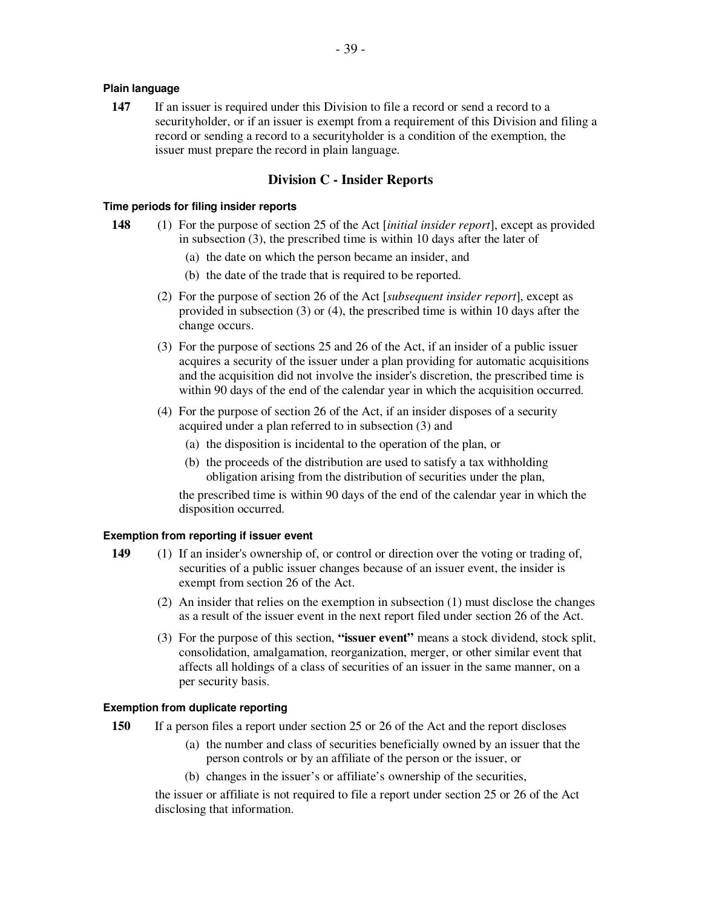#### Plain language

**147** If an issuer is required under this Division to file a record or send a record to a securityholder, or if an issuer is exempt from a requirement of this Division and filing a record or sending a record to a securityholder is a condition of the exemption, the issuer must prepare the record in plain language.

## Division C - Insider Reports

#### Time periods for filing insider reports

**148** (1) For the purpose of section 25 of the Act [*initial insider report*], except as provided in subsection (3), the prescribed time is within 10 days after the later of

(a) the date on which the person became an insider, and

(b) the date of the trade that is required to be reported.

(2) For the purpose of section 26 of the Act [*subsequent insider report*], except as provided in subsection (3) or (4), the prescribed time is within 10 days after the change occurs.

(3) For the purpose of sections 25 and 26 of the Act, if an insider of a public issuer acquires a security of the issuer under a plan providing for automatic acquisitions and the acquisition did not involve the insider's discretion, the prescribed time is within 90 days of the end of the calendar year in which the acquisition occurred.

(4) For the purpose of section 26 of the Act, if an insider disposes of a security acquired under a plan referred to in subsection (3) and

(a) the disposition is incidental to the operation of the plan, or

(b) the proceeds of the distribution are used to satisfy a tax withholding obligation arising from the distribution of securities under the plan,

the prescribed time is within 90 days of the end of the calendar year in which the disposition occurred.

#### Exemption from reporting if issuer event

**149** (1) If an insider's ownership of, or control or direction over the voting or trading of, securities of a public issuer changes because of an issuer event, the insider is exempt from section 26 of the Act.

(2) An insider that relies on the exemption in subsection (1) must disclose the changes as a result of the issuer event in the next report filed under section 26 of the Act.

(3) For the purpose of this section, **"issuer event"** means a stock dividend, stock split, consolidation, amalgamation, reorganization, merger, or other similar event that affects all holdings of a class of securities of an issuer in the same manner, on a per security basis.

#### Exemption from duplicate reporting

**150** If a person files a report under section 25 or 26 of the Act and the report discloses

(a) the number and class of securities beneficially owned by an issuer that the person controls or by an affiliate of the person or the issuer, or

(b) changes in the issuer's or affiliate's ownership of the securities,

the issuer or affiliate is not required to file a report under section 25 or 26 of the Act disclosing that information.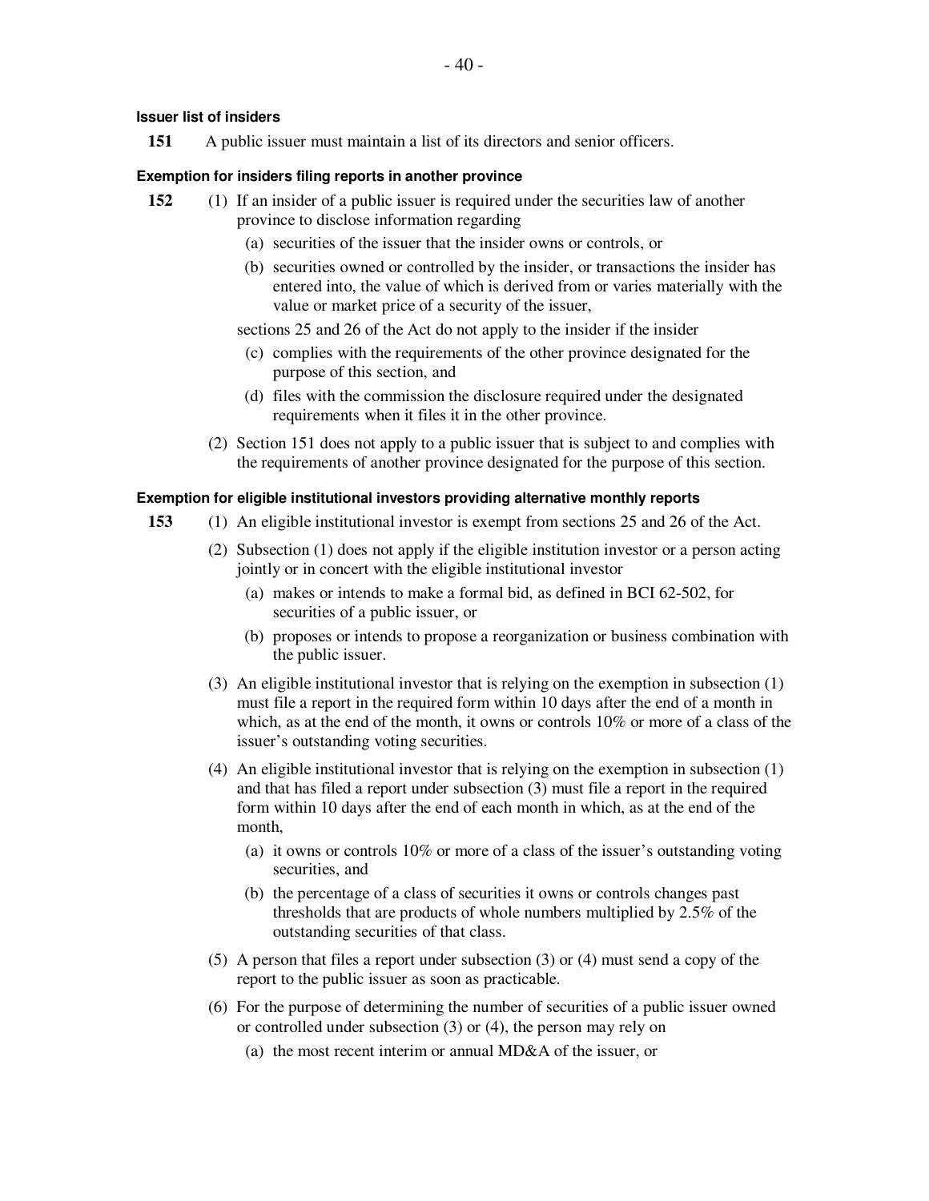**Issuer list of insiders**

**151** A public issuer must maintain a list of its directors and senior officers.

**Exemption for insiders filing reports in another province**

**152** (1) If an insider of a public issuer is required under the securities law of another province to disclose information regarding

(a) securities of the issuer that the insider owns or controls, or

(b) securities owned or controlled by the insider, or transactions the insider has entered into, the value of which is derived from or varies materially with the value or market price of a security of the issuer,

sections 25 and 26 of the Act do not apply to the insider if the insider

(c) complies with the requirements of the other province designated for the purpose of this section, and

(d) files with the commission the disclosure required under the designated requirements when it files it in the other province.

(2) Section 151 does not apply to a public issuer that is subject to and complies with the requirements of another province designated for the purpose of this section.

**Exemption for eligible institutional investors providing alternative monthly reports**

**153** (1) An eligible institutional investor is exempt from sections 25 and 26 of the Act.

(2) Subsection (1) does not apply if the eligible institution investor or a person acting jointly or in concert with the eligible institutional investor

(a) makes or intends to make a formal bid, as defined in BCI 62-502, for securities of a public issuer, or

(b) proposes or intends to propose a reorganization or business combination with the public issuer.

(3) An eligible institutional investor that is relying on the exemption in subsection (1) must file a report in the required form within 10 days after the end of a month in which, as at the end of the month, it owns or controls 10% or more of a class of the issuer's outstanding voting securities.

(4) An eligible institutional investor that is relying on the exemption in subsection (1) and that has filed a report under subsection (3) must file a report in the required form within 10 days after the end of each month in which, as at the end of the month,

(a) it owns or controls 10% or more of a class of the issuer's outstanding voting securities, and

(b) the percentage of a class of securities it owns or controls changes past thresholds that are products of whole numbers multiplied by 2.5% of the outstanding securities of that class.

(5) A person that files a report under subsection (3) or (4) must send a copy of the report to the public issuer as soon as practicable.

(6) For the purpose of determining the number of securities of a public issuer owned or controlled under subsection (3) or (4), the person may rely on

(a) the most recent interim or annual MD&A of the issuer, or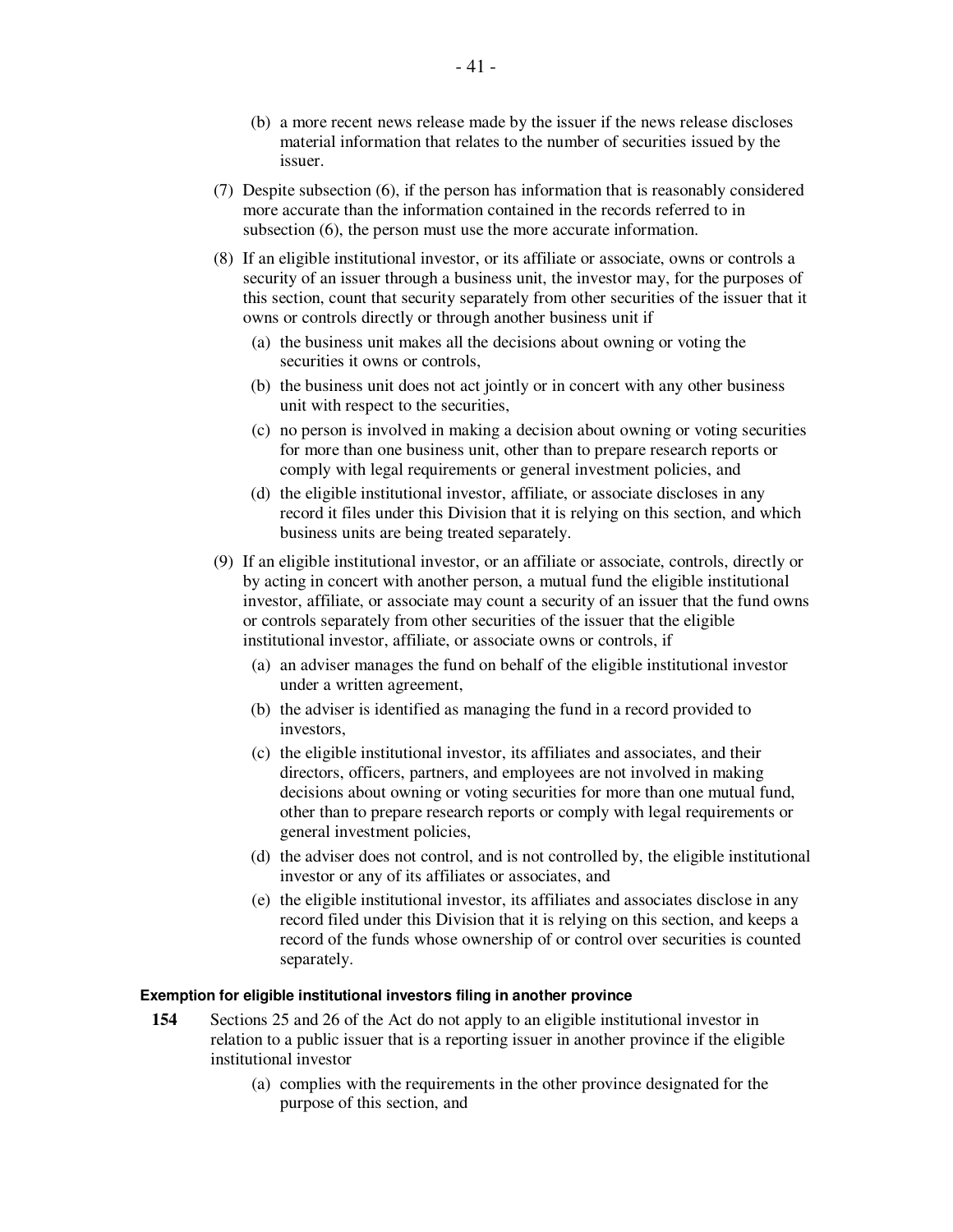(b) a more recent news release made by the issuer if the news release discloses material information that relates to the number of securities issued by the issuer.

(7) Despite subsection (6), if the person has information that is reasonably considered more accurate than the information contained in the records referred to in subsection (6), the person must use the more accurate information.

(8) If an eligible institutional investor, or its affiliate or associate, owns or controls a security of an issuer through a business unit, the investor may, for the purposes of this section, count that security separately from other securities of the issuer that it owns or controls directly or through another business unit if

(a) the business unit makes all the decisions about owning or voting the securities it owns or controls,

(b) the business unit does not act jointly or in concert with any other business unit with respect to the securities,

(c) no person is involved in making a decision about owning or voting securities for more than one business unit, other than to prepare research reports or comply with legal requirements or general investment policies, and

(d) the eligible institutional investor, affiliate, or associate discloses in any record it files under this Division that it is relying on this section, and which business units are being treated separately.

(9) If an eligible institutional investor, or an affiliate or associate, controls, directly or by acting in concert with another person, a mutual fund the eligible institutional investor, affiliate, or associate may count a security of an issuer that the fund owns or controls separately from other securities of the issuer that the eligible institutional investor, affiliate, or associate owns or controls, if

(a) an adviser manages the fund on behalf of the eligible institutional investor under a written agreement,

(b) the adviser is identified as managing the fund in a record provided to investors,

(c) the eligible institutional investor, its affiliates and associates, and their directors, officers, partners, and employees are not involved in making decisions about owning or voting securities for more than one mutual fund, other than to prepare research reports or comply with legal requirements or general investment policies,

(d) the adviser does not control, and is not controlled by, the eligible institutional investor or any of its affiliates or associates, and

(e) the eligible institutional investor, its affiliates and associates disclose in any record filed under this Division that it is relying on this section, and keeps a record of the funds whose ownership of or control over securities is counted separately.

#### Exemption for eligible institutional investors filing in another province

**154** Sections 25 and 26 of the Act do not apply to an eligible institutional investor in relation to a public issuer that is a reporting issuer in another province if the eligible institutional investor

(a) complies with the requirements in the other province designated for the purpose of this section, and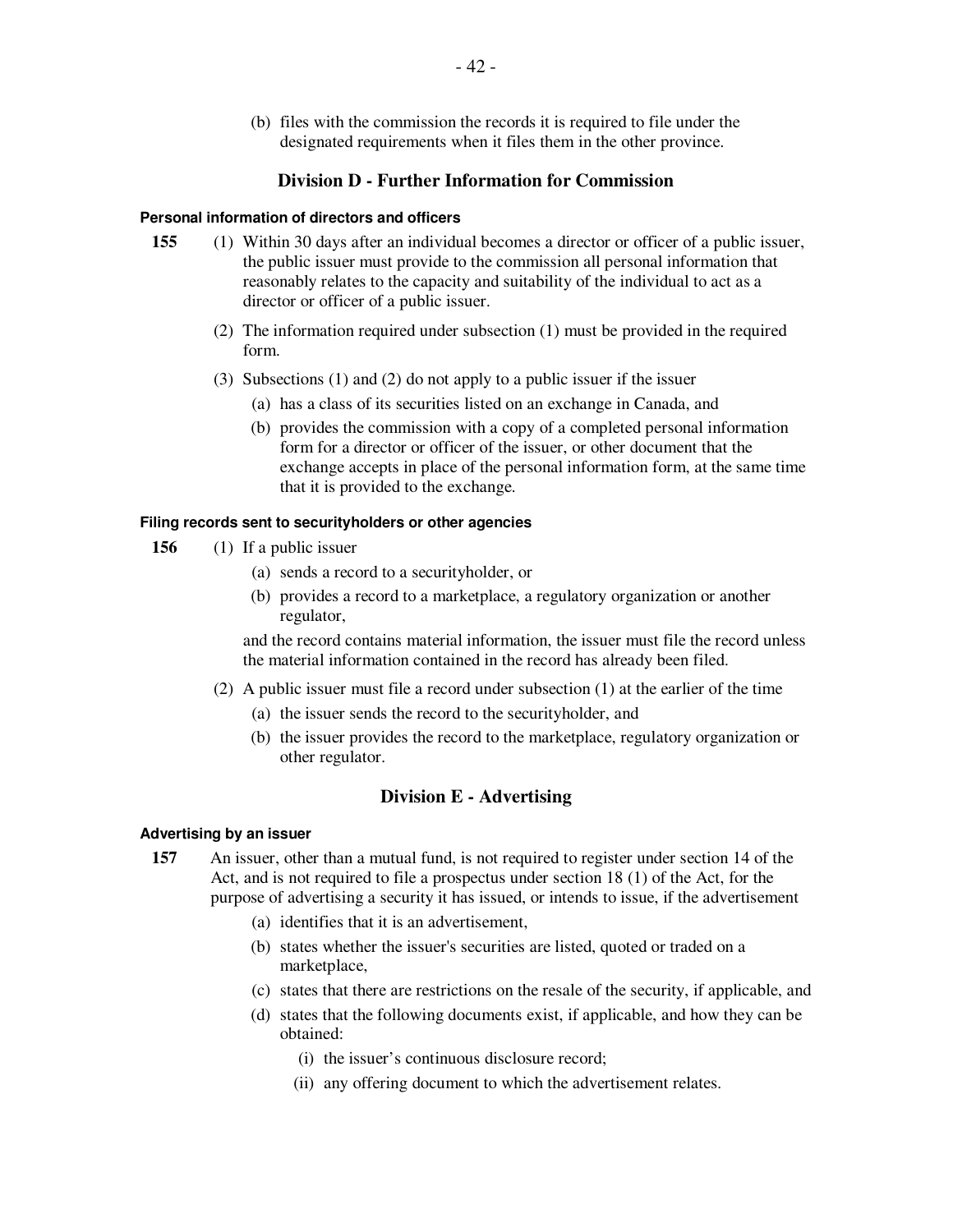(b) files with the commission the records it is required to file under the designated requirements when it files them in the other province.

## Division D - Further Information for Commission

#### Personal information of directors and officers

**155** (1) Within 30 days after an individual becomes a director or officer of a public issuer, the public issuer must provide to the commission all personal information that reasonably relates to the capacity and suitability of the individual to act as a director or officer of a public issuer.

(2) The information required under subsection (1) must be provided in the required form.

(3) Subsections (1) and (2) do not apply to a public issuer if the issuer

- (a) has a class of its securities listed on an exchange in Canada, and
- (b) provides the commission with a copy of a completed personal information form for a director or officer of the issuer, or other document that the exchange accepts in place of the personal information form, at the same time that it is provided to the exchange.

#### Filing records sent to securityholders or other agencies

**156** (1) If a public issuer

- (a) sends a record to a securityholder, or
- (b) provides a record to a marketplace, a regulatory organization or another regulator,

and the record contains material information, the issuer must file the record unless the material information contained in the record has already been filed.

(2) A public issuer must file a record under subsection (1) at the earlier of the time

- (a) the issuer sends the record to the securityholder, and
- (b) the issuer provides the record to the marketplace, regulatory organization or other regulator.

## Division E - Advertising

#### Advertising by an issuer

**157** An issuer, other than a mutual fund, is not required to register under section 14 of the Act, and is not required to file a prospectus under section 18 (1) of the Act, for the purpose of advertising a security it has issued, or intends to issue, if the advertisement

- (a) identifies that it is an advertisement,
- (b) states whether the issuer's securities are listed, quoted or traded on a marketplace,
- (c) states that there are restrictions on the resale of the security, if applicable, and
- (d) states that the following documents exist, if applicable, and how they can be obtained:
  - (i) the issuer's continuous disclosure record;
  - (ii) any offering document to which the advertisement relates.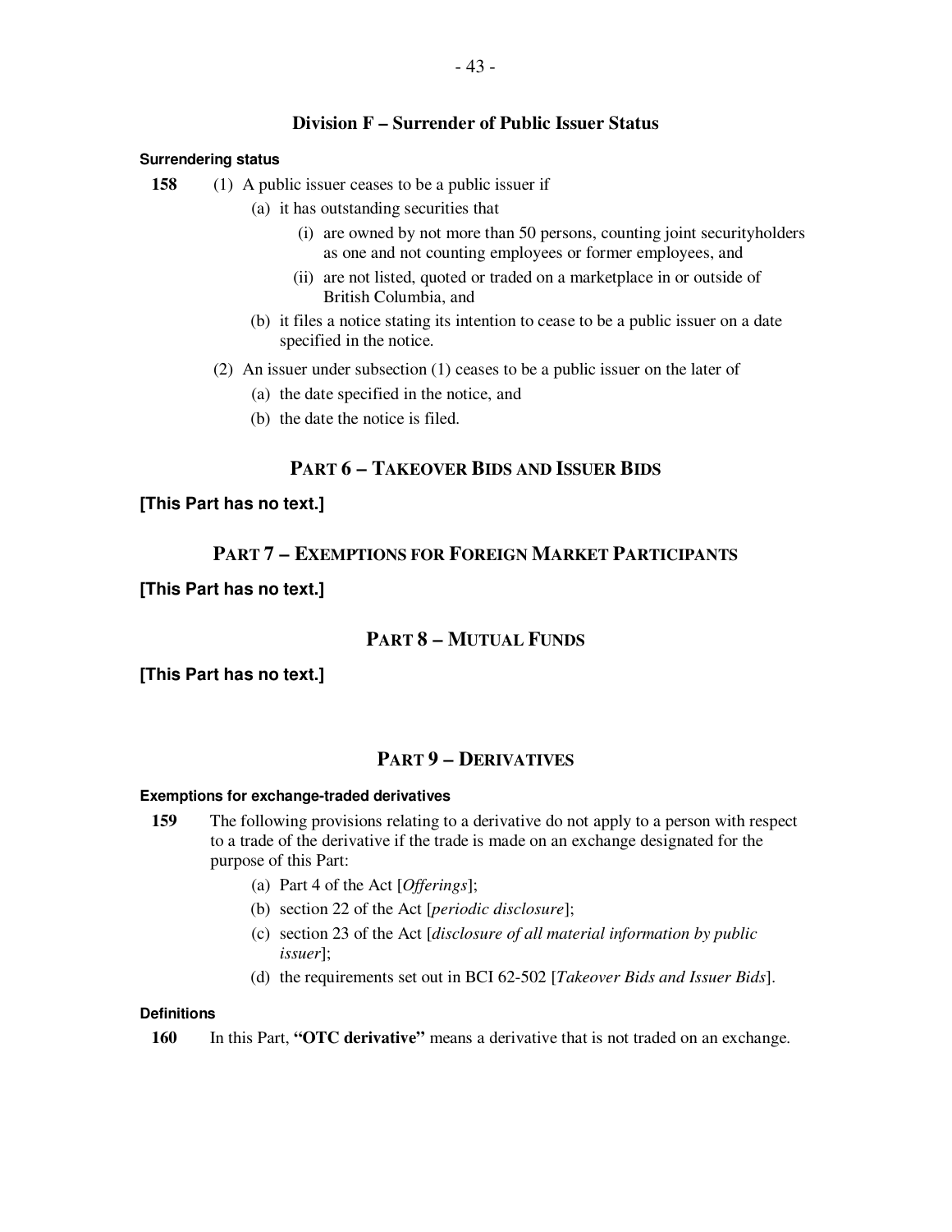## Division F – Surrender of Public Issuer Status

**Surrendering status**

**158** (1) A public issuer ceases to be a public issuer if

(a) it has outstanding securities that

(i) are owned by not more than 50 persons, counting joint securityholders as one and not counting employees or former employees, and

(ii) are not listed, quoted or traded on a marketplace in or outside of British Columbia, and

(b) it files a notice stating its intention to cease to be a public issuer on a date specified in the notice.

(2) An issuer under subsection (1) ceases to be a public issuer on the later of

(a) the date specified in the notice, and

(b) the date the notice is filed.

## PART 6 – TAKEOVER BIDS AND ISSUER BIDS

**[This Part has no text.]**

## PART 7 – EXEMPTIONS FOR FOREIGN MARKET PARTICIPANTS

**[This Part has no text.]**

## PART 8 – MUTUAL FUNDS

**[This Part has no text.]**

## PART 9 – DERIVATIVES

**Exemptions for exchange-traded derivatives**

**159** The following provisions relating to a derivative do not apply to a person with respect to a trade of the derivative if the trade is made on an exchange designated for the purpose of this Part:

(a) Part 4 of the Act [*Offerings*];

(b) section 22 of the Act [*periodic disclosure*];

(c) section 23 of the Act [*disclosure of all material information by public issuer*];

(d) the requirements set out in BCI 62-502 [*Takeover Bids and Issuer Bids*].

**Definitions**

**160** In this Part, **"OTC derivative"** means a derivative that is not traded on an exchange.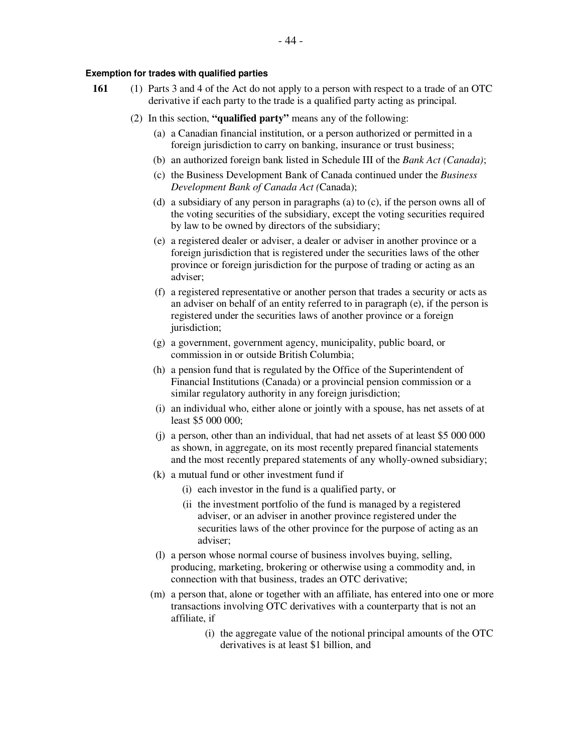**Exemption for trades with qualified parties**

**161** (1) Parts 3 and 4 of the Act do not apply to a person with respect to a trade of an OTC derivative if each party to the trade is a qualified party acting as principal.

(2) In this section, **"qualified party"** means any of the following:

(a) a Canadian financial institution, or a person authorized or permitted in a foreign jurisdiction to carry on banking, insurance or trust business;

(b) an authorized foreign bank listed in Schedule III of the *Bank Act (Canada)*;

(c) the Business Development Bank of Canada continued under the *Business Development Bank of Canada Act (*Canada);

(d) a subsidiary of any person in paragraphs (a) to (c), if the person owns all of the voting securities of the subsidiary, except the voting securities required by law to be owned by directors of the subsidiary;

(e) a registered dealer or adviser, a dealer or adviser in another province or a foreign jurisdiction that is registered under the securities laws of the other province or foreign jurisdiction for the purpose of trading or acting as an adviser;

(f) a registered representative or another person that trades a security or acts as an adviser on behalf of an entity referred to in paragraph (e), if the person is registered under the securities laws of another province or a foreign jurisdiction;

(g) a government, government agency, municipality, public board, or commission in or outside British Columbia;

(h) a pension fund that is regulated by the Office of the Superintendent of Financial Institutions (Canada) or a provincial pension commission or a similar regulatory authority in any foreign jurisdiction;

(i) an individual who, either alone or jointly with a spouse, has net assets of at least $5 000 000;

(j) a person, other than an individual, that had net assets of at least $5 000 000 as shown, in aggregate, on its most recently prepared financial statements and the most recently prepared statements of any wholly-owned subsidiary;

(k) a mutual fund or other investment fund if

(i) each investor in the fund is a qualified party, or

(ii the investment portfolio of the fund is managed by a registered adviser, or an adviser in another province registered under the securities laws of the other province for the purpose of acting as an adviser;

(l) a person whose normal course of business involves buying, selling, producing, marketing, brokering or otherwise using a commodity and, in connection with that business, trades an OTC derivative;

(m) a person that, alone or together with an affiliate, has entered into one or more transactions involving OTC derivatives with a counterparty that is not an affiliate, if

(i) the aggregate value of the notional principal amounts of the OTC derivatives is at least $1 billion, and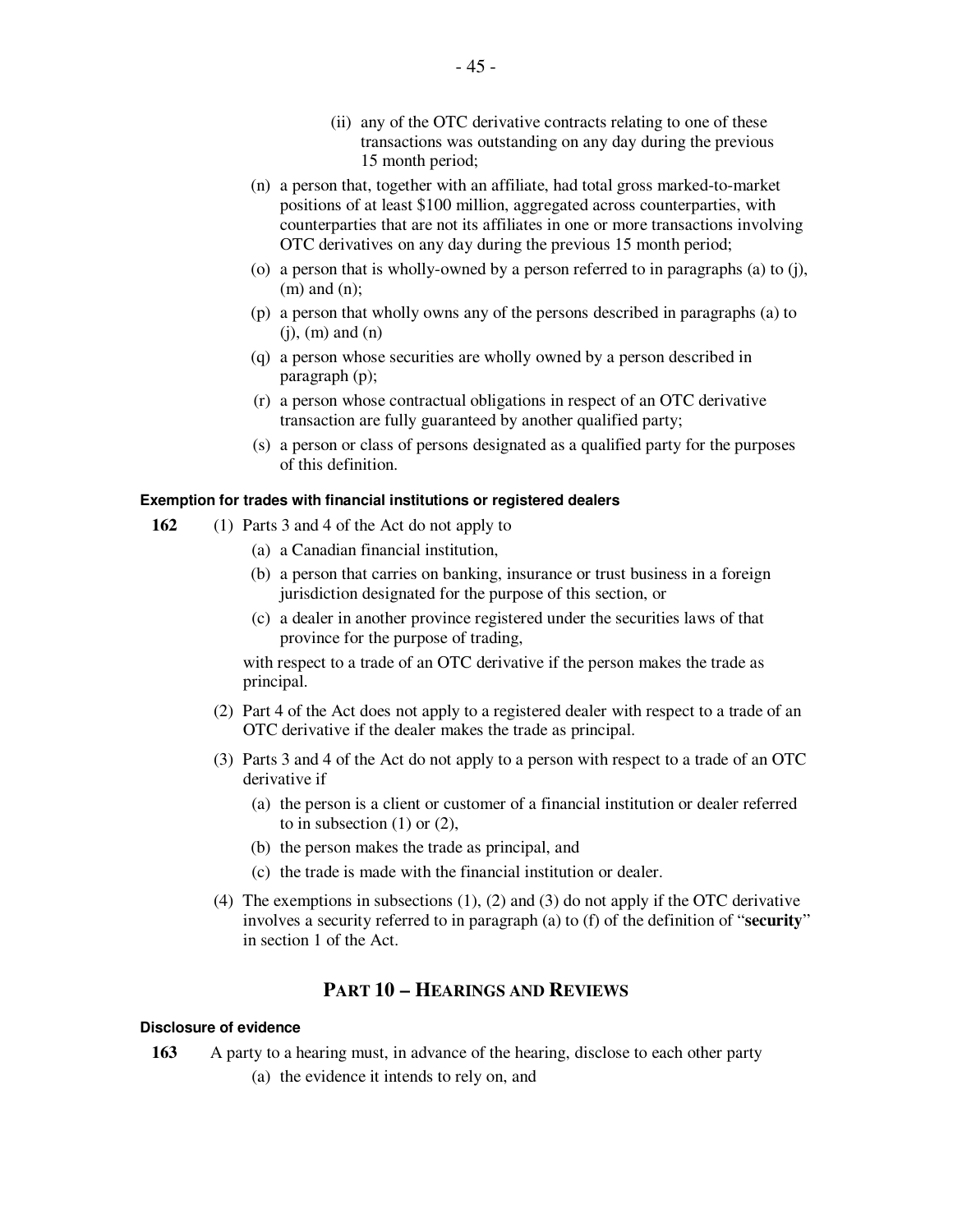(ii) any of the OTC derivative contracts relating to one of these transactions was outstanding on any day during the previous 15 month period;

(n) a person that, together with an affiliate, had total gross marked-to-market positions of at least $100 million, aggregated across counterparties, with counterparties that are not its affiliates in one or more transactions involving OTC derivatives on any day during the previous 15 month period;

(o) a person that is wholly-owned by a person referred to in paragraphs (a) to (j), (m) and (n);

(p) a person that wholly owns any of the persons described in paragraphs (a) to (j), (m) and (n)

(q) a person whose securities are wholly owned by a person described in paragraph (p);

(r) a person whose contractual obligations in respect of an OTC derivative transaction are fully guaranteed by another qualified party;

(s) a person or class of persons designated as a qualified party for the purposes of this definition.

#### Exemption for trades with financial institutions or registered dealers

**162** (1) Parts 3 and 4 of the Act do not apply to

(a) a Canadian financial institution,

(b) a person that carries on banking, insurance or trust business in a foreign jurisdiction designated for the purpose of this section, or

(c) a dealer in another province registered under the securities laws of that province for the purpose of trading,

with respect to a trade of an OTC derivative if the person makes the trade as principal.

(2) Part 4 of the Act does not apply to a registered dealer with respect to a trade of an OTC derivative if the dealer makes the trade as principal.

(3) Parts 3 and 4 of the Act do not apply to a person with respect to a trade of an OTC derivative if

(a) the person is a client or customer of a financial institution or dealer referred to in subsection (1) or (2),

(b) the person makes the trade as principal, and

(c) the trade is made with the financial institution or dealer.

(4) The exemptions in subsections (1), (2) and (3) do not apply if the OTC derivative involves a security referred to in paragraph (a) to (f) of the definition of "**security**" in section 1 of the Act.

## PART 10 – HEARINGS AND REVIEWS

#### Disclosure of evidence

**163** A party to a hearing must, in advance of the hearing, disclose to each other party

(a) the evidence it intends to rely on, and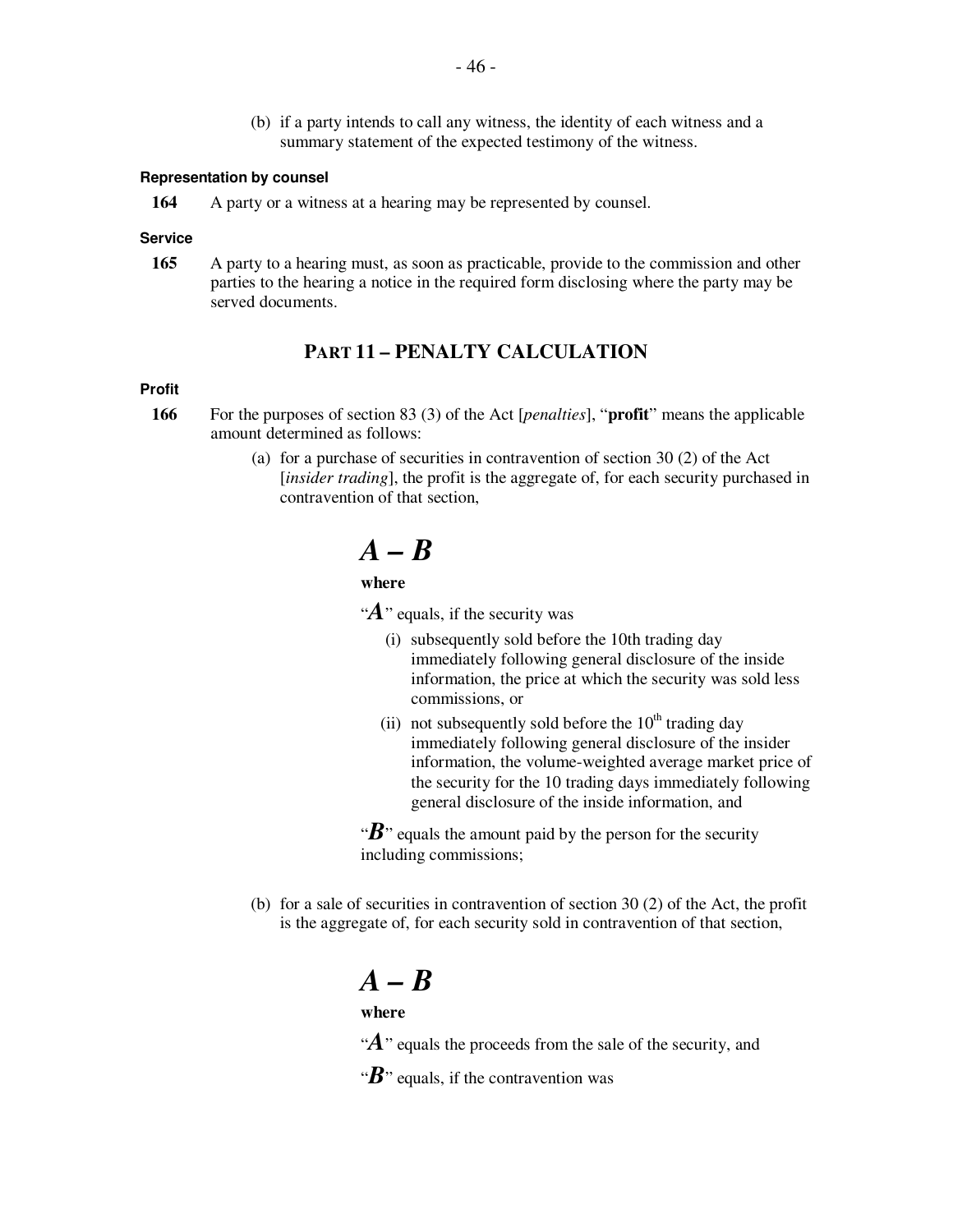(b) if a party intends to call any witness, the identity of each witness and a summary statement of the expected testimony of the witness.

#### Representation by counsel

**164** A party or a witness at a hearing may be represented by counsel.

#### Service

**165** A party to a hearing must, as soon as practicable, provide to the commission and other parties to the hearing a notice in the required form disclosing where the party may be served documents.

## PART 11 – PENALTY CALCULATION

#### Profit

**166** For the purposes of section 83 (3) of the Act [*penalties*], "**profit**" means the applicable amount determined as follows:

(a) for a purchase of securities in contravention of section 30 (2) of the Act [*insider trading*], the profit is the aggregate of, for each security purchased in contravention of that section,

$$A - B$$

**where**

"$A$" equals, if the security was

(i) subsequently sold before the 10th trading day immediately following general disclosure of the inside information, the price at which the security was sold less commissions, or

(ii) not subsequently sold before the 10th trading day immediately following general disclosure of the insider information, the volume-weighted average market price of the security for the 10 trading days immediately following general disclosure of the inside information, and

"$B$" equals the amount paid by the person for the security including commissions;

(b) for a sale of securities in contravention of section 30 (2) of the Act, the profit is the aggregate of, for each security sold in contravention of that section,

$$A - B$$

**where**

"$A$" equals the proceeds from the sale of the security, and

"$B$" equals, if the contravention was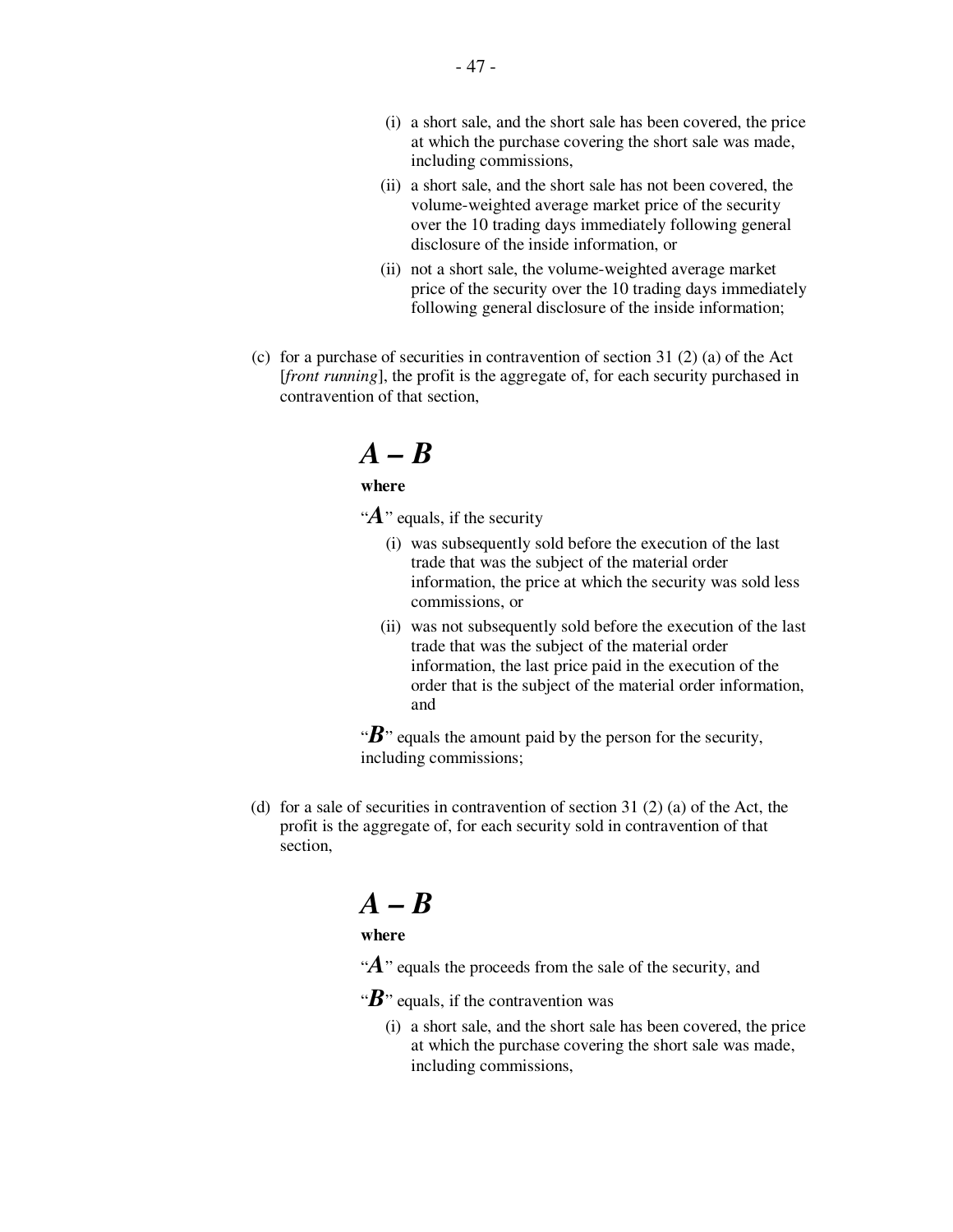(i) a short sale, and the short sale has been covered, the price at which the purchase covering the short sale was made, including commissions,

(ii) a short sale, and the short sale has not been covered, the volume-weighted average market price of the security over the 10 trading days immediately following general disclosure of the inside information, or

(ii) not a short sale, the volume-weighted average market price of the security over the 10 trading days immediately following general disclosure of the inside information;

(c) for a purchase of securities in contravention of section 31 (2) (a) of the Act [*front running*], the profit is the aggregate of, for each security purchased in contravention of that section,

$$A - B$$

**where**

"$A$" equals, if the security

(i) was subsequently sold before the execution of the last trade that was the subject of the material order information, the price at which the security was sold less commissions, or

(ii) was not subsequently sold before the execution of the last trade that was the subject of the material order information, the last price paid in the execution of the order that is the subject of the material order information, and

"$B$" equals the amount paid by the person for the security, including commissions;

(d) for a sale of securities in contravention of section 31 (2) (a) of the Act, the profit is the aggregate of, for each security sold in contravention of that section,

$$A - B$$

**where**

"$A$" equals the proceeds from the sale of the security, and

"$B$" equals, if the contravention was

(i) a short sale, and the short sale has been covered, the price at which the purchase covering the short sale was made, including commissions,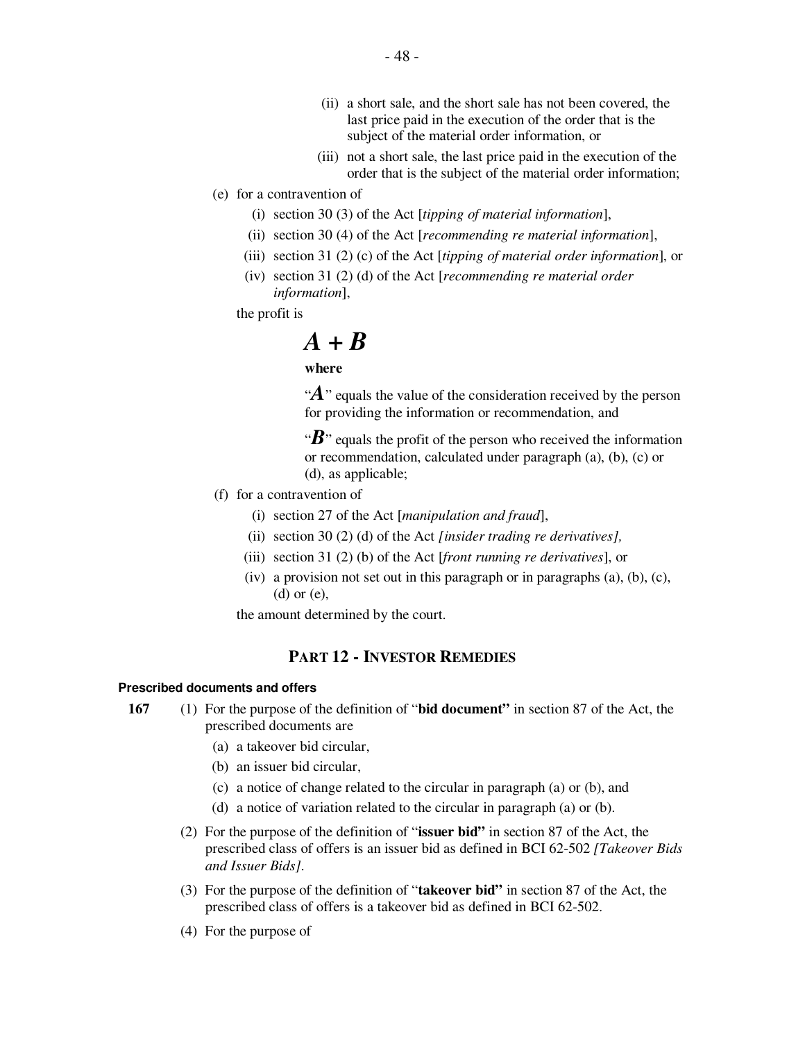(ii) a short sale, and the short sale has not been covered, the last price paid in the execution of the order that is the subject of the material order information, or

(iii) not a short sale, the last price paid in the execution of the order that is the subject of the material order information;

(e) for a contravention of

(i) section 30 (3) of the Act [*tipping of material information*],

(ii) section 30 (4) of the Act [*recommending re material information*],

(iii) section 31 (2) (c) of the Act [*tipping of material order information*], or

(iv) section 31 (2) (d) of the Act [*recommending re material order information*],

the profit is

$$A + B$$

**where**

"$A$" equals the value of the consideration received by the person for providing the information or recommendation, and

"$B$" equals the profit of the person who received the information or recommendation, calculated under paragraph (a), (b), (c) or (d), as applicable;

(f) for a contravention of

(i) section 27 of the Act [*manipulation and fraud*],

(ii) section 30 (2) (d) of the Act *[insider trading re derivatives],*

(iii) section 31 (2) (b) of the Act [*front running re derivatives*], or

(iv) a provision not set out in this paragraph or in paragraphs (a), (b), (c), (d) or (e),

the amount determined by the court.

## PART 12 - INVESTOR REMEDIES

#### Prescribed documents and offers

**167** (1) For the purpose of the definition of "**bid document"** in section 87 of the Act, the prescribed documents are

(a) a takeover bid circular,

(b) an issuer bid circular,

(c) a notice of change related to the circular in paragraph (a) or (b), and

(d) a notice of variation related to the circular in paragraph (a) or (b).

(2) For the purpose of the definition of "**issuer bid"** in section 87 of the Act, the prescribed class of offers is an issuer bid as defined in BCI 62-502 *[Takeover Bids and Issuer Bids]*.

(3) For the purpose of the definition of "**takeover bid"** in section 87 of the Act, the prescribed class of offers is a takeover bid as defined in BCI 62-502.

(4) For the purpose of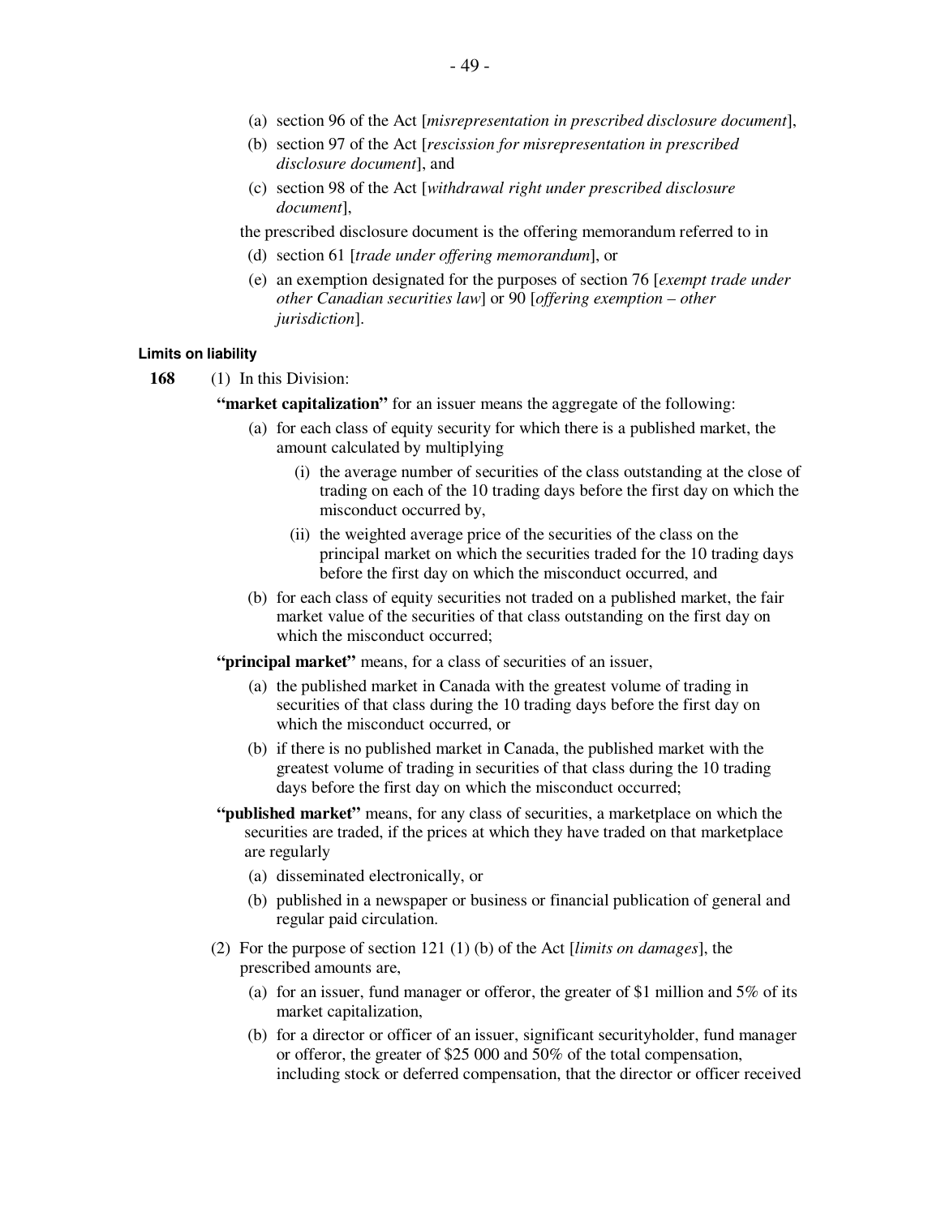(a) section 96 of the Act [*misrepresentation in prescribed disclosure document*],

(b) section 97 of the Act [*rescission for misrepresentation in prescribed disclosure document*], and

(c) section 98 of the Act [*withdrawal right under prescribed disclosure document*],

the prescribed disclosure document is the offering memorandum referred to in

(d) section 61 [*trade under offering memorandum*], or

(e) an exemption designated for the purposes of section 76 [*exempt trade under other Canadian securities law*] or 90 [*offering exemption – other jurisdiction*].

#### Limits on liability

**168** (1) In this Division:

**"market capitalization"** for an issuer means the aggregate of the following:

(a) for each class of equity security for which there is a published market, the amount calculated by multiplying

(i) the average number of securities of the class outstanding at the close of trading on each of the 10 trading days before the first day on which the misconduct occurred by,

(ii) the weighted average price of the securities of the class on the principal market on which the securities traded for the 10 trading days before the first day on which the misconduct occurred, and

(b) for each class of equity securities not traded on a published market, the fair market value of the securities of that class outstanding on the first day on which the misconduct occurred;

**"principal market"** means, for a class of securities of an issuer,

(a) the published market in Canada with the greatest volume of trading in securities of that class during the 10 trading days before the first day on which the misconduct occurred, or

(b) if there is no published market in Canada, the published market with the greatest volume of trading in securities of that class during the 10 trading days before the first day on which the misconduct occurred;

**"published market"** means, for any class of securities, a marketplace on which the securities are traded, if the prices at which they have traded on that marketplace are regularly

(a) disseminated electronically, or

(b) published in a newspaper or business or financial publication of general and regular paid circulation.

(2) For the purpose of section 121 (1) (b) of the Act [*limits on damages*], the prescribed amounts are,

(a) for an issuer, fund manager or offeror, the greater of $1 million and 5% of its market capitalization,

(b) for a director or officer of an issuer, significant securityholder, fund manager or offeror, the greater of $25 000 and 50% of the total compensation, including stock or deferred compensation, that the director or officer received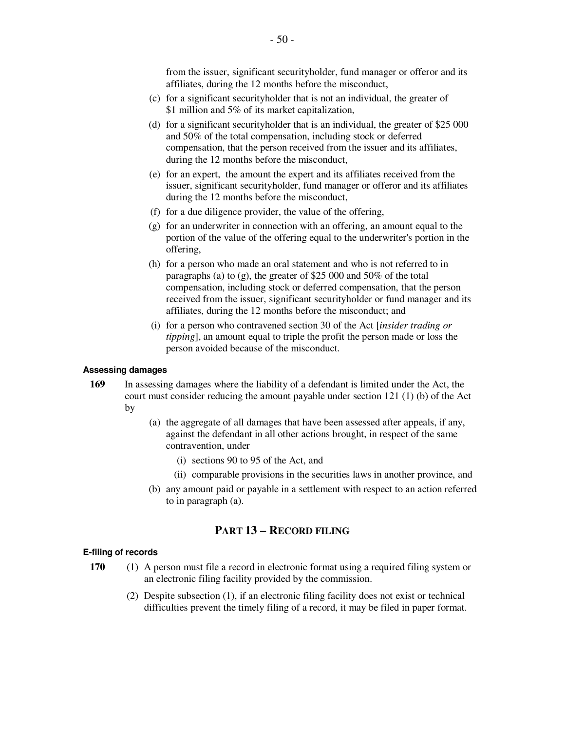from the issuer, significant securityholder, fund manager or offeror and its affiliates, during the 12 months before the misconduct,

(c) for a significant securityholder that is not an individual, the greater of $1 million and 5% of its market capitalization,

(d) for a significant securityholder that is an individual, the greater of $25 000 and 50% of the total compensation, including stock or deferred compensation, that the person received from the issuer and its affiliates, during the 12 months before the misconduct,

(e) for an expert, the amount the expert and its affiliates received from the issuer, significant securityholder, fund manager or offeror and its affiliates during the 12 months before the misconduct,

(f) for a due diligence provider, the value of the offering,

(g) for an underwriter in connection with an offering, an amount equal to the portion of the value of the offering equal to the underwriter's portion in the offering,

(h) for a person who made an oral statement and who is not referred to in paragraphs (a) to (g), the greater of $25 000 and 50% of the total compensation, including stock or deferred compensation, that the person received from the issuer, significant securityholder or fund manager and its affiliates, during the 12 months before the misconduct; and

(i) for a person who contravened section 30 of the Act [*insider trading or tipping*], an amount equal to triple the profit the person made or loss the person avoided because of the misconduct.

#### Assessing damages

**169** In assessing damages where the liability of a defendant is limited under the Act, the court must consider reducing the amount payable under section 121 (1) (b) of the Act by

(a) the aggregate of all damages that have been assessed after appeals, if any, against the defendant in all other actions brought, in respect of the same contravention, under

(i) sections 90 to 95 of the Act, and

(ii) comparable provisions in the securities laws in another province, and

(b) any amount paid or payable in a settlement with respect to an action referred to in paragraph (a).

## PART 13 – RECORD FILING

#### E-filing of records

**170** (1) A person must file a record in electronic format using a required filing system or an electronic filing facility provided by the commission.

(2) Despite subsection (1), if an electronic filing facility does not exist or technical difficulties prevent the timely filing of a record, it may be filed in paper format.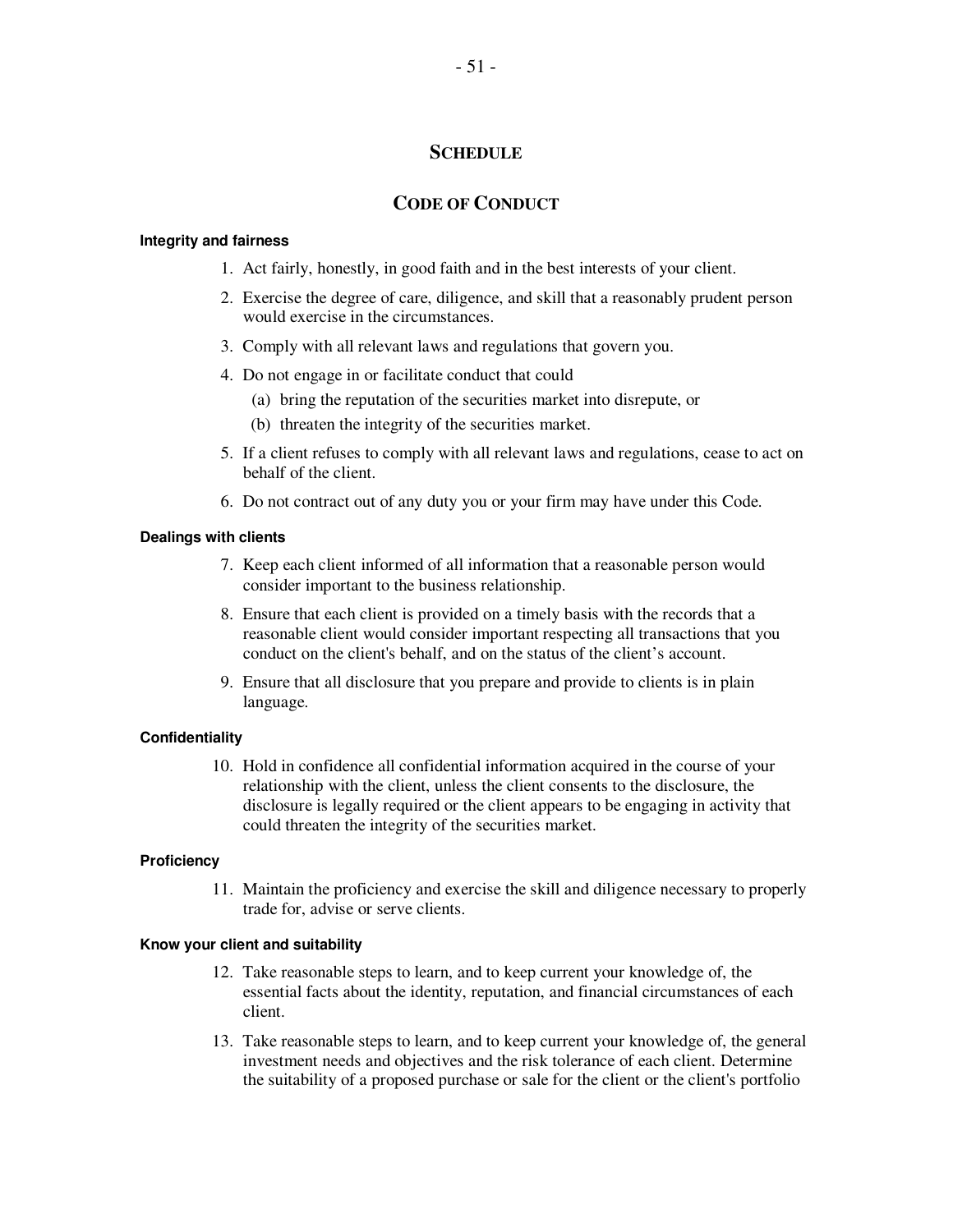## SCHEDULE

## CODE OF CONDUCT

#### Integrity and fairness

1. Act fairly, honestly, in good faith and in the best interests of your client.
2. Exercise the degree of care, diligence, and skill that a reasonably prudent person would exercise in the circumstances.
3. Comply with all relevant laws and regulations that govern you.
4. Do not engage in or facilitate conduct that could
   (a) bring the reputation of the securities market into disrepute, or
   (b) threaten the integrity of the securities market.
5. If a client refuses to comply with all relevant laws and regulations, cease to act on behalf of the client.
6. Do not contract out of any duty you or your firm may have under this Code.

#### Dealings with clients

7. Keep each client informed of all information that a reasonable person would consider important to the business relationship.
8. Ensure that each client is provided on a timely basis with the records that a reasonable client would consider important respecting all transactions that you conduct on the client's behalf, and on the status of the client's account.
9. Ensure that all disclosure that you prepare and provide to clients is in plain language.

#### Confidentiality

10. Hold in confidence all confidential information acquired in the course of your relationship with the client, unless the client consents to the disclosure, the disclosure is legally required or the client appears to be engaging in activity that could threaten the integrity of the securities market.

#### Proficiency

11. Maintain the proficiency and exercise the skill and diligence necessary to properly trade for, advise or serve clients.

#### Know your client and suitability

12. Take reasonable steps to learn, and to keep current your knowledge of, the essential facts about the identity, reputation, and financial circumstances of each client.
13. Take reasonable steps to learn, and to keep current your knowledge of, the general investment needs and objectives and the risk tolerance of each client. Determine the suitability of a proposed purchase or sale for the client or the client's portfolio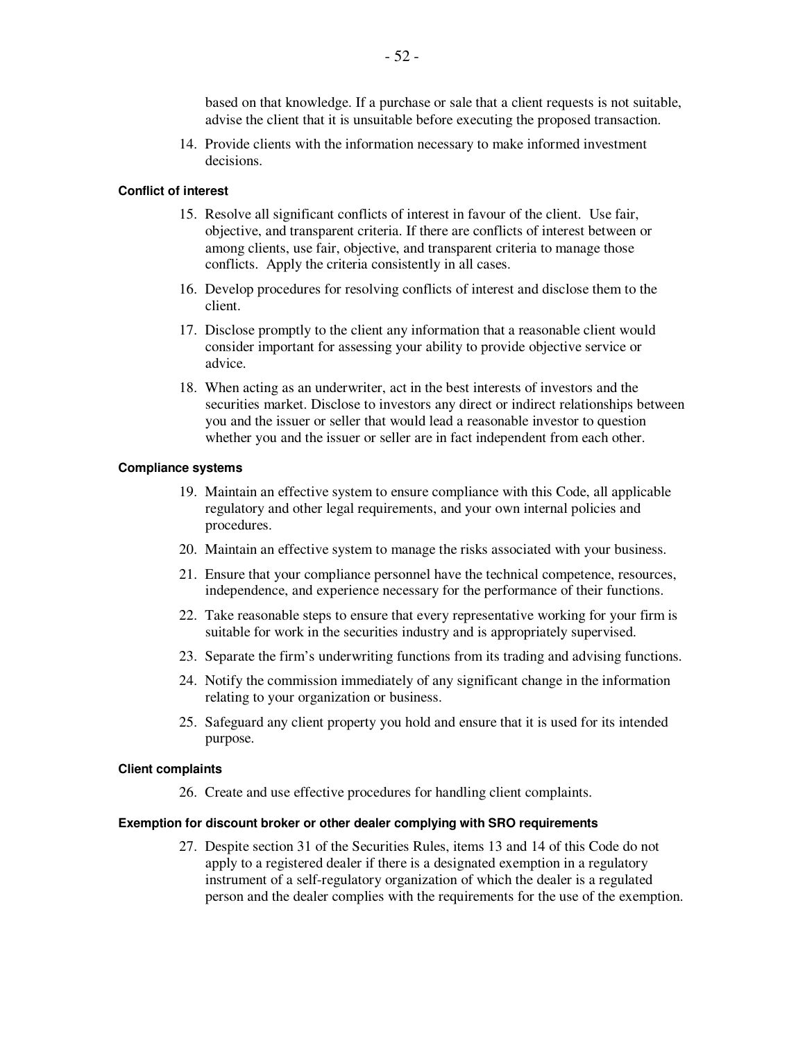based on that knowledge. If a purchase or sale that a client requests is not suitable, advise the client that it is unsuitable before executing the proposed transaction.

14. Provide clients with the information necessary to make informed investment decisions.

#### Conflict of interest

15. Resolve all significant conflicts of interest in favour of the client. Use fair, objective, and transparent criteria. If there are conflicts of interest between or among clients, use fair, objective, and transparent criteria to manage those conflicts. Apply the criteria consistently in all cases.
16. Develop procedures for resolving conflicts of interest and disclose them to the client.
17. Disclose promptly to the client any information that a reasonable client would consider important for assessing your ability to provide objective service or advice.
18. When acting as an underwriter, act in the best interests of investors and the securities market. Disclose to investors any direct or indirect relationships between you and the issuer or seller that would lead a reasonable investor to question whether you and the issuer or seller are in fact independent from each other.

#### Compliance systems

19. Maintain an effective system to ensure compliance with this Code, all applicable regulatory and other legal requirements, and your own internal policies and procedures.
20. Maintain an effective system to manage the risks associated with your business.
21. Ensure that your compliance personnel have the technical competence, resources, independence, and experience necessary for the performance of their functions.
22. Take reasonable steps to ensure that every representative working for your firm is suitable for work in the securities industry and is appropriately supervised.
23. Separate the firm's underwriting functions from its trading and advising functions.
24. Notify the commission immediately of any significant change in the information relating to your organization or business.
25. Safeguard any client property you hold and ensure that it is used for its intended purpose.

#### Client complaints

26. Create and use effective procedures for handling client complaints.

#### Exemption for discount broker or other dealer complying with SRO requirements

27. Despite section 31 of the Securities Rules, items 13 and 14 of this Code do not apply to a registered dealer if there is a designated exemption in a regulatory instrument of a self-regulatory organization of which the dealer is a regulated person and the dealer complies with the requirements for the use of the exemption.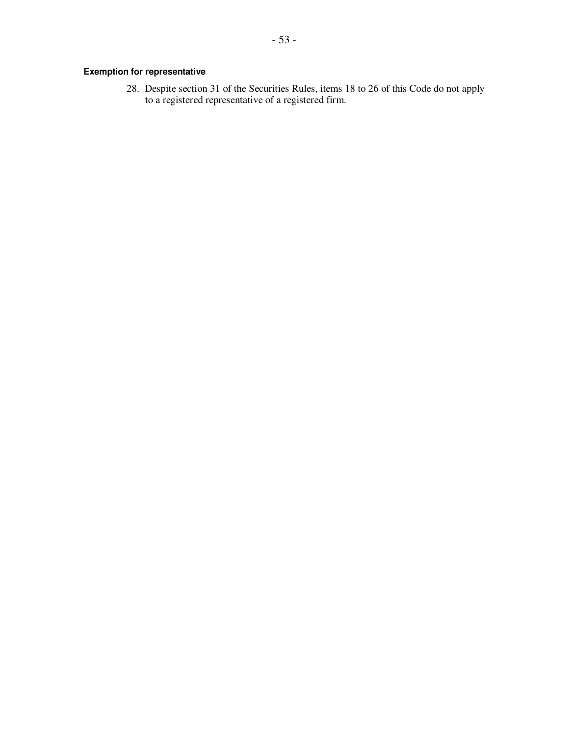**Exemption for representative**

28. Despite section 31 of the Securities Rules, items 18 to 26 of this Code do not apply to a registered representative of a registered firm.